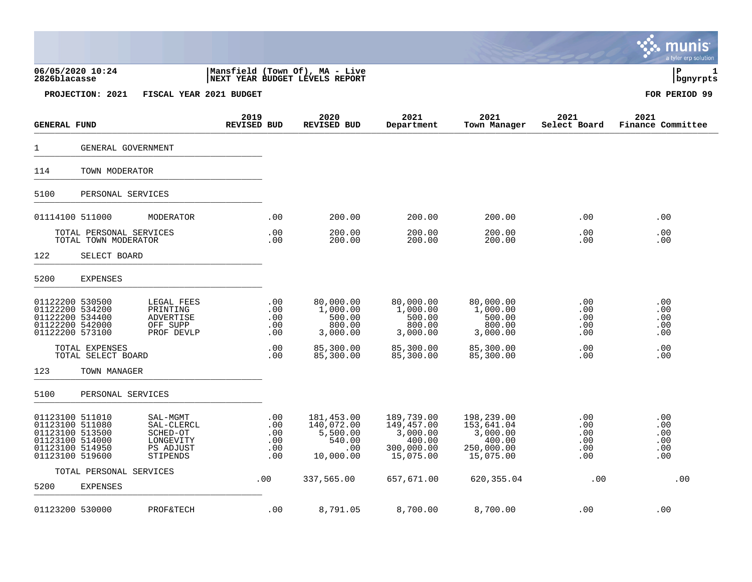**Mansfield (Town Of), MA - Live**
**NEXT YEAR BUDGET LEVELS REPORT**

06/05/2020 10:24
2826blacasse

**PROJECTION: 2021 FISCAL YEAR 2021 BUDGET** — **FOR PERIOD 99**

| GENERAL FUND | | 2019 REVISED BUD | 2020 REVISED BUD | 2021 Department | 2021 Town Manager | 2021 Select Board | 2021 Finance Committee |
|---|---|---|---|---|---|---|---|
| 1 GENERAL GOVERNMENT | | | | | | | |
| 114 TOWN MODERATOR | | | | | | | |
| 5100 PERSONAL SERVICES | | | | | | | |
| 01114100 511000 | MODERATOR | .00 | 200.00 | 200.00 | 200.00 | .00 | .00 |
| TOTAL PERSONAL SERVICES | | .00 | 200.00 | 200.00 | 200.00 | .00 | .00 |
| TOTAL TOWN MODERATOR | | .00 | 200.00 | 200.00 | 200.00 | .00 | .00 |
| 122 SELECT BOARD | | | | | | | |
| 5200 EXPENSES | | | | | | | |
| 01122200 530500 | LEGAL FEES | .00 | 80,000.00 | 80,000.00 | 80,000.00 | .00 | .00 |
| 01122200 534200 | PRINTING | .00 | 1,000.00 | 1,000.00 | 1,000.00 | .00 | .00 |
| 01122200 534400 | ADVERTISE | .00 | 500.00 | 500.00 | 500.00 | .00 | .00 |
| 01122200 542000 | OFF SUPP | .00 | 800.00 | 800.00 | 800.00 | .00 | .00 |
| 01122200 573100 | PROF DEVLP | .00 | 3,000.00 | 3,000.00 | 3,000.00 | .00 | .00 |
| TOTAL EXPENSES | | .00 | 85,300.00 | 85,300.00 | 85,300.00 | .00 | .00 |
| TOTAL SELECT BOARD | | .00 | 85,300.00 | 85,300.00 | 85,300.00 | .00 | .00 |
| 123 TOWN MANAGER | | | | | | | |
| 5100 PERSONAL SERVICES | | | | | | | |
| 01123100 511010 | SAL-MGMT | .00 | 181,453.00 | 189,739.00 | 198,239.00 | .00 | .00 |
| 01123100 511080 | SAL-CLERCL | .00 | 140,072.00 | 149,457.00 | 153,641.04 | .00 | .00 |
| 01123100 513500 | SCHED-OT | .00 | 5,500.00 | 3,000.00 | 3,000.00 | .00 | .00 |
| 01123100 514000 | LONGEVITY | .00 | 540.00 | 400.00 | 400.00 | .00 | .00 |
| 01123100 514950 | PS ADJUST | .00 | .00 | 300,000.00 | 250,000.00 | .00 | .00 |
| 01123100 519600 | STIPENDS | .00 | 10,000.00 | 15,075.00 | 15,075.00 | .00 | .00 |
| TOTAL PERSONAL SERVICES | | .00 | 337,565.00 | 657,671.00 | 620,355.04 | .00 | .00 |
| 5200 EXPENSES | | | | | | | |
| 01123200 530000 | PROF&TECH | .00 | 8,791.05 | 8,700.00 | 8,700.00 | .00 | .00 |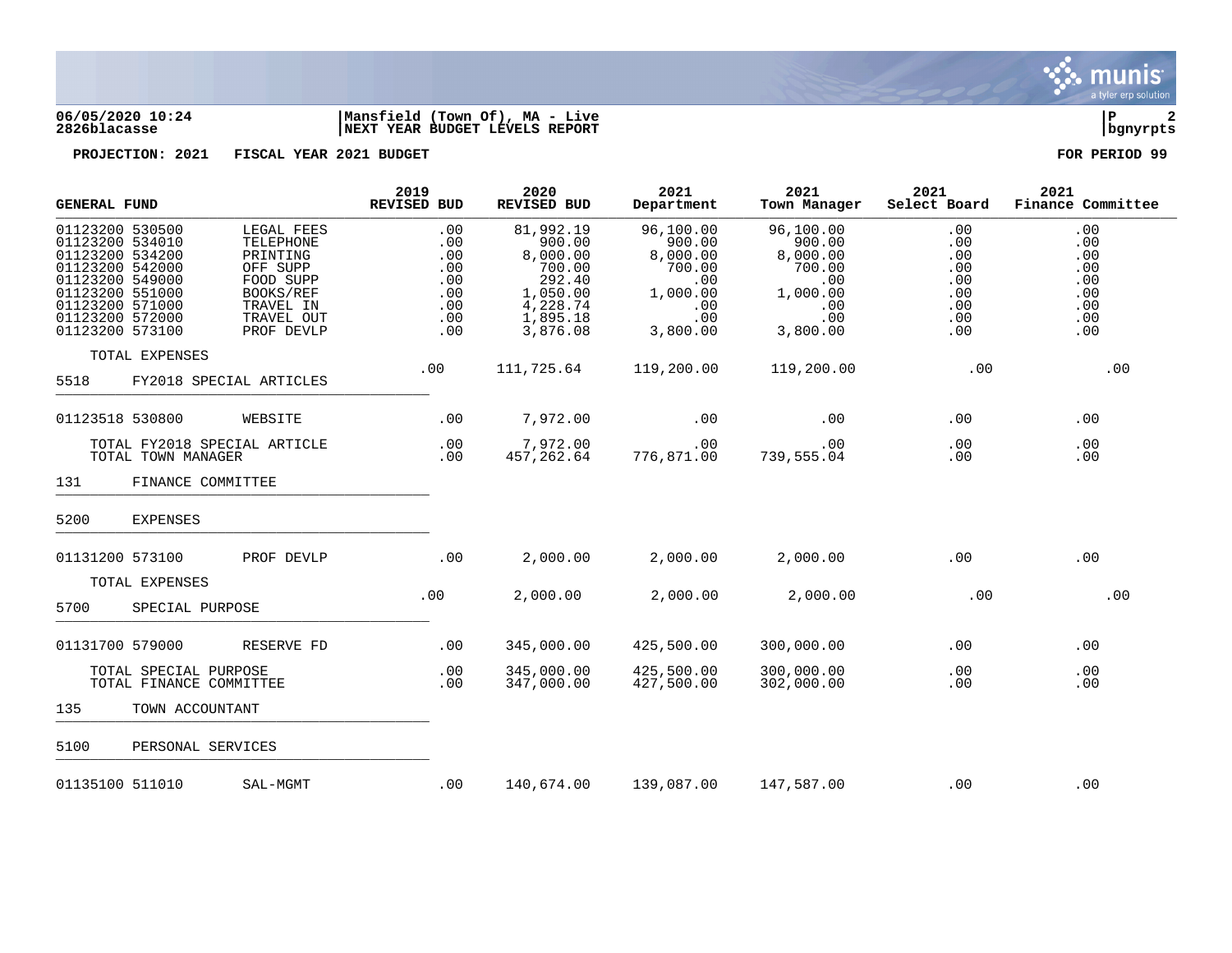**06/05/2020 10:24** | **Mansfield (Town Of), MA - Live** | **P 2**
**2826blacasse** | **NEXT YEAR BUDGET LEVELS REPORT** | **bgnyrpts**

**PROJECTION: 2021 FISCAL YEAR 2021 BUDGET** | **FOR PERIOD 99**

| GENERAL FUND | | 2019 REVISED BUD | 2020 REVISED BUD | 2021 Department | 2021 Town Manager | 2021 Select Board | 2021 Finance Committee |
|---|---|---|---|---|---|---|---|
| 01123200 530500 | LEGAL FEES | .00 | 81,992.19 | 96,100.00 | 96,100.00 | .00 | .00 |
| 01123200 534010 | TELEPHONE | .00 | 900.00 | 900.00 | 900.00 | .00 | .00 |
| 01123200 534200 | PRINTING | .00 | 8,000.00 | 8,000.00 | 8,000.00 | .00 | .00 |
| 01123200 542000 | OFF SUPP | .00 | 700.00 | 700.00 | 700.00 | .00 | .00 |
| 01123200 549000 | FOOD SUPP | .00 | 292.40 | .00 | .00 | .00 | .00 |
| 01123200 551000 | BOOKS/REF | .00 | 1,050.00 | 1,000.00 | 1,000.00 | .00 | .00 |
| 01123200 571000 | TRAVEL IN | .00 | 4,228.74 | .00 | .00 | .00 | .00 |
| 01123200 572000 | TRAVEL OUT | .00 | 1,895.18 | .00 | .00 | .00 | .00 |
| 01123200 573100 | PROF DEVLP | .00 | 3,876.08 | 3,800.00 | 3,800.00 | .00 | .00 |
| TOTAL EXPENSES | | .00 | 111,725.64 | 119,200.00 | 119,200.00 | .00 | .00 |
| 5518 FY2018 SPECIAL ARTICLES | | | | | | | |
| 01123518 530800 | WEBSITE | .00 | 7,972.00 | .00 | .00 | .00 | .00 |
| TOTAL FY2018 SPECIAL ARTICLE | | .00 | 7,972.00 | .00 | .00 | .00 | .00 |
| TOTAL TOWN MANAGER | | .00 | 457,262.64 | 776,871.00 | 739,555.04 | .00 | .00 |
| 131 FINANCE COMMITTEE | | | | | | | |
| 5200 EXPENSES | | | | | | | |
| 01131200 573100 | PROF DEVLP | .00 | 2,000.00 | 2,000.00 | 2,000.00 | .00 | .00 |
| TOTAL EXPENSES | | .00 | 2,000.00 | 2,000.00 | 2,000.00 | .00 | .00 |
| 5700 SPECIAL PURPOSE | | | | | | | |
| 01131700 579000 | RESERVE FD | .00 | 345,000.00 | 425,500.00 | 300,000.00 | .00 | .00 |
| TOTAL SPECIAL PURPOSE | | .00 | 345,000.00 | 425,500.00 | 300,000.00 | .00 | .00 |
| TOTAL FINANCE COMMITTEE | | .00 | 347,000.00 | 427,500.00 | 302,000.00 | .00 | .00 |
| 135 TOWN ACCOUNTANT | | | | | | | |
| 5100 PERSONAL SERVICES | | | | | | | |
| 01135100 511010 | SAL-MGMT | .00 | 140,674.00 | 139,087.00 | 147,587.00 | .00 | .00 |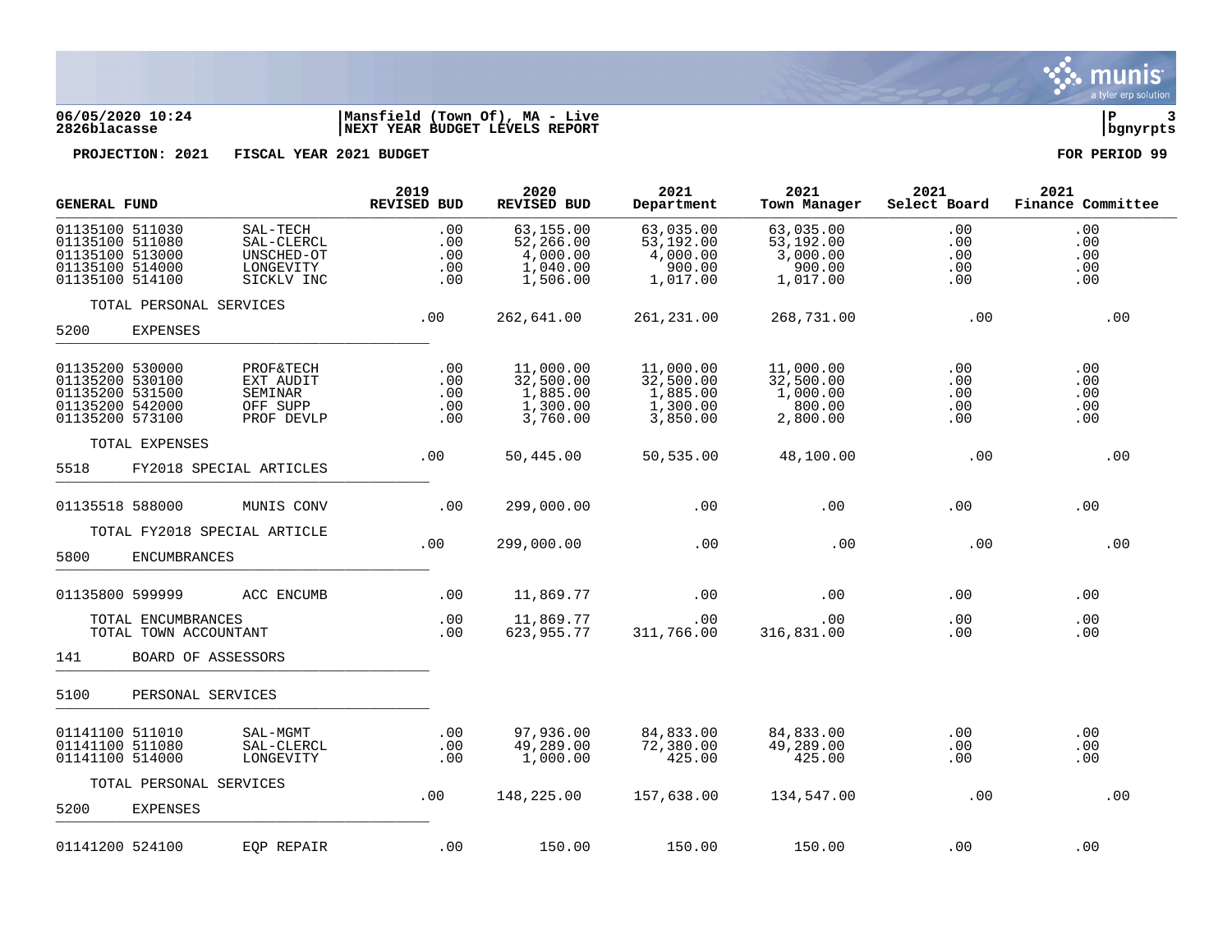**06/05/2020 10:24** | **Mansfield (Town Of), MA - Live** | **P 3**
**2826blacasse** | **NEXT YEAR BUDGET LEVELS REPORT** | **bgnyrpts**

**PROJECTION: 2021 FISCAL YEAR 2021 BUDGET** **FOR PERIOD 99**

| GENERAL FUND | | 2019 REVISED BUD | 2020 REVISED BUD | 2021 Department | 2021 Town Manager | 2021 Select Board | 2021 Finance Committee |
|---|---|---|---|---|---|---|---|
| 01135100 511030 | SAL-TECH | .00 | 63,155.00 | 63,035.00 | 63,035.00 | .00 | .00 |
| 01135100 511080 | SAL-CLERCL | .00 | 52,266.00 | 53,192.00 | 53,192.00 | .00 | .00 |
| 01135100 513000 | UNSCHED-OT | .00 | 4,000.00 | 4,000.00 | 3,000.00 | .00 | .00 |
| 01135100 514000 | LONGEVITY | .00 | 1,040.00 | 900.00 | 900.00 | .00 | .00 |
| 01135100 514100 | SICKLV INC | .00 | 1,506.00 | 1,017.00 | 1,017.00 | .00 | .00 |
| TOTAL PERSONAL SERVICES | | .00 | 262,641.00 | 261,231.00 | 268,731.00 | .00 | .00 |
| 5200 EXPENSES | | | | | | | |
| 01135200 530000 | PROF&TECH | .00 | 11,000.00 | 11,000.00 | 11,000.00 | .00 | .00 |
| 01135200 530100 | EXT AUDIT | .00 | 32,500.00 | 32,500.00 | 32,500.00 | .00 | .00 |
| 01135200 531500 | SEMINAR | .00 | 1,885.00 | 1,885.00 | 1,000.00 | .00 | .00 |
| 01135200 542000 | OFF SUPP | .00 | 1,300.00 | 1,300.00 | 800.00 | .00 | .00 |
| 01135200 573100 | PROF DEVLP | .00 | 3,760.00 | 3,850.00 | 2,800.00 | .00 | .00 |
| TOTAL EXPENSES | | .00 | 50,445.00 | 50,535.00 | 48,100.00 | .00 | .00 |
| 5518 FY2018 SPECIAL ARTICLES | | | | | | | |
| 01135518 588000 | MUNIS CONV | .00 | 299,000.00 | .00 | .00 | .00 | .00 |
| TOTAL FY2018 SPECIAL ARTICLE | | .00 | 299,000.00 | .00 | .00 | .00 | .00 |
| 5800 ENCUMBRANCES | | | | | | | |
| 01135800 599999 | ACC ENCUMB | .00 | 11,869.77 | .00 | .00 | .00 | .00 |
| TOTAL ENCUMBRANCES | | .00 | 11,869.77 | .00 | .00 | .00 | .00 |
| TOTAL TOWN ACCOUNTANT | | .00 | 623,955.77 | 311,766.00 | 316,831.00 | .00 | .00 |
| 141 BOARD OF ASSESSORS | | | | | | | |
| 5100 PERSONAL SERVICES | | | | | | | |
| 01141100 511010 | SAL-MGMT | .00 | 97,936.00 | 84,833.00 | 84,833.00 | .00 | .00 |
| 01141100 511080 | SAL-CLERCL | .00 | 49,289.00 | 72,380.00 | 49,289.00 | .00 | .00 |
| 01141100 514000 | LONGEVITY | .00 | 1,000.00 | 425.00 | 425.00 | .00 | .00 |
| TOTAL PERSONAL SERVICES | | .00 | 148,225.00 | 157,638.00 | 134,547.00 | .00 | .00 |
| 5200 EXPENSES | | | | | | | |
| 01141200 524100 | EQP REPAIR | .00 | 150.00 | 150.00 | 150.00 | .00 | .00 |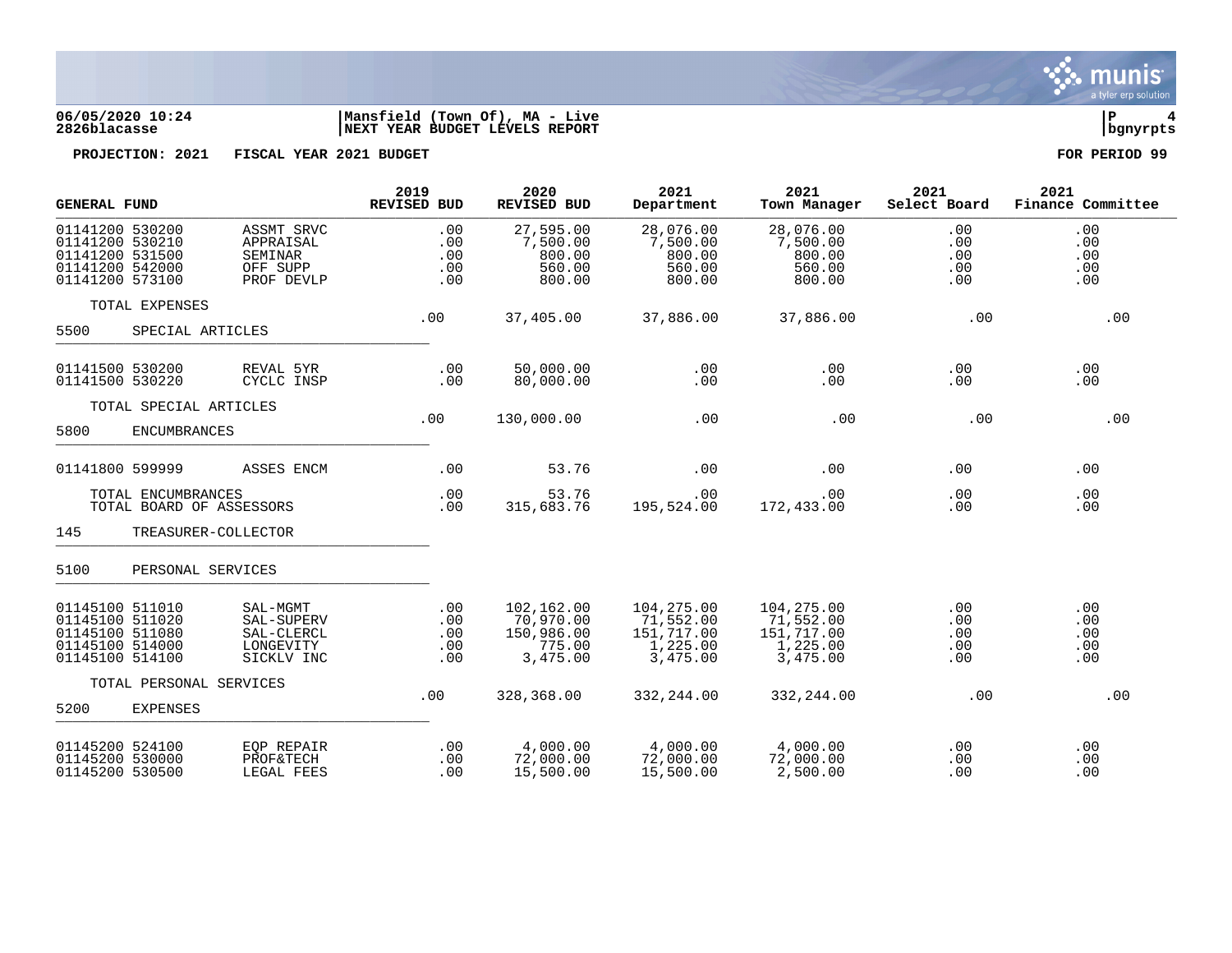**06/05/2020 10:24** | **Mansfield (Town Of), MA - Live**
**2826blacasse** | **NEXT YEAR BUDGET LEVELS REPORT**

**PROJECTION: 2021 FISCAL YEAR 2021 BUDGET** — **FOR PERIOD 99**

| GENERAL FUND | | 2019 REVISED BUD | 2020 REVISED BUD | 2021 Department | 2021 Town Manager | 2021 Select Board | 2021 Finance Committee |
|---|---|---|---|---|---|---|---|
| 01141200 530200 | ASSMT SRVC | .00 | 27,595.00 | 28,076.00 | 28,076.00 | .00 | .00 |
| 01141200 530210 | APPRAISAL | .00 | 7,500.00 | 7,500.00 | 7,500.00 | .00 | .00 |
| 01141200 531500 | SEMINAR | .00 | 800.00 | 800.00 | 800.00 | .00 | .00 |
| 01141200 542000 | OFF SUPP | .00 | 560.00 | 560.00 | 560.00 | .00 | .00 |
| 01141200 573100 | PROF DEVLP | .00 | 800.00 | 800.00 | 800.00 | .00 | .00 |
| TOTAL EXPENSES | | .00 | 37,405.00 | 37,886.00 | 37,886.00 | .00 | .00 |
| **5500 SPECIAL ARTICLES** | | | | | | | |
| 01141500 530200 | REVAL 5YR | .00 | 50,000.00 | .00 | .00 | .00 | .00 |
| 01141500 530220 | CYCLC INSP | .00 | 80,000.00 | .00 | .00 | .00 | .00 |
| TOTAL SPECIAL ARTICLES | | .00 | 130,000.00 | .00 | .00 | .00 | .00 |
| **5800 ENCUMBRANCES** | | | | | | | |
| 01141800 599999 | ASSES ENCM | .00 | 53.76 | .00 | .00 | .00 | .00 |
| TOTAL ENCUMBRANCES | | .00 | 53.76 | .00 | .00 | .00 | .00 |
| TOTAL BOARD OF ASSESSORS | | .00 | 315,683.76 | 195,524.00 | 172,433.00 | .00 | .00 |
| **145 TREASURER-COLLECTOR** | | | | | | | |
| **5100 PERSONAL SERVICES** | | | | | | | |
| 01145100 511010 | SAL-MGMT | .00 | 102,162.00 | 104,275.00 | 104,275.00 | .00 | .00 |
| 01145100 511020 | SAL-SUPERV | .00 | 70,970.00 | 71,552.00 | 71,552.00 | .00 | .00 |
| 01145100 511080 | SAL-CLERCL | .00 | 150,986.00 | 151,717.00 | 151,717.00 | .00 | .00 |
| 01145100 514000 | LONGEVITY | .00 | 775.00 | 1,225.00 | 1,225.00 | .00 | .00 |
| 01145100 514100 | SICKLV INC | .00 | 3,475.00 | 3,475.00 | 3,475.00 | .00 | .00 |
| TOTAL PERSONAL SERVICES | | .00 | 328,368.00 | 332,244.00 | 332,244.00 | .00 | .00 |
| **5200 EXPENSES** | | | | | | | |
| 01145200 524100 | EQP REPAIR | .00 | 4,000.00 | 4,000.00 | 4,000.00 | .00 | .00 |
| 01145200 530000 | PROF&TECH | .00 | 72,000.00 | 72,000.00 | 72,000.00 | .00 | .00 |
| 01145200 530500 | LEGAL FEES | .00 | 15,500.00 | 15,500.00 | 2,500.00 | .00 | .00 |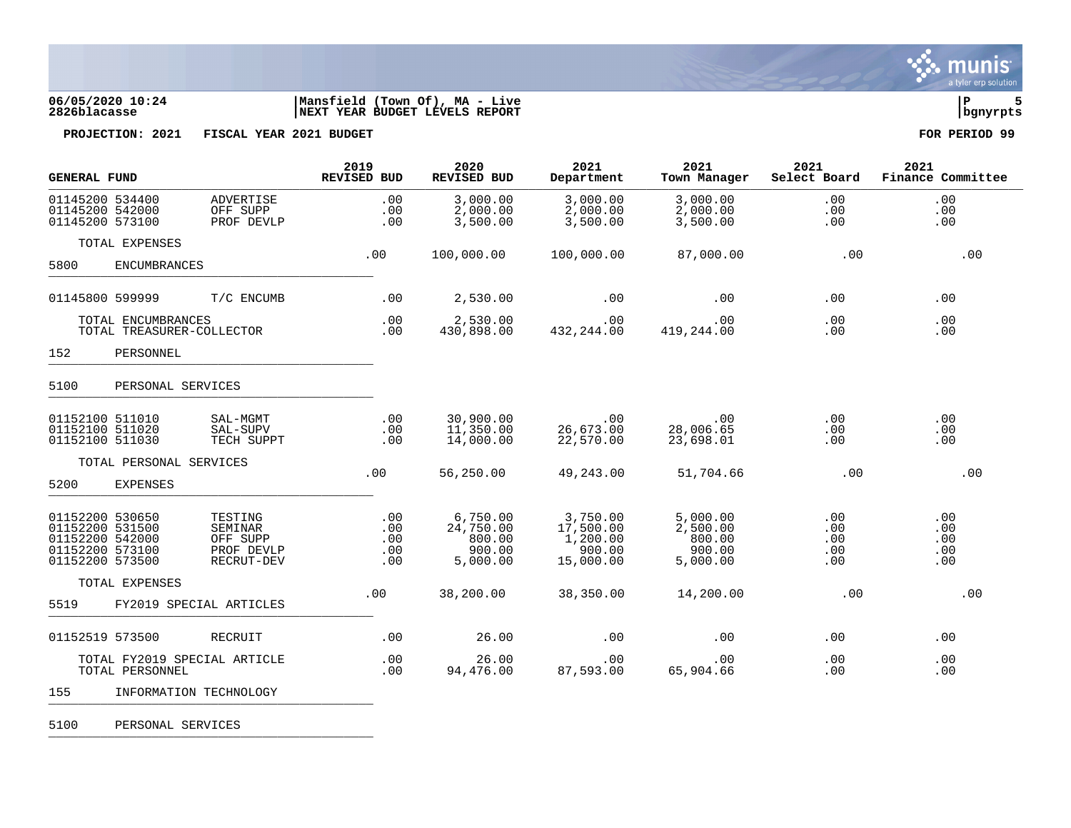06/05/2020 10:24 | Mansfield (Town Of), MA - Live
2826blacasse | NEXT YEAR BUDGET LEVELS REPORT

**PROJECTION: 2021 FISCAL YEAR 2021 BUDGET** **FOR PERIOD 99**

| GENERAL FUND | | 2019 REVISED BUD | 2020 REVISED BUD | 2021 Department | 2021 Town Manager | 2021 Select Board | 2021 Finance Committee |
|---|---|---|---|---|---|---|---|
| 01145200 534400 | ADVERTISE | .00 | 3,000.00 | 3,000.00 | 3,000.00 | .00 | .00 |
| 01145200 542000 | OFF SUPP | .00 | 2,000.00 | 2,000.00 | 2,000.00 | .00 | .00 |
| 01145200 573100 | PROF DEVLP | .00 | 3,500.00 | 3,500.00 | 3,500.00 | .00 | .00 |
| TOTAL EXPENSES | | .00 | 100,000.00 | 100,000.00 | 87,000.00 | .00 | .00 |
| 5800 ENCUMBRANCES | | | | | | | |
| 01145800 599999 | T/C ENCUMB | .00 | 2,530.00 | .00 | .00 | .00 | .00 |
| TOTAL ENCUMBRANCES | | .00 | 2,530.00 | .00 | .00 | .00 | .00 |
| TOTAL TREASURER-COLLECTOR | | .00 | 430,898.00 | 432,244.00 | 419,244.00 | .00 | .00 |
| 152 PERSONNEL | | | | | | | |
| 5100 PERSONAL SERVICES | | | | | | | |
| 01152100 511010 | SAL-MGMT | .00 | 30,900.00 | .00 | .00 | .00 | .00 |
| 01152100 511020 | SAL-SUPV | .00 | 11,350.00 | 26,673.00 | 28,006.65 | .00 | .00 |
| 01152100 511030 | TECH SUPPT | .00 | 14,000.00 | 22,570.00 | 23,698.01 | .00 | .00 |
| TOTAL PERSONAL SERVICES | | .00 | 56,250.00 | 49,243.00 | 51,704.66 | .00 | .00 |
| 5200 EXPENSES | | | | | | | |
| 01152200 530650 | TESTING | .00 | 6,750.00 | 3,750.00 | 5,000.00 | .00 | .00 |
| 01152200 531500 | SEMINAR | .00 | 24,750.00 | 17,500.00 | 2,500.00 | .00 | .00 |
| 01152200 542000 | OFF SUPP | .00 | 800.00 | 1,200.00 | 800.00 | .00 | .00 |
| 01152200 573100 | PROF DEVLP | .00 | 900.00 | 900.00 | 900.00 | .00 | .00 |
| 01152200 573500 | RECRUT-DEV | .00 | 5,000.00 | 15,000.00 | 5,000.00 | .00 | .00 |
| TOTAL EXPENSES | | .00 | 38,200.00 | 38,350.00 | 14,200.00 | .00 | .00 |
| 5519 FY2019 SPECIAL ARTICLES | | | | | | | |
| 01152519 573500 | RECRUIT | .00 | 26.00 | .00 | .00 | .00 | .00 |
| TOTAL FY2019 SPECIAL ARTICLE | | .00 | 26.00 | .00 | .00 | .00 | .00 |
| TOTAL PERSONNEL | | .00 | 94,476.00 | 87,593.00 | 65,904.66 | .00 | .00 |
| 155 INFORMATION TECHNOLOGY | | | | | | | |
| 5100 PERSONAL SERVICES | | | | | | | |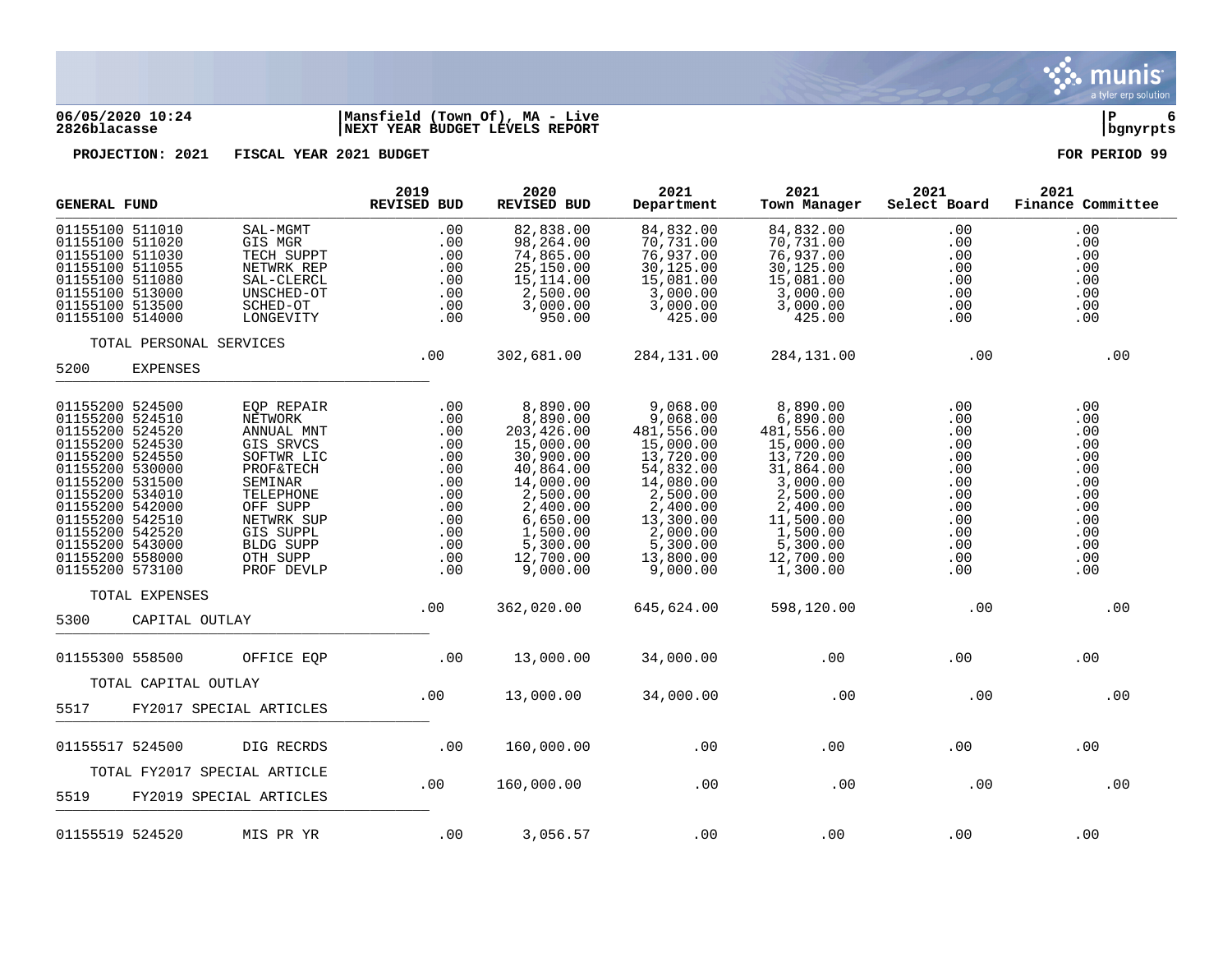**06/05/2020 10:24** | **Mansfield (Town Of), MA - Live**
**2826blacasse** | **NEXT YEAR BUDGET LEVELS REPORT**

**PROJECTION: 2021 FISCAL YEAR 2021 BUDGET** — **FOR PERIOD 99**

| GENERAL FUND | | 2019 REVISED BUD | 2020 REVISED BUD | 2021 Department | 2021 Town Manager | 2021 Select Board | 2021 Finance Committee |
|---|---|---|---|---|---|---|---|
| 01155100 511010 | SAL-MGMT | .00 | 82,838.00 | 84,832.00 | 84,832.00 | .00 | .00 |
| 01155100 511020 | GIS MGR | .00 | 98,264.00 | 70,731.00 | 70,731.00 | .00 | .00 |
| 01155100 511030 | TECH SUPPT | .00 | 74,865.00 | 76,937.00 | 76,937.00 | .00 | .00 |
| 01155100 511055 | NETWRK REP | .00 | 25,150.00 | 30,125.00 | 30,125.00 | .00 | .00 |
| 01155100 511080 | SAL-CLERCL | .00 | 15,114.00 | 15,081.00 | 15,081.00 | .00 | .00 |
| 01155100 513000 | UNSCHED-OT | .00 | 2,500.00 | 3,000.00 | 3,000.00 | .00 | .00 |
| 01155100 513500 | SCHED-OT | .00 | 3,000.00 | 3,000.00 | 3,000.00 | .00 | .00 |
| 01155100 514000 | LONGEVITY | .00 | 950.00 | 425.00 | 425.00 | .00 | .00 |
| TOTAL PERSONAL SERVICES | | .00 | 302,681.00 | 284,131.00 | 284,131.00 | .00 | .00 |
| 5200 | EXPENSES | | | | | | |
| 01155200 524500 | EQP REPAIR | .00 | 8,890.00 | 9,068.00 | 8,890.00 | .00 | .00 |
| 01155200 524510 | NETWORK | .00 | 8,890.00 | 9,068.00 | 6,890.00 | .00 | .00 |
| 01155200 524520 | ANNUAL MNT | .00 | 203,426.00 | 481,556.00 | 481,556.00 | .00 | .00 |
| 01155200 524530 | GIS SRVCS | .00 | 15,000.00 | 15,000.00 | 15,000.00 | .00 | .00 |
| 01155200 524550 | SOFTWR LIC | .00 | 30,900.00 | 13,720.00 | 13,720.00 | .00 | .00 |
| 01155200 530000 | PROF&TECH | .00 | 40,864.00 | 54,832.00 | 31,864.00 | .00 | .00 |
| 01155200 531500 | SEMINAR | .00 | 14,000.00 | 14,080.00 | 3,000.00 | .00 | .00 |
| 01155200 534010 | TELEPHONE | .00 | 2,500.00 | 2,500.00 | 2,500.00 | .00 | .00 |
| 01155200 542000 | OFF SUPP | .00 | 2,400.00 | 2,400.00 | 2,400.00 | .00 | .00 |
| 01155200 542510 | NETWRK SUP | .00 | 6,650.00 | 13,300.00 | 11,500.00 | .00 | .00 |
| 01155200 542520 | GIS SUPPL | .00 | 1,500.00 | 2,000.00 | 1,500.00 | .00 | .00 |
| 01155200 543000 | BLDG SUPP | .00 | 5,300.00 | 5,300.00 | 5,300.00 | .00 | .00 |
| 01155200 558000 | OTH SUPP | .00 | 12,700.00 | 13,800.00 | 12,700.00 | .00 | .00 |
| 01155200 573100 | PROF DEVLP | .00 | 9,000.00 | 9,000.00 | 1,300.00 | .00 | .00 |
| TOTAL EXPENSES | | .00 | 362,020.00 | 645,624.00 | 598,120.00 | .00 | .00 |
| 5300 | CAPITAL OUTLAY | | | | | | |
| 01155300 558500 | OFFICE EQP | .00 | 13,000.00 | 34,000.00 | .00 | .00 | .00 |
| TOTAL CAPITAL OUTLAY | | .00 | 13,000.00 | 34,000.00 | .00 | .00 | .00 |
| 5517 | FY2017 SPECIAL ARTICLES | | | | | | |
| 01155517 524500 | DIG RECRDS | .00 | 160,000.00 | .00 | .00 | .00 | .00 |
| TOTAL FY2017 SPECIAL ARTICLE | | .00 | 160,000.00 | .00 | .00 | .00 | .00 |
| 5519 | FY2019 SPECIAL ARTICLES | | | | | | |
| 01155519 524520 | MIS PR YR | .00 | 3,056.57 | .00 | .00 | .00 | .00 |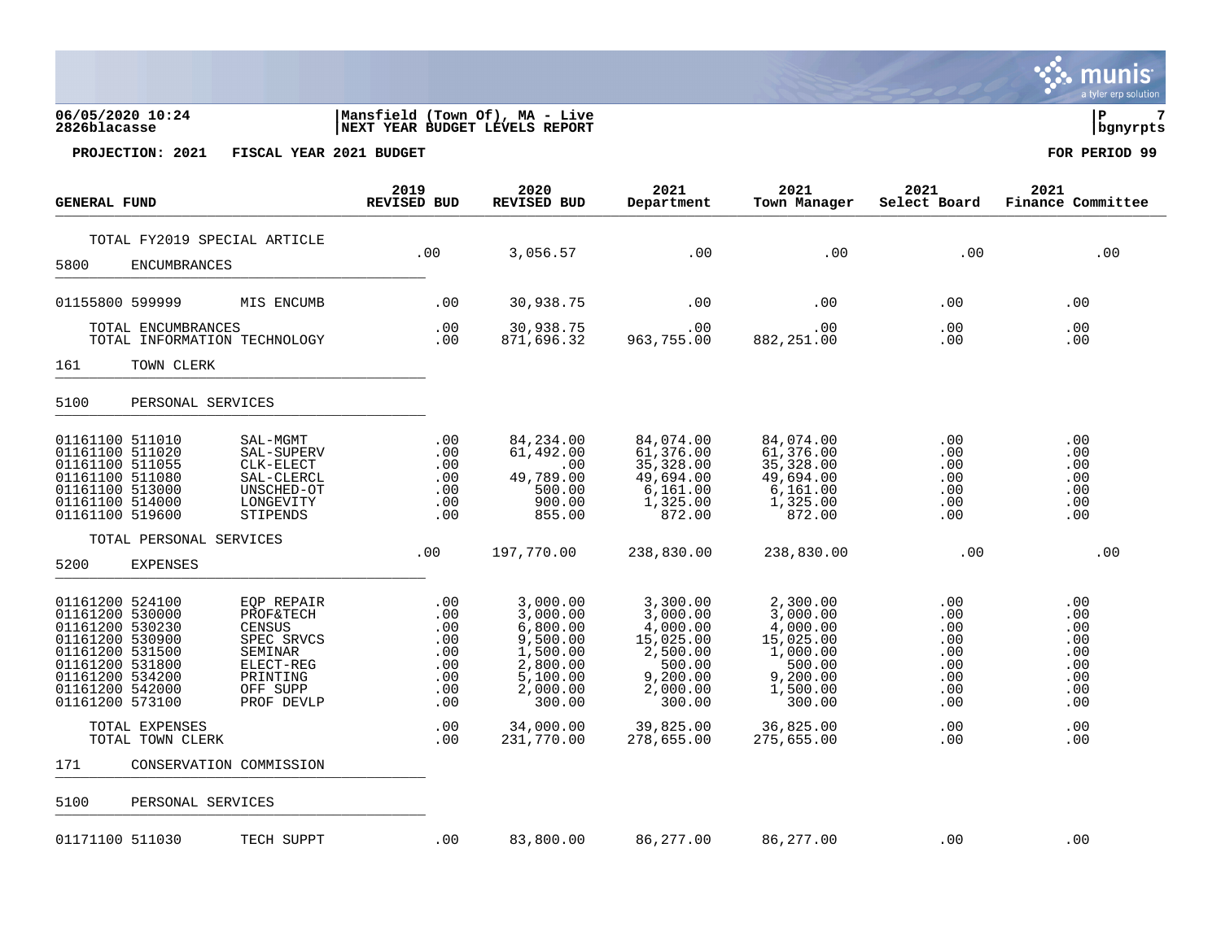**06/05/2020 10:24** | **Mansfield (Town Of), MA - Live**
**2826blacasse** | **NEXT YEAR BUDGET LEVELS REPORT**

**PROJECTION: 2021 FISCAL YEAR 2021 BUDGET** — **FOR PERIOD 99**

| GENERAL FUND | | 2019 REVISED BUD | 2020 REVISED BUD | 2021 Department | 2021 Town Manager | 2021 Select Board | 2021 Finance Committee |
|---|---|---|---|---|---|---|---|
| TOTAL FY2019 SPECIAL ARTICLE | | .00 | 3,056.57 | .00 | .00 | .00 | .00 |
| **5800 ENCUMBRANCES** | | | | | | | |
| 01155800 599999 | MIS ENCUMB | .00 | 30,938.75 | .00 | .00 | .00 | .00 |
| TOTAL ENCUMBRANCES | | .00 | 30,938.75 | .00 | .00 | .00 | .00 |
| TOTAL INFORMATION TECHNOLOGY | | .00 | 871,696.32 | 963,755.00 | 882,251.00 | .00 | .00 |
| **161 TOWN CLERK** | | | | | | | |
| **5100 PERSONAL SERVICES** | | | | | | | |
| 01161100 511010 | SAL-MGMT | .00 | 84,234.00 | 84,074.00 | 84,074.00 | .00 | .00 |
| 01161100 511020 | SAL-SUPERV | .00 | 61,492.00 | 61,376.00 | 61,376.00 | .00 | .00 |
| 01161100 511055 | CLK-ELECT | .00 | .00 | 35,328.00 | 35,328.00 | .00 | .00 |
| 01161100 511080 | SAL-CLERCL | .00 | 49,789.00 | 49,694.00 | 49,694.00 | .00 | .00 |
| 01161100 513000 | UNSCHED-OT | .00 | 500.00 | 6,161.00 | 6,161.00 | .00 | .00 |
| 01161100 514000 | LONGEVITY | .00 | 900.00 | 1,325.00 | 1,325.00 | .00 | .00 |
| 01161100 519600 | STIPENDS | .00 | 855.00 | 872.00 | 872.00 | .00 | .00 |
| TOTAL PERSONAL SERVICES | | .00 | 197,770.00 | 238,830.00 | 238,830.00 | .00 | .00 |
| **5200 EXPENSES** | | | | | | | |
| 01161200 524100 | EQP REPAIR | .00 | 3,000.00 | 3,300.00 | 2,300.00 | .00 | .00 |
| 01161200 530000 | PROF&TECH | .00 | 3,000.00 | 3,000.00 | 3,000.00 | .00 | .00 |
| 01161200 530230 | CENSUS | .00 | 6,800.00 | 4,000.00 | 4,000.00 | .00 | .00 |
| 01161200 530900 | SPEC SRVCS | .00 | 9,500.00 | 15,025.00 | 15,025.00 | .00 | .00 |
| 01161200 531500 | SEMINAR | .00 | 1,500.00 | 2,500.00 | 1,000.00 | .00 | .00 |
| 01161200 531800 | ELECT-REG | .00 | 2,800.00 | 500.00 | 500.00 | .00 | .00 |
| 01161200 534200 | PRINTING | .00 | 5,100.00 | 9,200.00 | 9,200.00 | .00 | .00 |
| 01161200 542000 | OFF SUPP | .00 | 2,000.00 | 2,000.00 | 1,500.00 | .00 | .00 |
| 01161200 573100 | PROF DEVLP | .00 | 300.00 | 300.00 | 300.00 | .00 | .00 |
| TOTAL EXPENSES | | .00 | 34,000.00 | 39,825.00 | 36,825.00 | .00 | .00 |
| TOTAL TOWN CLERK | | .00 | 231,770.00 | 278,655.00 | 275,655.00 | .00 | .00 |
| **171 CONSERVATION COMMISSION** | | | | | | | |
| **5100 PERSONAL SERVICES** | | | | | | | |
| 01171100 511030 | TECH SUPPT | .00 | 83,800.00 | 86,277.00 | 86,277.00 | .00 | .00 |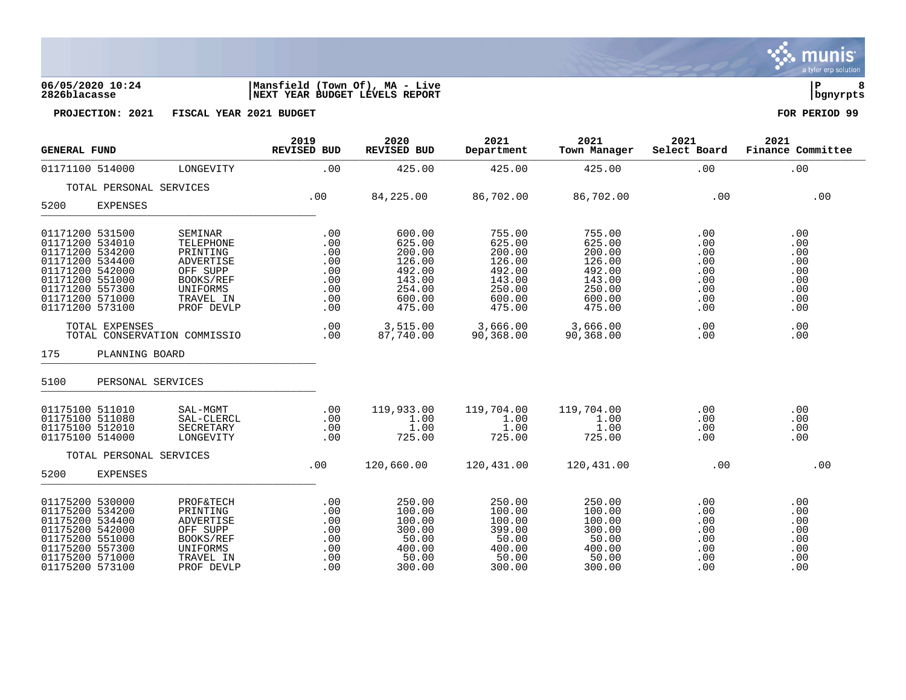**06/05/2020 10:24** | **Mansfield (Town Of), MA - Live**
**2826blacasse** | **NEXT YEAR BUDGET LEVELS REPORT** | **bgnyrpts**

**PROJECTION: 2021 FISCAL YEAR 2021 BUDGET** | **FOR PERIOD 99**

| GENERAL FUND | | 2019 REVISED BUD | 2020 REVISED BUD | 2021 Department | 2021 Town Manager | 2021 Select Board | 2021 Finance Committee |
|---|---|---|---|---|---|---|---|
| 01171100 514000 | LONGEVITY | .00 | 425.00 | 425.00 | 425.00 | .00 | .00 |
| TOTAL PERSONAL SERVICES | | .00 | 84,225.00 | 86,702.00 | 86,702.00 | .00 | .00 |
| 5200 EXPENSES | | | | | | | |
| 01171200 531500 | SEMINAR | .00 | 600.00 | 755.00 | 755.00 | .00 | .00 |
| 01171200 534010 | TELEPHONE | .00 | 625.00 | 625.00 | 625.00 | .00 | .00 |
| 01171200 534200 | PRINTING | .00 | 200.00 | 200.00 | 200.00 | .00 | .00 |
| 01171200 534400 | ADVERTISE | .00 | 126.00 | 126.00 | 126.00 | .00 | .00 |
| 01171200 542000 | OFF SUPP | .00 | 492.00 | 492.00 | 492.00 | .00 | .00 |
| 01171200 551000 | BOOKS/REF | .00 | 143.00 | 143.00 | 143.00 | .00 | .00 |
| 01171200 557300 | UNIFORMS | .00 | 254.00 | 250.00 | 250.00 | .00 | .00 |
| 01171200 571000 | TRAVEL IN | .00 | 600.00 | 600.00 | 600.00 | .00 | .00 |
| 01171200 573100 | PROF DEVLP | .00 | 475.00 | 475.00 | 475.00 | .00 | .00 |
| TOTAL EXPENSES | | .00 | 3,515.00 | 3,666.00 | 3,666.00 | .00 | .00 |
| TOTAL CONSERVATION COMMISSIO | | .00 | 87,740.00 | 90,368.00 | 90,368.00 | .00 | .00 |
| 175 PLANNING BOARD | | | | | | | |
| 5100 PERSONAL SERVICES | | | | | | | |
| 01175100 511010 | SAL-MGMT | .00 | 119,933.00 | 119,704.00 | 119,704.00 | .00 | .00 |
| 01175100 511080 | SAL-CLERCL | .00 | 1.00 | 1.00 | 1.00 | .00 | .00 |
| 01175100 512010 | SECRETARY | .00 | 1.00 | 1.00 | 1.00 | .00 | .00 |
| 01175100 514000 | LONGEVITY | .00 | 725.00 | 725.00 | 725.00 | .00 | .00 |
| TOTAL PERSONAL SERVICES | | .00 | 120,660.00 | 120,431.00 | 120,431.00 | .00 | .00 |
| 5200 EXPENSES | | | | | | | |
| 01175200 530000 | PROF&TECH | .00 | 250.00 | 250.00 | 250.00 | .00 | .00 |
| 01175200 534200 | PRINTING | .00 | 100.00 | 100.00 | 100.00 | .00 | .00 |
| 01175200 534400 | ADVERTISE | .00 | 100.00 | 100.00 | 100.00 | .00 | .00 |
| 01175200 542000 | OFF SUPP | .00 | 300.00 | 399.00 | 300.00 | .00 | .00 |
| 01175200 551000 | BOOKS/REF | .00 | 50.00 | 50.00 | 50.00 | .00 | .00 |
| 01175200 557300 | UNIFORMS | .00 | 400.00 | 400.00 | 400.00 | .00 | .00 |
| 01175200 571000 | TRAVEL IN | .00 | 50.00 | 50.00 | 50.00 | .00 | .00 |
| 01175200 573100 | PROF DEVLP | .00 | 300.00 | 300.00 | 300.00 | .00 | .00 |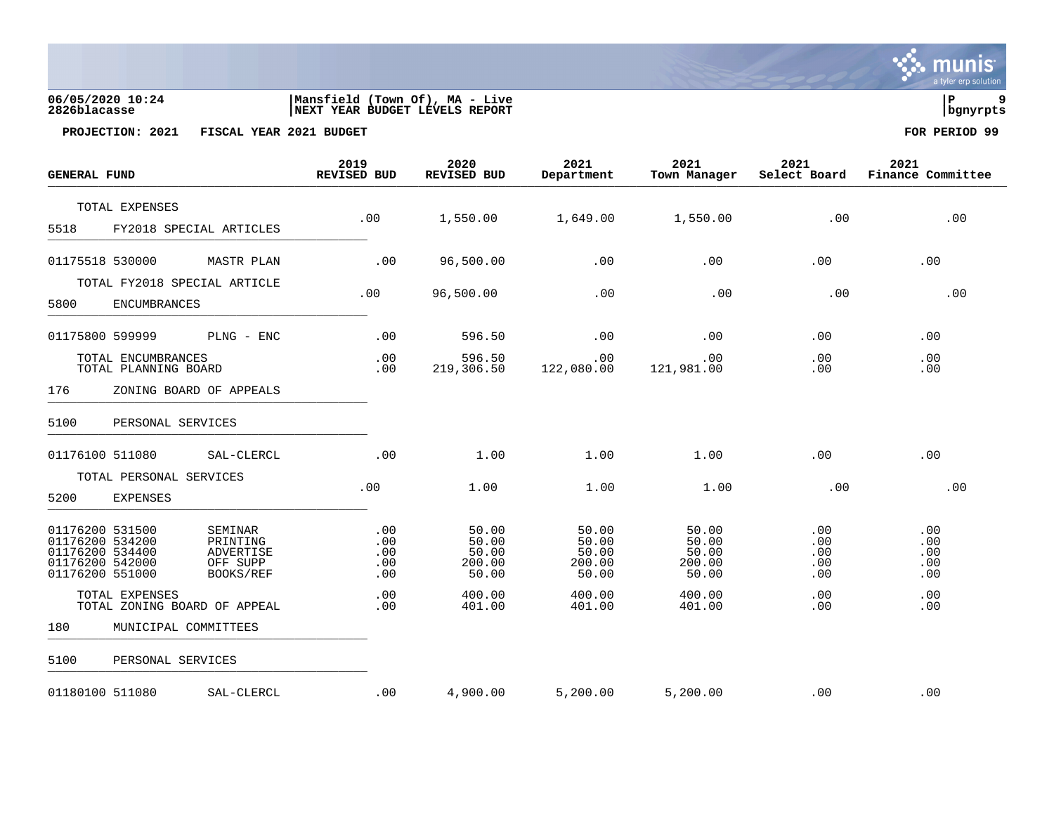**Mansfield (Town Of), MA - Live**
**NEXT YEAR BUDGET LEVELS REPORT**

06/05/2020 10:24
2826blacasse

bgnyrpts

**PROJECTION: 2021 FISCAL YEAR 2021 BUDGET** **FOR PERIOD 99**

| GENERAL FUND | | 2019 REVISED BUD | 2020 REVISED BUD | 2021 Department | 2021 Town Manager | 2021 Select Board | 2021 Finance Committee |
|---|---|---|---|---|---|---|---|
| TOTAL EXPENSES | | .00 | 1,550.00 | 1,649.00 | 1,550.00 | .00 | .00 |
| 5518 FY2018 SPECIAL ARTICLES | | | | | | | |
| 01175518 530000 | MASTR PLAN | .00 | 96,500.00 | .00 | .00 | .00 | .00 |
| TOTAL FY2018 SPECIAL ARTICLE | | .00 | 96,500.00 | .00 | .00 | .00 | .00 |
| 5800 ENCUMBRANCES | | | | | | | |
| 01175800 599999 | PLNG - ENC | .00 | 596.50 | .00 | .00 | .00 | .00 |
| TOTAL ENCUMBRANCES | | .00 | 596.50 | .00 | .00 | .00 | .00 |
| TOTAL PLANNING BOARD | | .00 | 219,306.50 | 122,080.00 | 121,981.00 | .00 | .00 |
| 176 ZONING BOARD OF APPEALS | | | | | | | |
| 5100 PERSONAL SERVICES | | | | | | | |
| 01176100 511080 | SAL-CLERCL | .00 | 1.00 | 1.00 | 1.00 | .00 | .00 |
| TOTAL PERSONAL SERVICES | | .00 | 1.00 | 1.00 | 1.00 | .00 | .00 |
| 5200 EXPENSES | | | | | | | |
| 01176200 531500 | SEMINAR | .00 | 50.00 | 50.00 | 50.00 | .00 | .00 |
| 01176200 534200 | PRINTING | .00 | 50.00 | 50.00 | 50.00 | .00 | .00 |
| 01176200 534400 | ADVERTISE | .00 | 50.00 | 50.00 | 50.00 | .00 | .00 |
| 01176200 542000 | OFF SUPP | .00 | 200.00 | 200.00 | 200.00 | .00 | .00 |
| 01176200 551000 | BOOKS/REF | .00 | 50.00 | 50.00 | 50.00 | .00 | .00 |
| TOTAL EXPENSES | | .00 | 400.00 | 400.00 | 400.00 | .00 | .00 |
| TOTAL ZONING BOARD OF APPEAL | | .00 | 401.00 | 401.00 | 401.00 | .00 | .00 |
| 180 MUNICIPAL COMMITTEES | | | | | | | |
| 5100 PERSONAL SERVICES | | | | | | | |
| 01180100 511080 | SAL-CLERCL | .00 | 4,900.00 | 5,200.00 | 5,200.00 | .00 | .00 |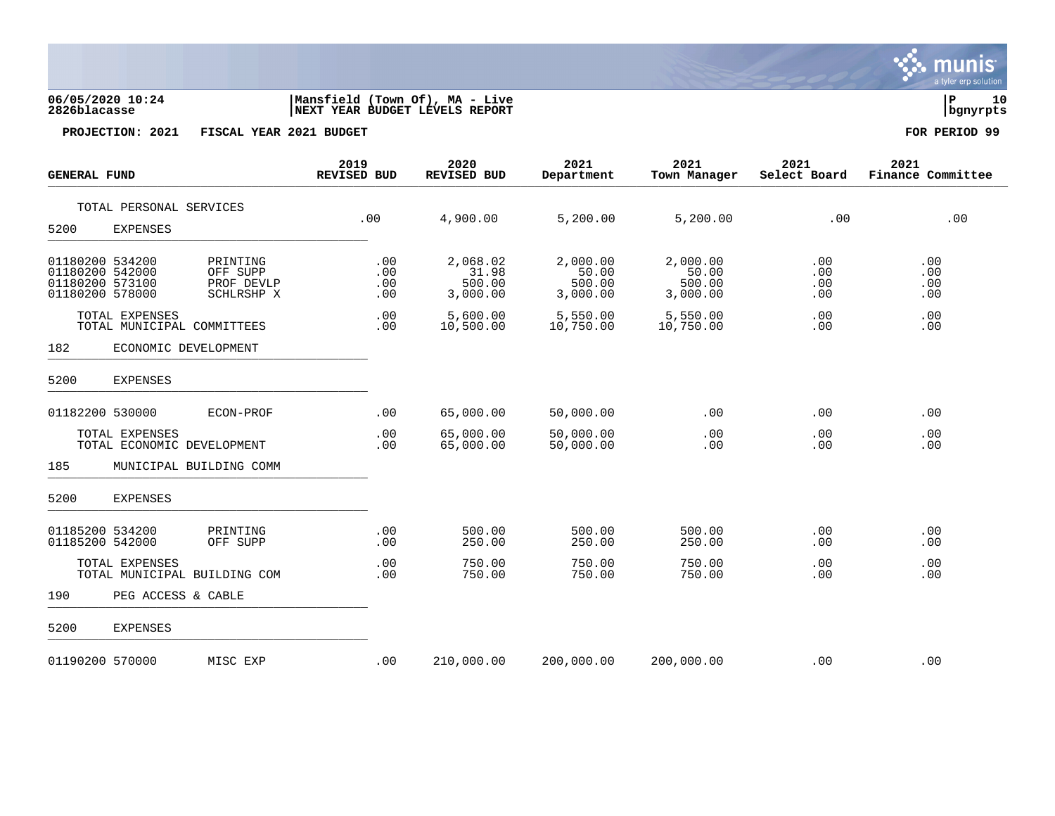**06/05/2020 10:24** | **Mansfield (Town Of), MA - Live**
**2826blacasse** | **NEXT YEAR BUDGET LEVELS REPORT**

**PROJECTION: 2021    FISCAL YEAR 2021 BUDGET**    **FOR PERIOD 99**

| GENERAL FUND | | 2019 REVISED BUD | 2020 REVISED BUD | 2021 Department | 2021 Town Manager | 2021 Select Board | 2021 Finance Committee |
|---|---|---|---|---|---|---|---|
| TOTAL PERSONAL SERVICES | | .00 | 4,900.00 | 5,200.00 | 5,200.00 | .00 | .00 |
| 5200 EXPENSES | | | | | | | |
| 01180200 534200 | PRINTING | .00 | 2,068.02 | 2,000.00 | 2,000.00 | .00 | .00 |
| 01180200 542000 | OFF SUPP | .00 | 31.98 | 50.00 | 50.00 | .00 | .00 |
| 01180200 573100 | PROF DEVLP | .00 | 500.00 | 500.00 | 500.00 | .00 | .00 |
| 01180200 578000 | SCHLRSHP X | .00 | 3,000.00 | 3,000.00 | 3,000.00 | .00 | .00 |
| TOTAL EXPENSES | | .00 | 5,600.00 | 5,550.00 | 5,550.00 | .00 | .00 |
| TOTAL MUNICIPAL COMMITTEES | | .00 | 10,500.00 | 10,750.00 | 10,750.00 | .00 | .00 |
| 182 ECONOMIC DEVELOPMENT | | | | | | | |
| 5200 EXPENSES | | | | | | | |
| 01182200 530000 | ECON-PROF | .00 | 65,000.00 | 50,000.00 | .00 | .00 | .00 |
| TOTAL EXPENSES | | .00 | 65,000.00 | 50,000.00 | .00 | .00 | .00 |
| TOTAL ECONOMIC DEVELOPMENT | | .00 | 65,000.00 | 50,000.00 | .00 | .00 | .00 |
| 185 MUNICIPAL BUILDING COMM | | | | | | | |
| 5200 EXPENSES | | | | | | | |
| 01185200 534200 | PRINTING | .00 | 500.00 | 500.00 | 500.00 | .00 | .00 |
| 01185200 542000 | OFF SUPP | .00 | 250.00 | 250.00 | 250.00 | .00 | .00 |
| TOTAL EXPENSES | | .00 | 750.00 | 750.00 | 750.00 | .00 | .00 |
| TOTAL MUNICIPAL BUILDING COM | | .00 | 750.00 | 750.00 | 750.00 | .00 | .00 |
| 190 PEG ACCESS & CABLE | | | | | | | |
| 5200 EXPENSES | | | | | | | |
| 01190200 570000 | MISC EXP | .00 | 210,000.00 | 200,000.00 | 200,000.00 | .00 | .00 |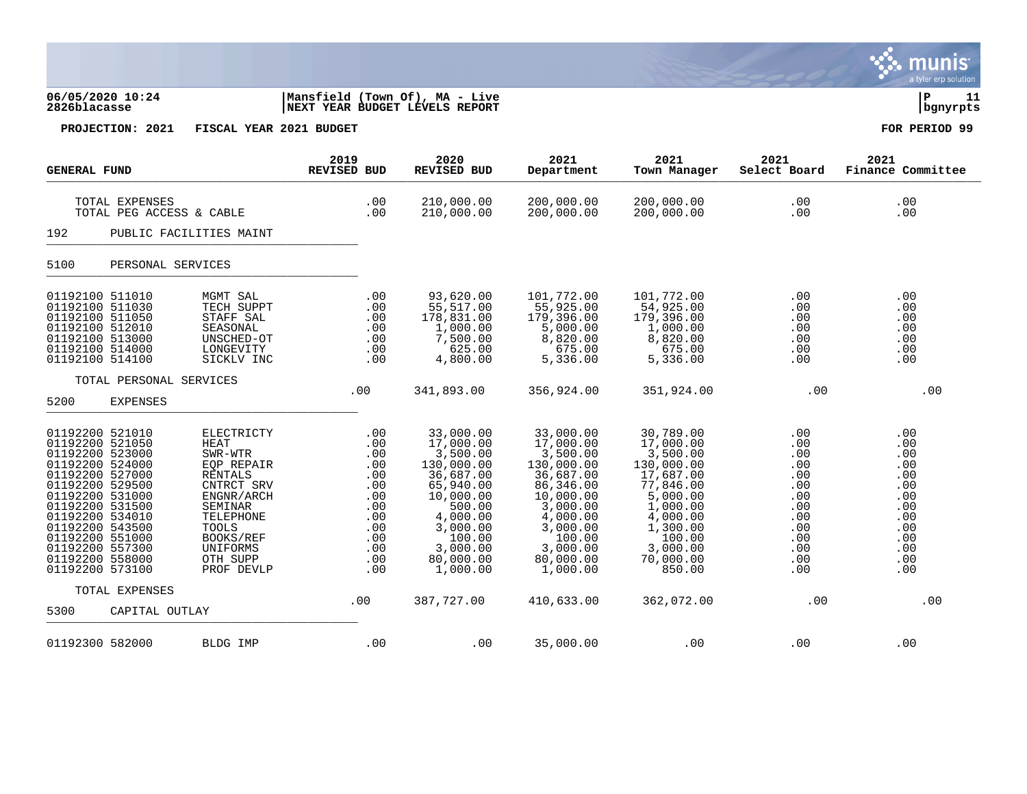**06/05/2020 10:24** | **Mansfield (Town Of), MA - Live**
**2826blacasse** | **NEXT YEAR BUDGET LEVELS REPORT** | **bgnyrpts**

**PROJECTION: 2021 FISCAL YEAR 2021 BUDGET** — **FOR PERIOD 99**

| GENERAL FUND | | 2019 REVISED BUD | 2020 REVISED BUD | 2021 Department | 2021 Town Manager | 2021 Select Board | 2021 Finance Committee |
|---|---|---|---|---|---|---|---|
| TOTAL EXPENSES | | .00 | 210,000.00 | 200,000.00 | 200,000.00 | .00 | .00 |
| TOTAL PEG ACCESS & CABLE | | .00 | 210,000.00 | 200,000.00 | 200,000.00 | .00 | .00 |
| **192 PUBLIC FACILITIES MAINT** | | | | | | | |
| **5100 PERSONAL SERVICES** | | | | | | | |
| 01192100 511010 | MGMT SAL | .00 | 93,620.00 | 101,772.00 | 101,772.00 | .00 | .00 |
| 01192100 511030 | TECH SUPPT | .00 | 55,517.00 | 55,925.00 | 54,925.00 | .00 | .00 |
| 01192100 511050 | STAFF SAL | .00 | 178,831.00 | 179,396.00 | 179,396.00 | .00 | .00 |
| 01192100 512010 | SEASONAL | .00 | 1,000.00 | 5,000.00 | 1,000.00 | .00 | .00 |
| 01192100 513000 | UNSCHED-OT | .00 | 7,500.00 | 8,820.00 | 8,820.00 | .00 | .00 |
| 01192100 514000 | LONGEVITY | .00 | 625.00 | 675.00 | 675.00 | .00 | .00 |
| 01192100 514100 | SICKLV INC | .00 | 4,800.00 | 5,336.00 | 5,336.00 | .00 | .00 |
| TOTAL PERSONAL SERVICES | | .00 | 341,893.00 | 356,924.00 | 351,924.00 | .00 | .00 |
| **5200 EXPENSES** | | | | | | | |
| 01192200 521010 | ELECTRICTY | .00 | 33,000.00 | 33,000.00 | 30,789.00 | .00 | .00 |
| 01192200 521050 | HEAT | .00 | 17,000.00 | 17,000.00 | 17,000.00 | .00 | .00 |
| 01192200 523000 | SWR-WTR | .00 | 3,500.00 | 3,500.00 | 3,500.00 | .00 | .00 |
| 01192200 524000 | EQP REPAIR | .00 | 130,000.00 | 130,000.00 | 130,000.00 | .00 | .00 |
| 01192200 527000 | RENTALS | .00 | 36,687.00 | 36,687.00 | 17,687.00 | .00 | .00 |
| 01192200 529500 | CNTRCT SRV | .00 | 65,940.00 | 86,346.00 | 77,846.00 | .00 | .00 |
| 01192200 531000 | ENGNR/ARCH | .00 | 10,000.00 | 10,000.00 | 5,000.00 | .00 | .00 |
| 01192200 531500 | SEMINAR | .00 | 500.00 | 3,000.00 | 1,000.00 | .00 | .00 |
| 01192200 534010 | TELEPHONE | .00 | 4,000.00 | 4,000.00 | 4,000.00 | .00 | .00 |
| 01192200 543500 | TOOLS | .00 | 3,000.00 | 3,000.00 | 1,300.00 | .00 | .00 |
| 01192200 551000 | BOOKS/REF | .00 | 100.00 | 100.00 | 100.00 | .00 | .00 |
| 01192200 557300 | UNIFORMS | .00 | 3,000.00 | 3,000.00 | 3,000.00 | .00 | .00 |
| 01192200 558000 | OTH SUPP | .00 | 80,000.00 | 80,000.00 | 70,000.00 | .00 | .00 |
| 01192200 573100 | PROF DEVLP | .00 | 1,000.00 | 1,000.00 | 850.00 | .00 | .00 |
| TOTAL EXPENSES | | .00 | 387,727.00 | 410,633.00 | 362,072.00 | .00 | .00 |
| **5300 CAPITAL OUTLAY** | | | | | | | |
| 01192300 582000 | BLDG IMP | .00 | .00 | 35,000.00 | .00 | .00 | .00 |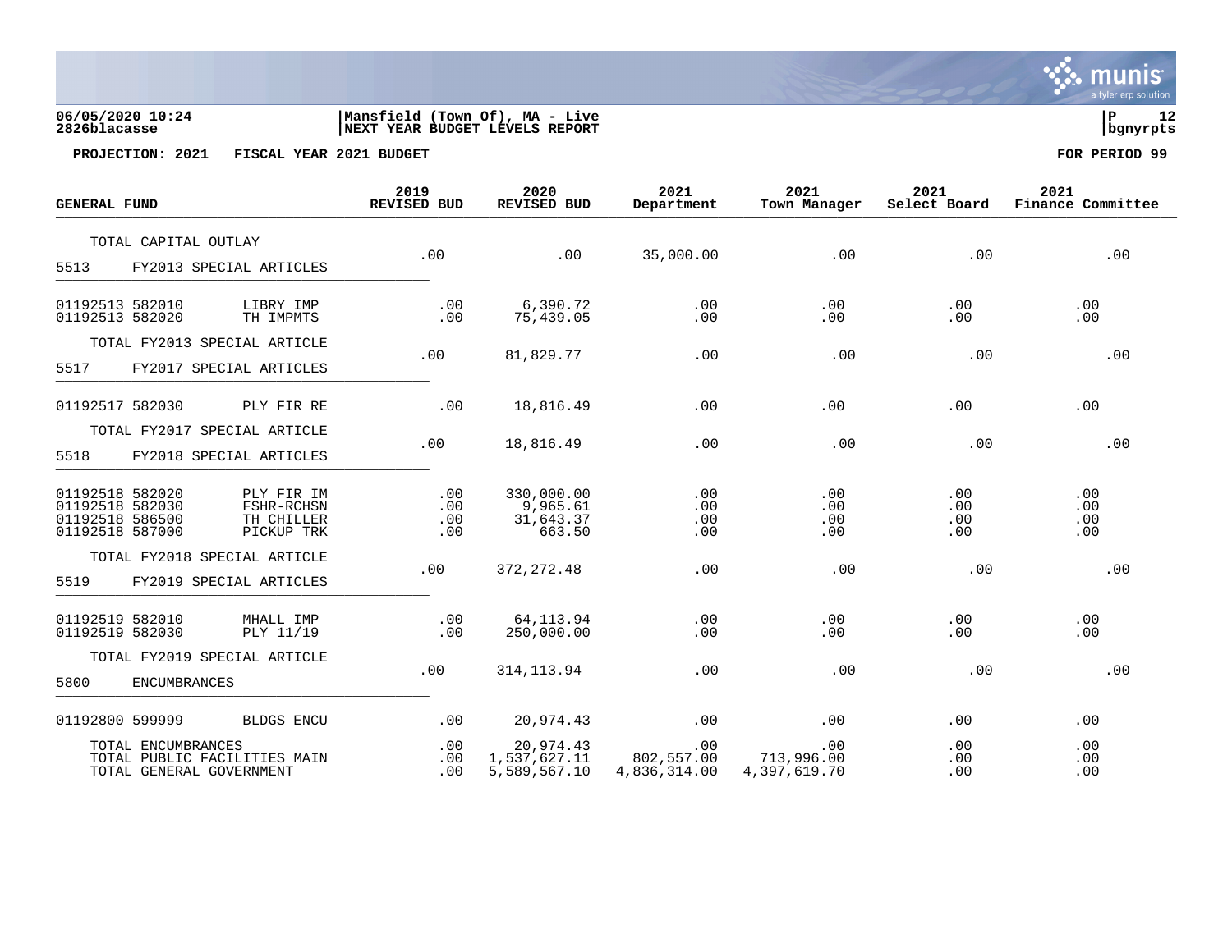06/05/2020 10:24 | Mansfield (Town Of), MA - Live | P 12
2826blacasse | NEXT YEAR BUDGET LEVELS REPORT | bgnyrpts

**PROJECTION: 2021 FISCAL YEAR 2021 BUDGET** — **FOR PERIOD 99**

| GENERAL FUND | | 2019 REVISED BUD | 2020 REVISED BUD | 2021 Department | 2021 Town Manager | 2021 Select Board | 2021 Finance Committee |
|---|---|---|---|---|---|---|---|
| TOTAL CAPITAL OUTLAY | | .00 | .00 | 35,000.00 | .00 | .00 | .00 |
| 5513 FY2013 SPECIAL ARTICLES | | | | | | | |
| 01192513 582010 | LIBRY IMP | .00 | 6,390.72 | .00 | .00 | .00 | .00 |
| 01192513 582020 | TH IMPMTS | .00 | 75,439.05 | .00 | .00 | .00 | .00 |
| TOTAL FY2013 SPECIAL ARTICLE | | .00 | 81,829.77 | .00 | .00 | .00 | .00 |
| 5517 FY2017 SPECIAL ARTICLES | | | | | | | |
| 01192517 582030 | PLY FIR RE | .00 | 18,816.49 | .00 | .00 | .00 | .00 |
| TOTAL FY2017 SPECIAL ARTICLE | | .00 | 18,816.49 | .00 | .00 | .00 | .00 |
| 5518 FY2018 SPECIAL ARTICLES | | | | | | | |
| 01192518 582020 | PLY FIR IM | .00 | 330,000.00 | .00 | .00 | .00 | .00 |
| 01192518 582030 | FSHR-RCHSN | .00 | 9,965.61 | .00 | .00 | .00 | .00 |
| 01192518 586500 | TH CHILLER | .00 | 31,643.37 | .00 | .00 | .00 | .00 |
| 01192518 587000 | PICKUP TRK | .00 | 663.50 | .00 | .00 | .00 | .00 |
| TOTAL FY2018 SPECIAL ARTICLE | | .00 | 372,272.48 | .00 | .00 | .00 | .00 |
| 5519 FY2019 SPECIAL ARTICLES | | | | | | | |
| 01192519 582010 | MHALL IMP | .00 | 64,113.94 | .00 | .00 | .00 | .00 |
| 01192519 582030 | PLY 11/19 | .00 | 250,000.00 | .00 | .00 | .00 | .00 |
| TOTAL FY2019 SPECIAL ARTICLE | | .00 | 314,113.94 | .00 | .00 | .00 | .00 |
| 5800 ENCUMBRANCES | | | | | | | |
| 01192800 599999 | BLDGS ENCU | .00 | 20,974.43 | .00 | .00 | .00 | .00 |
| TOTAL ENCUMBRANCES | | .00 | 20,974.43 | .00 | .00 | .00 | .00 |
| TOTAL PUBLIC FACILITIES MAIN | | .00 | 1,537,627.11 | 802,557.00 | 713,996.00 | .00 | .00 |
| TOTAL GENERAL GOVERNMENT | | .00 | 5,589,567.10 | 4,836,314.00 | 4,397,619.70 | .00 | .00 |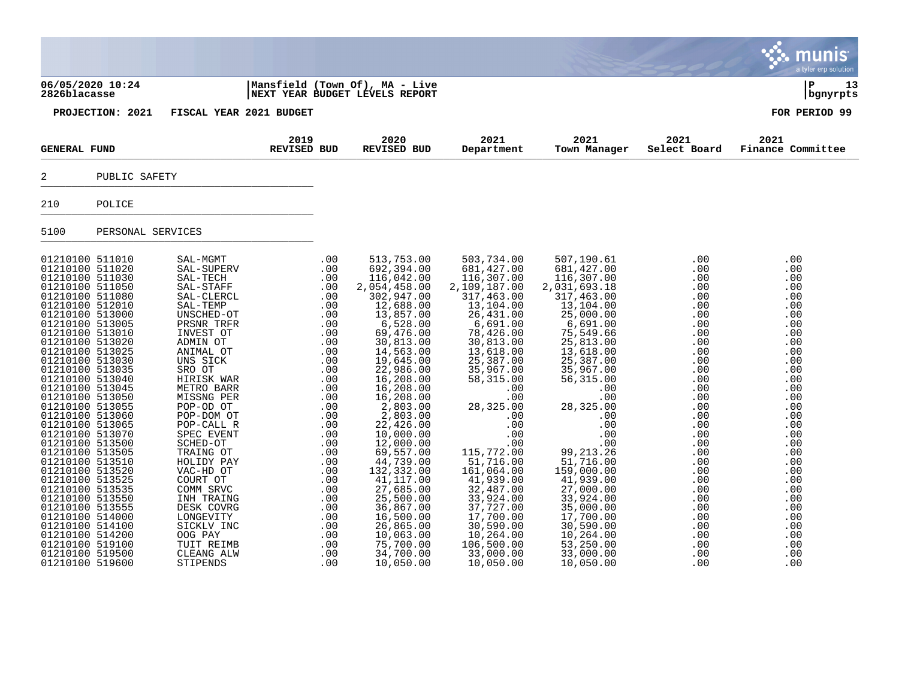06/05/2020 10:24
2826blacasse

Mansfield (Town Of), MA - Live
NEXT YEAR BUDGET LEVELS REPORT

P 13
bgnyrpts

PROJECTION: 2021 FISCAL YEAR 2021 BUDGET

FOR PERIOD 99

| GENERAL FUND | | 2019 REVISED BUD | 2020 REVISED BUD | 2021 Department | 2021 Town Manager | 2021 Select Board | 2021 Finance Committee |
|---|---|---|---|---|---|---|---|
| 2 | PUBLIC SAFETY | | | | | | |
| 210 | POLICE | | | | | | |
| 5100 | PERSONAL SERVICES | | | | | | |
| 01210100 511010 | SAL-MGMT | .00 | 513,753.00 | 503,734.00 | 507,190.61 | .00 | .00 |
| 01210100 511020 | SAL-SUPERV | .00 | 692,394.00 | 681,427.00 | 681,427.00 | .00 | .00 |
| 01210100 511030 | SAL-TECH | .00 | 116,042.00 | 116,307.00 | 116,307.00 | .00 | .00 |
| 01210100 511050 | SAL-STAFF | .00 | 2,054,458.00 | 2,109,187.00 | 2,031,693.18 | .00 | .00 |
| 01210100 511080 | SAL-CLERCL | .00 | 302,947.00 | 317,463.00 | 317,463.00 | .00 | .00 |
| 01210100 512010 | SAL-TEMP | .00 | 12,688.00 | 13,104.00 | 13,104.00 | .00 | .00 |
| 01210100 513000 | UNSCHED-OT | .00 | 13,857.00 | 26,431.00 | 25,000.00 | .00 | .00 |
| 01210100 513005 | PRSNR TRFR | .00 | 6,528.00 | 6,691.00 | 6,691.00 | .00 | .00 |
| 01210100 513010 | INVEST OT | .00 | 69,476.00 | 78,426.00 | 75,549.66 | .00 | .00 |
| 01210100 513020 | ADMIN OT | .00 | 30,813.00 | 30,813.00 | 25,813.00 | .00 | .00 |
| 01210100 513025 | ANIMAL OT | .00 | 14,563.00 | 13,618.00 | 13,618.00 | .00 | .00 |
| 01210100 513030 | UNS SICK | .00 | 19,645.00 | 25,387.00 | 25,387.00 | .00 | .00 |
| 01210100 513035 | SRO OT | .00 | 22,986.00 | 35,967.00 | 35,967.00 | .00 | .00 |
| 01210100 513040 | HIRISK WAR | .00 | 16,208.00 | 58,315.00 | 56,315.00 | .00 | .00 |
| 01210100 513045 | METRO BARR | .00 | 16,208.00 | .00 | .00 | .00 | .00 |
| 01210100 513050 | MISSNG PER | .00 | 16,208.00 | .00 | .00 | .00 | .00 |
| 01210100 513055 | POP-OD OT | .00 | 2,803.00 | 28,325.00 | 28,325.00 | .00 | .00 |
| 01210100 513060 | POP-DOM OT | .00 | 2,803.00 | .00 | .00 | .00 | .00 |
| 01210100 513065 | POP-CALL R | .00 | 22,426.00 | .00 | .00 | .00 | .00 |
| 01210100 513070 | SPEC EVENT | .00 | 10,000.00 | .00 | .00 | .00 | .00 |
| 01210100 513500 | SCHED-OT | .00 | 12,000.00 | .00 | .00 | .00 | .00 |
| 01210100 513505 | TRAING OT | .00 | 69,557.00 | 115,772.00 | 99,213.26 | .00 | .00 |
| 01210100 513510 | HOLIDY PAY | .00 | 44,739.00 | 51,716.00 | 51,716.00 | .00 | .00 |
| 01210100 513520 | VAC-HD OT | .00 | 132,332.00 | 161,064.00 | 159,000.00 | .00 | .00 |
| 01210100 513525 | COURT OT | .00 | 41,117.00 | 41,939.00 | 41,939.00 | .00 | .00 |
| 01210100 513535 | COMM SRVC | .00 | 27,685.00 | 32,487.00 | 27,000.00 | .00 | .00 |
| 01210100 513550 | INH TRAING | .00 | 25,500.00 | 33,924.00 | 33,924.00 | .00 | .00 |
| 01210100 513555 | DESK COVRG | .00 | 36,867.00 | 37,727.00 | 35,000.00 | .00 | .00 |
| 01210100 514000 | LONGEVITY | .00 | 16,500.00 | 17,700.00 | 17,700.00 | .00 | .00 |
| 01210100 514100 | SICKLV INC | .00 | 26,865.00 | 30,590.00 | 30,590.00 | .00 | .00 |
| 01210100 514200 | OOG PAY | .00 | 10,063.00 | 10,264.00 | 10,264.00 | .00 | .00 |
| 01210100 519100 | TUIT REIMB | .00 | 75,700.00 | 106,500.00 | 53,250.00 | .00 | .00 |
| 01210100 519500 | CLEANG ALW | .00 | 34,700.00 | 33,000.00 | 33,000.00 | .00 | .00 |
| 01210100 519600 | STIPENDS | .00 | 10,050.00 | 10,050.00 | 10,050.00 | .00 | .00 |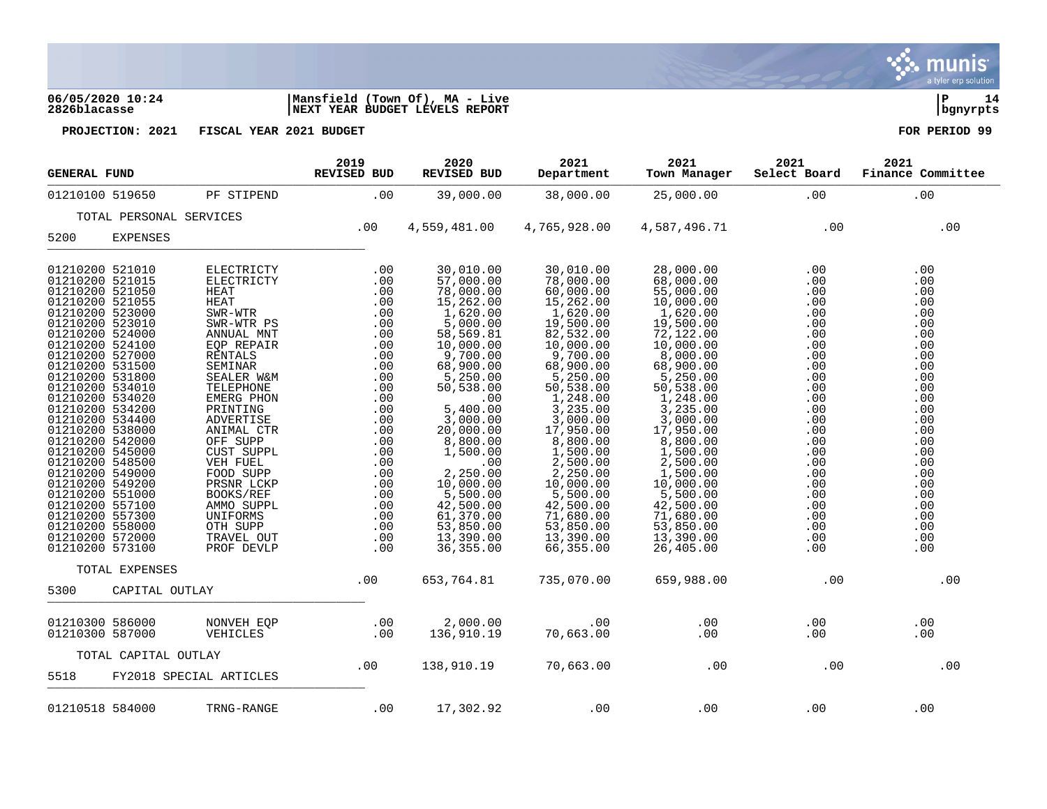**06/05/2020 10:24** | **Mansfield (Town Of), MA - Live**
**2826blacasse** | **NEXT YEAR BUDGET LEVELS REPORT**

**PROJECTION: 2021 FISCAL YEAR 2021 BUDGET** — **FOR PERIOD 99**

| GENERAL FUND | | 2019 REVISED BUD | 2020 REVISED BUD | 2021 Department | 2021 Town Manager | 2021 Select Board | 2021 Finance Committee |
|---|---|---|---|---|---|---|---|
| 01210100 519650 | PF STIPEND | .00 | 39,000.00 | 38,000.00 | 25,000.00 | .00 | .00 |
| TOTAL PERSONAL SERVICES | | .00 | 4,559,481.00 | 4,765,928.00 | 4,587,496.71 | .00 | .00 |
| **5200 EXPENSES** | | | | | | | |
| 01210200 521010 | ELECTRICTY | .00 | 30,010.00 | 30,010.00 | 28,000.00 | .00 | .00 |
| 01210200 521015 | ELECTRICTY | .00 | 57,000.00 | 78,000.00 | 68,000.00 | .00 | .00 |
| 01210200 521050 | HEAT | .00 | 78,000.00 | 60,000.00 | 55,000.00 | .00 | .00 |
| 01210200 521055 | HEAT | .00 | 15,262.00 | 15,262.00 | 10,000.00 | .00 | .00 |
| 01210200 523000 | SWR-WTR | .00 | 1,620.00 | 1,620.00 | 1,620.00 | .00 | .00 |
| 01210200 523010 | SWR-WTR PS | .00 | 5,000.00 | 19,500.00 | 19,500.00 | .00 | .00 |
| 01210200 524000 | ANNUAL MNT | .00 | 58,569.81 | 82,532.00 | 72,122.00 | .00 | .00 |
| 01210200 524100 | EQP REPAIR | .00 | 10,000.00 | 10,000.00 | 10,000.00 | .00 | .00 |
| 01210200 527000 | RENTALS | .00 | 9,700.00 | 9,700.00 | 8,000.00 | .00 | .00 |
| 01210200 531500 | SEMINAR | .00 | 68,900.00 | 68,900.00 | 68,900.00 | .00 | .00 |
| 01210200 531800 | SEALER W&M | .00 | 5,250.00 | 5,250.00 | 5,250.00 | .00 | .00 |
| 01210200 534010 | TELEPHONE | .00 | 50,538.00 | 50,538.00 | 50,538.00 | .00 | .00 |
| 01210200 534020 | EMERG PHON | .00 | .00 | 1,248.00 | 1,248.00 | .00 | .00 |
| 01210200 534200 | PRINTING | .00 | 5,400.00 | 3,235.00 | 3,235.00 | .00 | .00 |
| 01210200 534400 | ADVERTISE | .00 | 3,000.00 | 3,000.00 | 3,000.00 | .00 | .00 |
| 01210200 538000 | ANIMAL CTR | .00 | 20,000.00 | 17,950.00 | 17,950.00 | .00 | .00 |
| 01210200 542000 | OFF SUPP | .00 | 8,800.00 | 8,800.00 | 8,800.00 | .00 | .00 |
| 01210200 545000 | CUST SUPPL | .00 | 1,500.00 | 1,500.00 | 1,500.00 | .00 | .00 |
| 01210200 548500 | VEH FUEL | .00 | .00 | 2,500.00 | 2,500.00 | .00 | .00 |
| 01210200 549000 | FOOD SUPP | .00 | 2,250.00 | 2,250.00 | 1,500.00 | .00 | .00 |
| 01210200 549200 | PRSNR LCKP | .00 | 10,000.00 | 10,000.00 | 10,000.00 | .00 | .00 |
| 01210200 551000 | BOOKS/REF | .00 | 5,500.00 | 5,500.00 | 5,500.00 | .00 | .00 |
| 01210200 557100 | AMMO SUPPL | .00 | 42,500.00 | 42,500.00 | 42,500.00 | .00 | .00 |
| 01210200 557300 | UNIFORMS | .00 | 61,370.00 | 71,680.00 | 71,680.00 | .00 | .00 |
| 01210200 558000 | OTH SUPP | .00 | 53,850.00 | 53,850.00 | 53,850.00 | .00 | .00 |
| 01210200 572000 | TRAVEL OUT | .00 | 13,390.00 | 13,390.00 | 13,390.00 | .00 | .00 |
| 01210200 573100 | PROF DEVLP | .00 | 36,355.00 | 66,355.00 | 26,405.00 | .00 | .00 |
| TOTAL EXPENSES | | .00 | 653,764.81 | 735,070.00 | 659,988.00 | .00 | .00 |
| **5300 CAPITAL OUTLAY** | | | | | | | |
| 01210300 586000 | NONVEH EQP | .00 | 2,000.00 | .00 | .00 | .00 | .00 |
| 01210300 587000 | VEHICLES | .00 | 136,910.19 | 70,663.00 | .00 | .00 | .00 |
| TOTAL CAPITAL OUTLAY | | .00 | 138,910.19 | 70,663.00 | .00 | .00 | .00 |
| **5518 FY2018 SPECIAL ARTICLES** | | | | | | | |
| 01210518 584000 | TRNG-RANGE | .00 | 17,302.92 | .00 | .00 | .00 | .00 |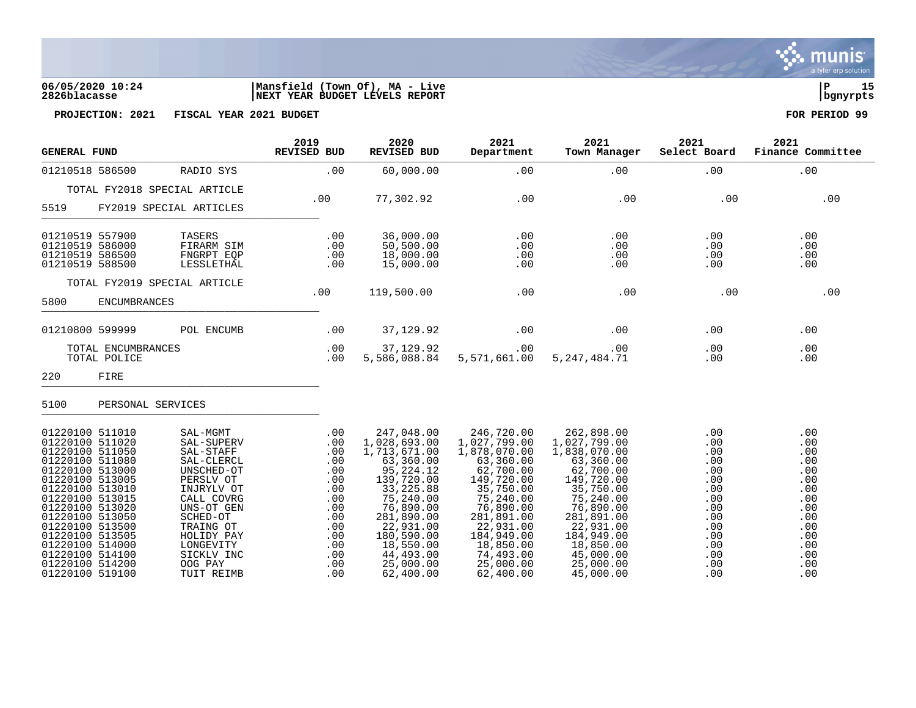**PROJECTION: 2021 FISCAL YEAR 2021 BUDGET** — FOR PERIOD 99

| GENERAL FUND | | 2019 REVISED BUD | 2020 REVISED BUD | 2021 Department | 2021 Town Manager | 2021 Select Board | 2021 Finance Committee |
|---|---|---|---|---|---|---|---|
| 01210518 586500 | RADIO SYS | .00 | 60,000.00 | .00 | .00 | .00 | .00 |
| TOTAL FY2018 SPECIAL ARTICLE | | .00 | 77,302.92 | .00 | .00 | .00 | .00 |
| 5519 FY2019 SPECIAL ARTICLES | | | | | | | |
| 01210519 557900 | TASERS | .00 | 36,000.00 | .00 | .00 | .00 | .00 |
| 01210519 586000 | FIRARM SIM | .00 | 50,500.00 | .00 | .00 | .00 | .00 |
| 01210519 586500 | FNGRPT EQP | .00 | 18,000.00 | .00 | .00 | .00 | .00 |
| 01210519 588500 | LESSLETHAL | .00 | 15,000.00 | .00 | .00 | .00 | .00 |
| TOTAL FY2019 SPECIAL ARTICLE | | .00 | 119,500.00 | .00 | .00 | .00 | .00 |
| 5800 ENCUMBRANCES | | | | | | | |
| 01210800 599999 | POL ENCUMB | .00 | 37,129.92 | .00 | .00 | .00 | .00 |
| TOTAL ENCUMBRANCES | | .00 | 37,129.92 | .00 | .00 | .00 | .00 |
| TOTAL POLICE | | .00 | 5,586,088.84 | 5,571,661.00 | 5,247,484.71 | .00 | .00 |
| 220 FIRE | | | | | | | |
| 5100 PERSONAL SERVICES | | | | | | | |
| 01220100 511010 | SAL-MGMT | .00 | 247,048.00 | 246,720.00 | 262,898.00 | .00 | .00 |
| 01220100 511020 | SAL-SUPERV | .00 | 1,028,693.00 | 1,027,799.00 | 1,027,799.00 | .00 | .00 |
| 01220100 511050 | SAL-STAFF | .00 | 1,713,671.00 | 1,878,070.00 | 1,838,070.00 | .00 | .00 |
| 01220100 511080 | SAL-CLERCL | .00 | 63,360.00 | 63,360.00 | 63,360.00 | .00 | .00 |
| 01220100 513000 | UNSCHED-OT | .00 | 95,224.12 | 62,700.00 | 62,700.00 | .00 | .00 |
| 01220100 513005 | PERSLV OT | .00 | 139,720.00 | 149,720.00 | 149,720.00 | .00 | .00 |
| 01220100 513010 | INJRYLV OT | .00 | 33,225.88 | 35,750.00 | 35,750.00 | .00 | .00 |
| 01220100 513015 | CALL COVRG | .00 | 75,240.00 | 75,240.00 | 75,240.00 | .00 | .00 |
| 01220100 513020 | UNS-OT GEN | .00 | 76,890.00 | 76,890.00 | 76,890.00 | .00 | .00 |
| 01220100 513050 | SCHED-OT | .00 | 281,890.00 | 281,891.00 | 281,891.00 | .00 | .00 |
| 01220100 513500 | TRAING OT | .00 | 22,931.00 | 22,931.00 | 22,931.00 | .00 | .00 |
| 01220100 513505 | HOLIDY PAY | .00 | 180,590.00 | 184,949.00 | 184,949.00 | .00 | .00 |
| 01220100 514000 | LONGEVITY | .00 | 18,550.00 | 18,850.00 | 18,850.00 | .00 | .00 |
| 01220100 514100 | SICKLV INC | .00 | 44,493.00 | 74,493.00 | 45,000.00 | .00 | .00 |
| 01220100 514200 | OOG PAY | .00 | 25,000.00 | 25,000.00 | 25,000.00 | .00 | .00 |
| 01220100 519100 | TUIT REIMB | .00 | 62,400.00 | 62,400.00 | 45,000.00 | .00 | .00 |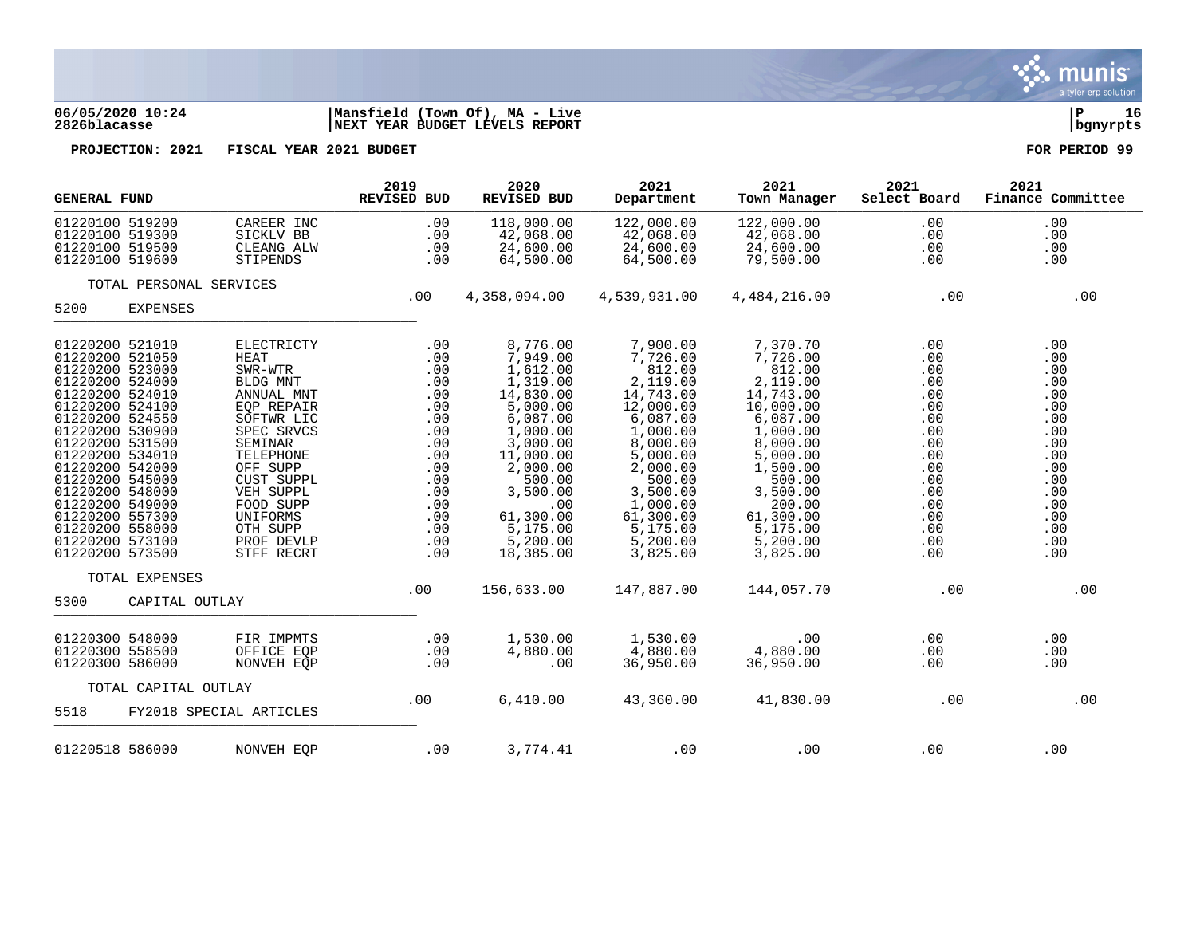06/05/2020 10:24 | Mansfield (Town Of), MA - Live
2826blacasse | NEXT YEAR BUDGET LEVELS REPORT | bgnyrpts

PROJECTION: 2021 FISCAL YEAR 2021 BUDGET FOR PERIOD 99

| GENERAL FUND | | 2019 REVISED BUD | 2020 REVISED BUD | 2021 Department | 2021 Town Manager | 2021 Select Board | 2021 Finance Committee |
|---|---|---|---|---|---|---|---|
| 01220100 519200 | CAREER INC | .00 | 118,000.00 | 122,000.00 | 122,000.00 | .00 | .00 |
| 01220100 519300 | SICKLV BB | .00 | 42,068.00 | 42,068.00 | 42,068.00 | .00 | .00 |
| 01220100 519500 | CLEANG ALW | .00 | 24,600.00 | 24,600.00 | 24,600.00 | .00 | .00 |
| 01220100 519600 | STIPENDS | .00 | 64,500.00 | 64,500.00 | 79,500.00 | .00 | .00 |
| TOTAL PERSONAL SERVICES | | .00 | 4,358,094.00 | 4,539,931.00 | 4,484,216.00 | .00 | .00 |
| 5200 EXPENSES | | | | | | | |
| 01220200 521010 | ELECTRICTY | .00 | 8,776.00 | 7,900.00 | 7,370.70 | .00 | .00 |
| 01220200 521050 | HEAT | .00 | 7,949.00 | 7,726.00 | 7,726.00 | .00 | .00 |
| 01220200 523000 | SWR-WTR | .00 | 1,612.00 | 812.00 | 812.00 | .00 | .00 |
| 01220200 524000 | BLDG MNT | .00 | 1,319.00 | 2,119.00 | 2,119.00 | .00 | .00 |
| 01220200 524010 | ANNUAL MNT | .00 | 14,830.00 | 14,743.00 | 14,743.00 | .00 | .00 |
| 01220200 524100 | EQP REPAIR | .00 | 5,000.00 | 12,000.00 | 10,000.00 | .00 | .00 |
| 01220200 524550 | SOFTWR LIC | .00 | 6,087.00 | 6,087.00 | 6,087.00 | .00 | .00 |
| 01220200 530900 | SPEC SRVCS | .00 | 1,000.00 | 1,000.00 | 1,000.00 | .00 | .00 |
| 01220200 531500 | SEMINAR | .00 | 3,000.00 | 8,000.00 | 8,000.00 | .00 | .00 |
| 01220200 534010 | TELEPHONE | .00 | 11,000.00 | 5,000.00 | 5,000.00 | .00 | .00 |
| 01220200 542000 | OFF SUPP | .00 | 2,000.00 | 2,000.00 | 1,500.00 | .00 | .00 |
| 01220200 545000 | CUST SUPPL | .00 | 500.00 | 500.00 | 500.00 | .00 | .00 |
| 01220200 548000 | VEH SUPPL | .00 | 3,500.00 | 3,500.00 | 3,500.00 | .00 | .00 |
| 01220200 549000 | FOOD SUPP | .00 | .00 | 1,000.00 | 200.00 | .00 | .00 |
| 01220200 557300 | UNIFORMS | .00 | 61,300.00 | 61,300.00 | 61,300.00 | .00 | .00 |
| 01220200 558000 | OTH SUPP | .00 | 5,175.00 | 5,175.00 | 5,175.00 | .00 | .00 |
| 01220200 573100 | PROF DEVLP | .00 | 5,200.00 | 5,200.00 | 5,200.00 | .00 | .00 |
| 01220200 573500 | STFF RECRT | .00 | 18,385.00 | 3,825.00 | 3,825.00 | .00 | .00 |
| TOTAL EXPENSES | | .00 | 156,633.00 | 147,887.00 | 144,057.70 | .00 | .00 |
| 5300 CAPITAL OUTLAY | | | | | | | |
| 01220300 548000 | FIR IMPMTS | .00 | 1,530.00 | 1,530.00 | .00 | .00 | .00 |
| 01220300 558500 | OFFICE EQP | .00 | 4,880.00 | 4,880.00 | 4,880.00 | .00 | .00 |
| 01220300 586000 | NONVEH EQP | .00 | .00 | 36,950.00 | 36,950.00 | .00 | .00 |
| TOTAL CAPITAL OUTLAY | | .00 | 6,410.00 | 43,360.00 | 41,830.00 | .00 | .00 |
| 5518 FY2018 SPECIAL ARTICLES | | | | | | | |
| 01220518 586000 | NONVEH EQP | .00 | 3,774.41 | .00 | .00 | .00 | .00 |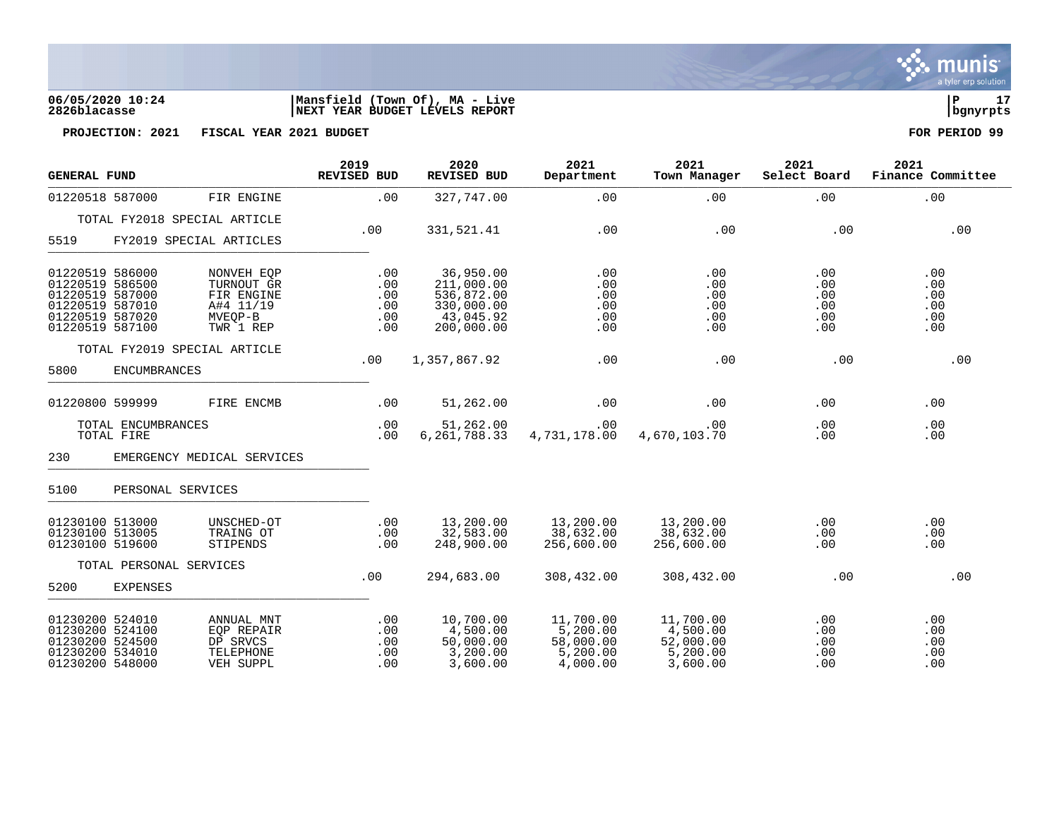06/05/2020 10:24 | Mansfield (Town Of), MA - Live
2826blacasse | NEXT YEAR BUDGET LEVELS REPORT

PROJECTION: 2021 FISCAL YEAR 2021 BUDGET — FOR PERIOD 99

| GENERAL FUND | | 2019 REVISED BUD | 2020 REVISED BUD | 2021 Department | 2021 Town Manager | 2021 Select Board | 2021 Finance Committee |
|---|---|---|---|---|---|---|---|
| 01220518 587000 | FIR ENGINE | .00 | 327,747.00 | .00 | .00 | .00 | .00 |
| TOTAL FY2018 SPECIAL ARTICLE | | .00 | 331,521.41 | .00 | .00 | .00 | .00 |
| 5519 FY2019 SPECIAL ARTICLES | | | | | | | |
| 01220519 586000 | NONVEH EQP | .00 | 36,950.00 | .00 | .00 | .00 | .00 |
| 01220519 586500 | TURNOUT GR | .00 | 211,000.00 | .00 | .00 | .00 | .00 |
| 01220519 587000 | FIR ENGINE | .00 | 536,872.00 | .00 | .00 | .00 | .00 |
| 01220519 587010 | A#4 11/19 | .00 | 330,000.00 | .00 | .00 | .00 | .00 |
| 01220519 587020 | MVEQP-B | .00 | 43,045.92 | .00 | .00 | .00 | .00 |
| 01220519 587100 | TWR 1 REP | .00 | 200,000.00 | .00 | .00 | .00 | .00 |
| TOTAL FY2019 SPECIAL ARTICLE | | .00 | 1,357,867.92 | .00 | .00 | .00 | .00 |
| 5800 ENCUMBRANCES | | | | | | | |
| 01220800 599999 | FIRE ENCMB | .00 | 51,262.00 | .00 | .00 | .00 | .00 |
| TOTAL ENCUMBRANCES | | .00 | 51,262.00 | .00 | .00 | .00 | .00 |
| TOTAL FIRE | | .00 | 6,261,788.33 | 4,731,178.00 | 4,670,103.70 | .00 | .00 |
| 230 EMERGENCY MEDICAL SERVICES | | | | | | | |
| 5100 PERSONAL SERVICES | | | | | | | |
| 01230100 513000 | UNSCHED-OT | .00 | 13,200.00 | 13,200.00 | 13,200.00 | .00 | .00 |
| 01230100 513005 | TRAING OT | .00 | 32,583.00 | 38,632.00 | 38,632.00 | .00 | .00 |
| 01230100 519600 | STIPENDS | .00 | 248,900.00 | 256,600.00 | 256,600.00 | .00 | .00 |
| TOTAL PERSONAL SERVICES | | .00 | 294,683.00 | 308,432.00 | 308,432.00 | .00 | .00 |
| 5200 EXPENSES | | | | | | | |
| 01230200 524010 | ANNUAL MNT | .00 | 10,700.00 | 11,700.00 | 11,700.00 | .00 | .00 |
| 01230200 524100 | EQP REPAIR | .00 | 4,500.00 | 5,200.00 | 4,500.00 | .00 | .00 |
| 01230200 524500 | DP SRVCS | .00 | 50,000.00 | 58,000.00 | 52,000.00 | .00 | .00 |
| 01230200 534010 | TELEPHONE | .00 | 3,200.00 | 5,200.00 | 5,200.00 | .00 | .00 |
| 01230200 548000 | VEH SUPPL | .00 | 3,600.00 | 4,000.00 | 3,600.00 | .00 | .00 |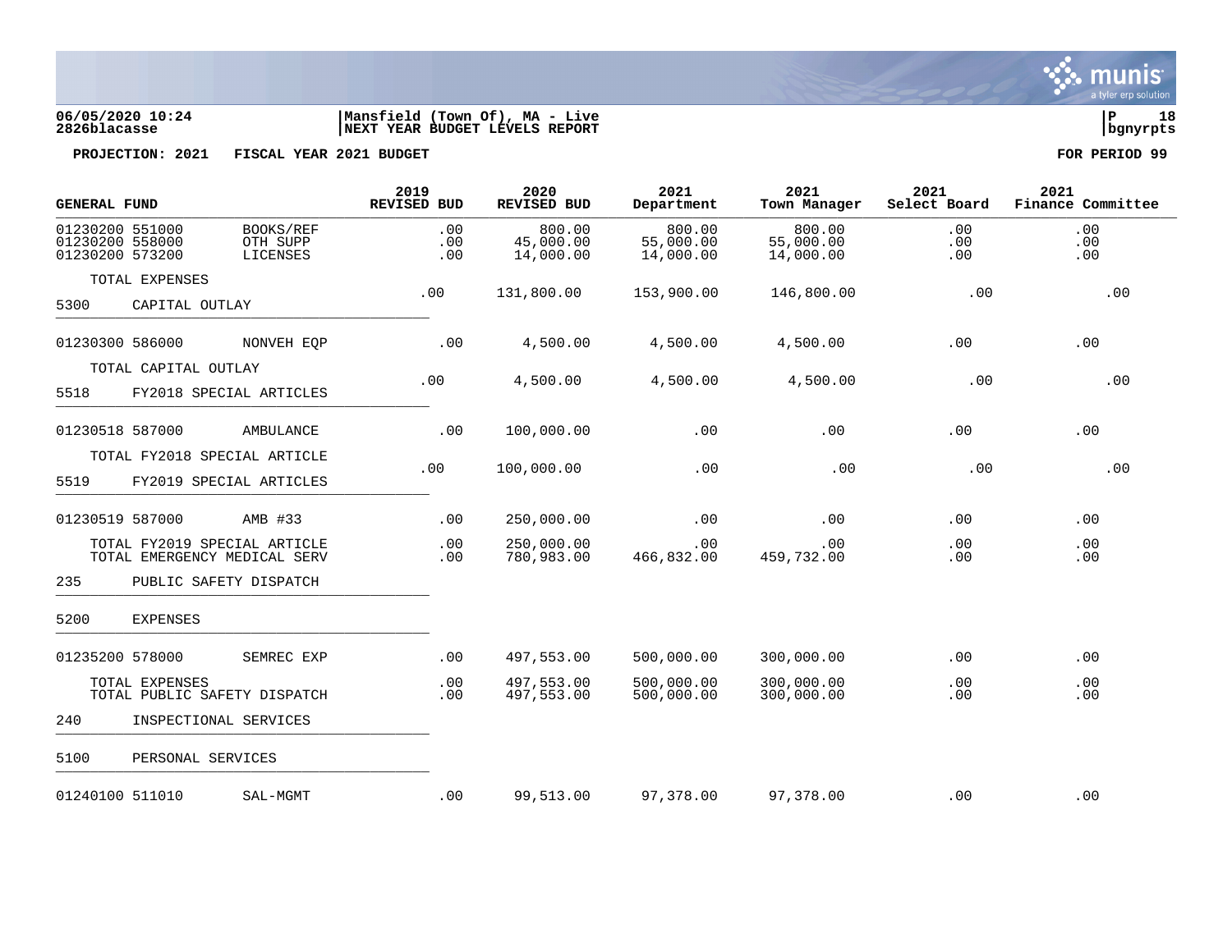**06/05/2020 10:24** | **Mansfield (Town Of), MA - Live** | **P 18**
**2826blacasse** | **NEXT YEAR BUDGET LEVELS REPORT** | **bgnyrpts**

**PROJECTION: 2021 FISCAL YEAR 2021 BUDGET** **FOR PERIOD 99**

| GENERAL FUND | | 2019 REVISED BUD | 2020 REVISED BUD | 2021 Department | 2021 Town Manager | 2021 Select Board | 2021 Finance Committee |
|---|---|---|---|---|---|---|---|
| 01230200 551000 | BOOKS/REF | .00 | 800.00 | 800.00 | 800.00 | .00 | .00 |
| 01230200 558000 | OTH SUPP | .00 | 45,000.00 | 55,000.00 | 55,000.00 | .00 | .00 |
| 01230200 573200 | LICENSES | .00 | 14,000.00 | 14,000.00 | 14,000.00 | .00 | .00 |
| TOTAL EXPENSES | | .00 | 131,800.00 | 153,900.00 | 146,800.00 | .00 | .00 |
| 5300 CAPITAL OUTLAY | | | | | | | |
| 01230300 586000 | NONVEH EQP | .00 | 4,500.00 | 4,500.00 | 4,500.00 | .00 | .00 |
| TOTAL CAPITAL OUTLAY | | .00 | 4,500.00 | 4,500.00 | 4,500.00 | .00 | .00 |
| 5518 FY2018 SPECIAL ARTICLES | | | | | | | |
| 01230518 587000 | AMBULANCE | .00 | 100,000.00 | .00 | .00 | .00 | .00 |
| TOTAL FY2018 SPECIAL ARTICLE | | .00 | 100,000.00 | .00 | .00 | .00 | .00 |
| 5519 FY2019 SPECIAL ARTICLES | | | | | | | |
| 01230519 587000 | AMB #33 | .00 | 250,000.00 | .00 | .00 | .00 | .00 |
| TOTAL FY2019 SPECIAL ARTICLE | | .00 | 250,000.00 | .00 | .00 | .00 | .00 |
| TOTAL EMERGENCY MEDICAL SERV | | .00 | 780,983.00 | 466,832.00 | 459,732.00 | .00 | .00 |
| 235 PUBLIC SAFETY DISPATCH | | | | | | | |
| 5200 EXPENSES | | | | | | | |
| 01235200 578000 | SEMREC EXP | .00 | 497,553.00 | 500,000.00 | 300,000.00 | .00 | .00 |
| TOTAL EXPENSES | | .00 | 497,553.00 | 500,000.00 | 300,000.00 | .00 | .00 |
| TOTAL PUBLIC SAFETY DISPATCH | | .00 | 497,553.00 | 500,000.00 | 300,000.00 | .00 | .00 |
| 240 INSPECTIONAL SERVICES | | | | | | | |
| 5100 PERSONAL SERVICES | | | | | | | |
| 01240100 511010 | SAL-MGMT | .00 | 99,513.00 | 97,378.00 | 97,378.00 | .00 | .00 |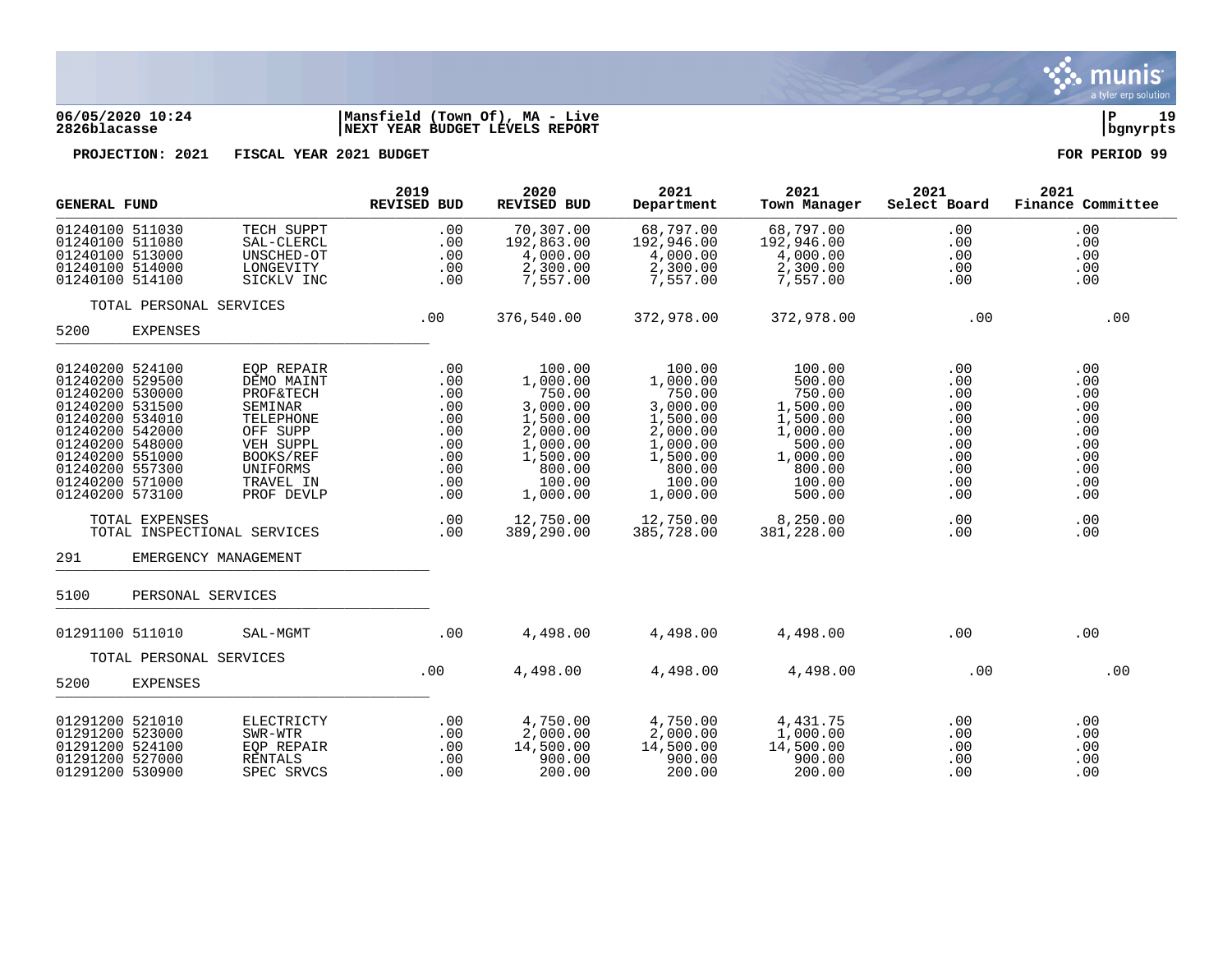**PROJECTION: 2021 FISCAL YEAR 2021 BUDGET** — FOR PERIOD 99

| GENERAL FUND | | 2019 REVISED BUD | 2020 REVISED BUD | 2021 Department | 2021 Town Manager | 2021 Select Board | 2021 Finance Committee |
|---|---|---|---|---|---|---|---|
| 01240100 511030 | TECH SUPPT | .00 | 70,307.00 | 68,797.00 | 68,797.00 | .00 | .00 |
| 01240100 511080 | SAL-CLERCL | .00 | 192,863.00 | 192,946.00 | 192,946.00 | .00 | .00 |
| 01240100 513000 | UNSCHED-OT | .00 | 4,000.00 | 4,000.00 | 4,000.00 | .00 | .00 |
| 01240100 514000 | LONGEVITY | .00 | 2,300.00 | 2,300.00 | 2,300.00 | .00 | .00 |
| 01240100 514100 | SICKLV INC | .00 | 7,557.00 | 7,557.00 | 7,557.00 | .00 | .00 |
| TOTAL PERSONAL SERVICES | | .00 | 376,540.00 | 372,978.00 | 372,978.00 | .00 | .00 |
| 5200 | EXPENSES | | | | | | |
| 01240200 524100 | EQP REPAIR | .00 | 100.00 | 100.00 | 100.00 | .00 | .00 |
| 01240200 529500 | DEMO MAINT | .00 | 1,000.00 | 1,000.00 | 500.00 | .00 | .00 |
| 01240200 530000 | PROF&TECH | .00 | 750.00 | 750.00 | 750.00 | .00 | .00 |
| 01240200 531500 | SEMINAR | .00 | 3,000.00 | 3,000.00 | 1,500.00 | .00 | .00 |
| 01240200 534010 | TELEPHONE | .00 | 1,500.00 | 1,500.00 | 1,500.00 | .00 | .00 |
| 01240200 542000 | OFF SUPP | .00 | 2,000.00 | 2,000.00 | 1,000.00 | .00 | .00 |
| 01240200 548000 | VEH SUPPL | .00 | 1,000.00 | 1,000.00 | 500.00 | .00 | .00 |
| 01240200 551000 | BOOKS/REF | .00 | 1,500.00 | 1,500.00 | 1,000.00 | .00 | .00 |
| 01240200 557300 | UNIFORMS | .00 | 800.00 | 800.00 | 800.00 | .00 | .00 |
| 01240200 571000 | TRAVEL IN | .00 | 100.00 | 100.00 | 100.00 | .00 | .00 |
| 01240200 573100 | PROF DEVLP | .00 | 1,000.00 | 1,000.00 | 500.00 | .00 | .00 |
| TOTAL EXPENSES | | .00 | 12,750.00 | 12,750.00 | 8,250.00 | .00 | .00 |
| TOTAL INSPECTIONAL SERVICES | | .00 | 389,290.00 | 385,728.00 | 381,228.00 | .00 | .00 |
| 291 | EMERGENCY MANAGEMENT | | | | | | |
| 5100 | PERSONAL SERVICES | | | | | | |
| 01291100 511010 | SAL-MGMT | .00 | 4,498.00 | 4,498.00 | 4,498.00 | .00 | .00 |
| TOTAL PERSONAL SERVICES | | .00 | 4,498.00 | 4,498.00 | 4,498.00 | .00 | .00 |
| 5200 | EXPENSES | | | | | | |
| 01291200 521010 | ELECTRICTY | .00 | 4,750.00 | 4,750.00 | 4,431.75 | .00 | .00 |
| 01291200 523000 | SWR-WTR | .00 | 2,000.00 | 2,000.00 | 1,000.00 | .00 | .00 |
| 01291200 524100 | EQP REPAIR | .00 | 14,500.00 | 14,500.00 | 14,500.00 | .00 | .00 |
| 01291200 527000 | RENTALS | .00 | 900.00 | 900.00 | 900.00 | .00 | .00 |
| 01291200 530900 | SPEC SRVCS | .00 | 200.00 | 200.00 | 200.00 | .00 | .00 |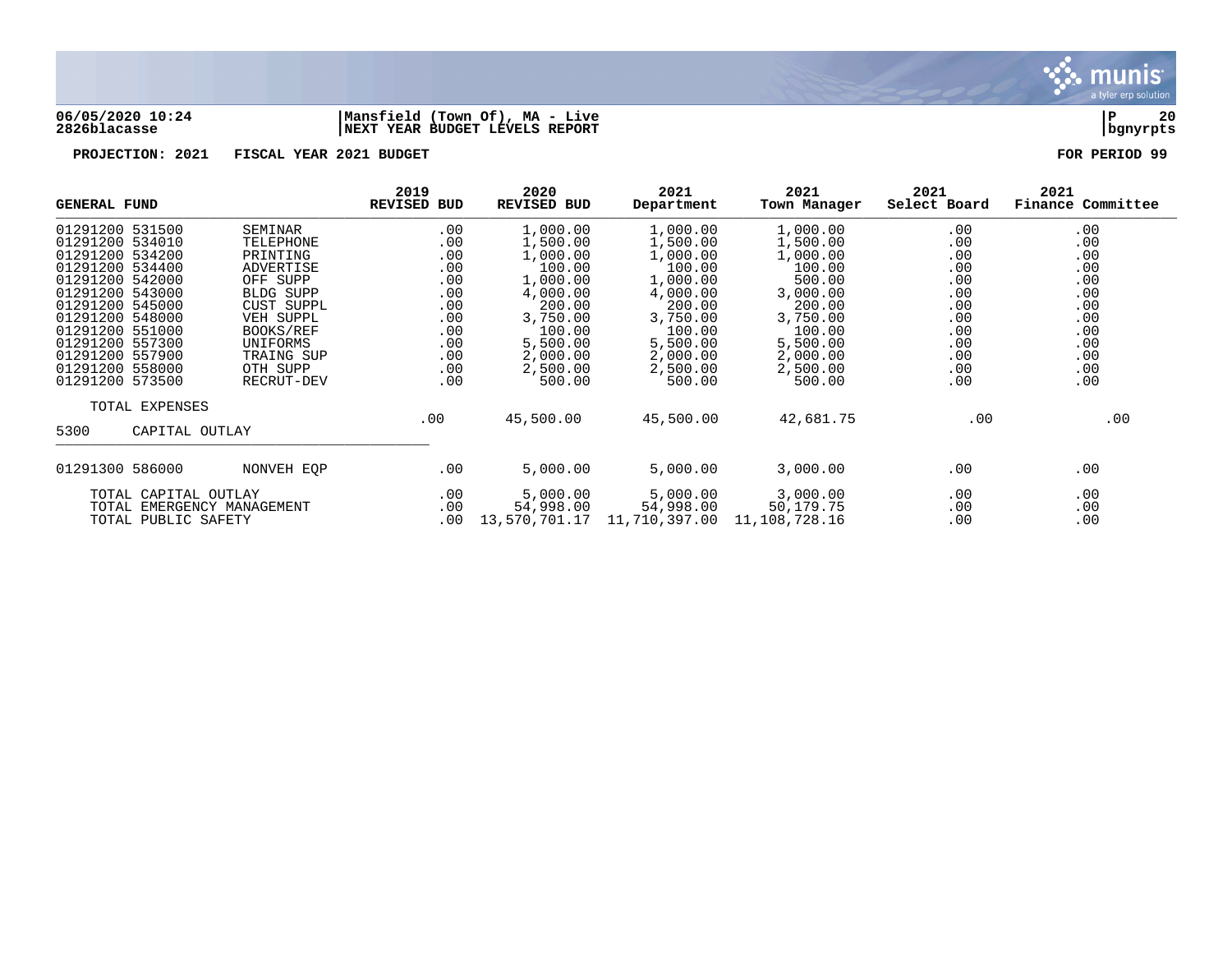**06/05/2020 10:24** | **Mansfield (Town Of), MA - Live**
**2826blacasse** | **NEXT YEAR BUDGET LEVELS REPORT** | **bgnyrpts**

**PROJECTION: 2021 FISCAL YEAR 2021 BUDGET** | **FOR PERIOD 99**

| GENERAL FUND | | 2019 REVISED BUD | 2020 REVISED BUD | 2021 Department | 2021 Town Manager | 2021 Select Board | 2021 Finance Committee |
|---|---|---|---|---|---|---|---|
| 01291200 531500 | SEMINAR | .00 | 1,000.00 | 1,000.00 | 1,000.00 | .00 | .00 |
| 01291200 534010 | TELEPHONE | .00 | 1,500.00 | 1,500.00 | 1,500.00 | .00 | .00 |
| 01291200 534200 | PRINTING | .00 | 1,000.00 | 1,000.00 | 1,000.00 | .00 | .00 |
| 01291200 534400 | ADVERTISE | .00 | 100.00 | 100.00 | 100.00 | .00 | .00 |
| 01291200 542000 | OFF SUPP | .00 | 1,000.00 | 1,000.00 | 500.00 | .00 | .00 |
| 01291200 543000 | BLDG SUPP | .00 | 4,000.00 | 4,000.00 | 3,000.00 | .00 | .00 |
| 01291200 545000 | CUST SUPPL | .00 | 200.00 | 200.00 | 200.00 | .00 | .00 |
| 01291200 548000 | VEH SUPPL | .00 | 3,750.00 | 3,750.00 | 3,750.00 | .00 | .00 |
| 01291200 551000 | BOOKS/REF | .00 | 100.00 | 100.00 | 100.00 | .00 | .00 |
| 01291200 557300 | UNIFORMS | .00 | 5,500.00 | 5,500.00 | 5,500.00 | .00 | .00 |
| 01291200 557900 | TRAING SUP | .00 | 2,000.00 | 2,000.00 | 2,000.00 | .00 | .00 |
| 01291200 558000 | OTH SUPP | .00 | 2,500.00 | 2,500.00 | 2,500.00 | .00 | .00 |
| 01291200 573500 | RECRUT-DEV | .00 | 500.00 | 500.00 | 500.00 | .00 | .00 |
| TOTAL EXPENSES | | .00 | 45,500.00 | 45,500.00 | 42,681.75 | .00 | .00 |
| **5300 CAPITAL OUTLAY** | | | | | | | |
| 01291300 586000 | NONVEH EQP | .00 | 5,000.00 | 5,000.00 | 3,000.00 | .00 | .00 |
| TOTAL CAPITAL OUTLAY | | .00 | 5,000.00 | 5,000.00 | 3,000.00 | .00 | .00 |
| TOTAL EMERGENCY MANAGEMENT | | .00 | 54,998.00 | 54,998.00 | 50,179.75 | .00 | .00 |
| TOTAL PUBLIC SAFETY | | .00 | 13,570,701.17 | 11,710,397.00 | 11,108,728.16 | .00 | .00 |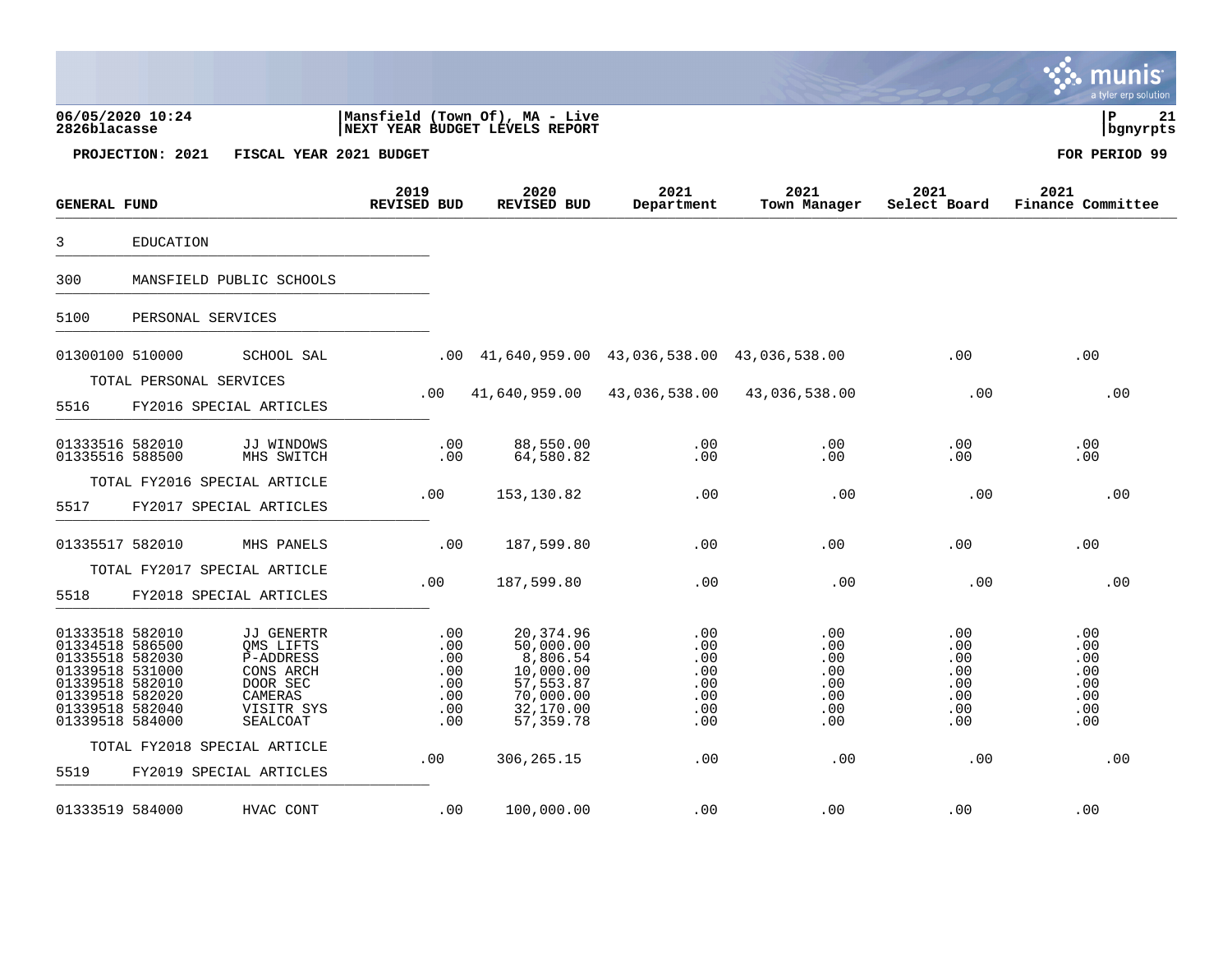06/05/2020 10:24
2826blacasse

Mansfield (Town Of), MA - Live
NEXT YEAR BUDGET LEVELS REPORT

P 21
bgnyrpts

**PROJECTION: 2021 FISCAL YEAR 2021 BUDGET** **FOR PERIOD 99**

| GENERAL FUND | | 2019 REVISED BUD | 2020 REVISED BUD | 2021 Department | 2021 Town Manager | 2021 Select Board | 2021 Finance Committee |
|---|---|---|---|---|---|---|---|
| 3 EDUCATION | | | | | | | |
| 300 MANSFIELD PUBLIC SCHOOLS | | | | | | | |
| 5100 PERSONAL SERVICES | | | | | | | |
| 01300100 510000 | SCHOOL SAL | .00 | 41,640,959.00 | 43,036,538.00 | 43,036,538.00 | .00 | .00 |
| TOTAL PERSONAL SERVICES | | .00 | 41,640,959.00 | 43,036,538.00 | 43,036,538.00 | .00 | .00 |
| 5516 FY2016 SPECIAL ARTICLES | | | | | | | |
| 01333516 582010 | JJ WINDOWS | .00 | 88,550.00 | .00 | .00 | .00 | .00 |
| 01335516 588500 | MHS SWITCH | .00 | 64,580.82 | .00 | .00 | .00 | .00 |
| TOTAL FY2016 SPECIAL ARTICLE | | .00 | 153,130.82 | .00 | .00 | .00 | .00 |
| 5517 FY2017 SPECIAL ARTICLES | | | | | | | |
| 01335517 582010 | MHS PANELS | .00 | 187,599.80 | .00 | .00 | .00 | .00 |
| TOTAL FY2017 SPECIAL ARTICLE | | .00 | 187,599.80 | .00 | .00 | .00 | .00 |
| 5518 FY2018 SPECIAL ARTICLES | | | | | | | |
| 01333518 582010 | JJ GENERTR | .00 | 20,374.96 | .00 | .00 | .00 | .00 |
| 01334518 586500 | QMS LIFTS | .00 | 50,000.00 | .00 | .00 | .00 | .00 |
| 01335518 582030 | P-ADDRESS | .00 | 8,806.54 | .00 | .00 | .00 | .00 |
| 01339518 531000 | CONS ARCH | .00 | 10,000.00 | .00 | .00 | .00 | .00 |
| 01339518 582010 | DOOR SEC | .00 | 57,553.87 | .00 | .00 | .00 | .00 |
| 01339518 582020 | CAMERAS | .00 | 70,000.00 | .00 | .00 | .00 | .00 |
| 01339518 582040 | VISITR SYS | .00 | 32,170.00 | .00 | .00 | .00 | .00 |
| 01339518 584000 | SEALCOAT | .00 | 57,359.78 | .00 | .00 | .00 | .00 |
| TOTAL FY2018 SPECIAL ARTICLE | | .00 | 306,265.15 | .00 | .00 | .00 | .00 |
| 5519 FY2019 SPECIAL ARTICLES | | | | | | | |
| 01333519 584000 | HVAC CONT | .00 | 100,000.00 | .00 | .00 | .00 | .00 |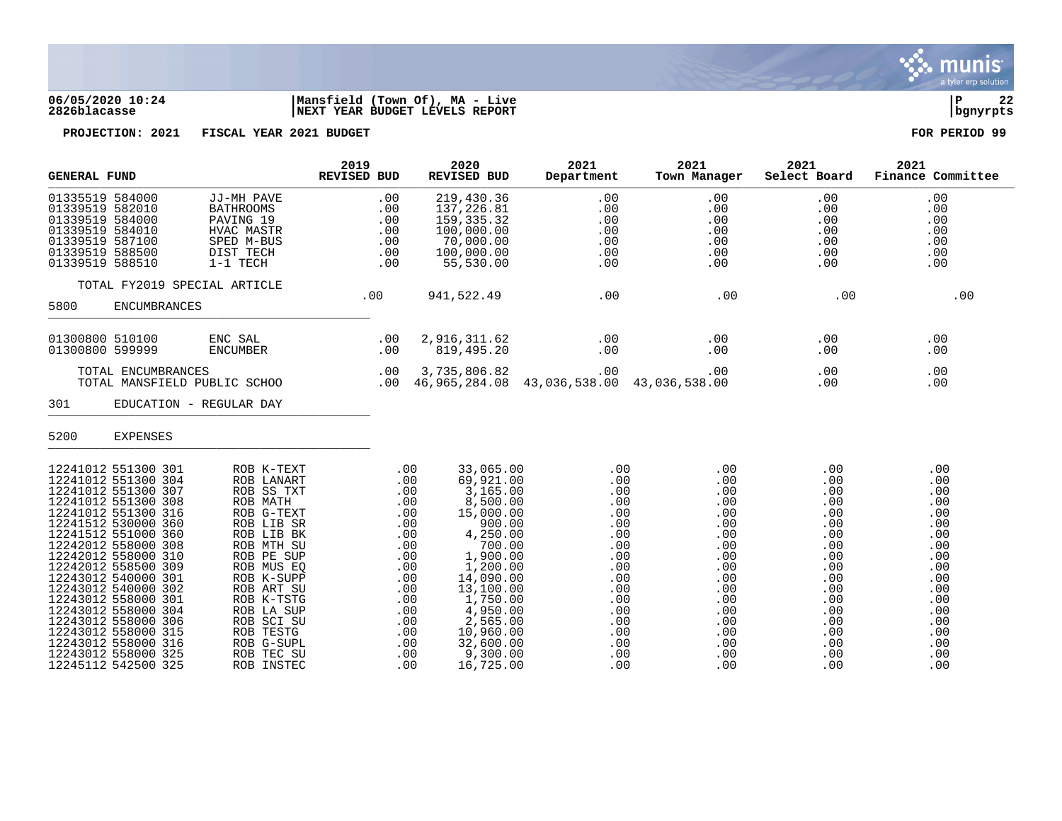**06/05/2020 10:24** | **Mansfield (Town Of), MA - Live** | **P 22**
**2826blacasse** | **NEXT YEAR BUDGET LEVELS REPORT** | **bgnyrpts**

**PROJECTION: 2021 FISCAL YEAR 2021 BUDGET** | **FOR PERIOD 99**

| GENERAL FUND | | 2019 REVISED BUD | 2020 REVISED BUD | 2021 Department | 2021 Town Manager | 2021 Select Board | 2021 Finance Committee |
|---|---|---|---|---|---|---|---|
| 01335519 584000 | JJ-MH PAVE | .00 | 219,430.36 | .00 | .00 | .00 | .00 |
| 01339519 582010 | BATHROOMS | .00 | 137,226.81 | .00 | .00 | .00 | .00 |
| 01339519 584000 | PAVING 19 | .00 | 159,335.32 | .00 | .00 | .00 | .00 |
| 01339519 584010 | HVAC MASTR | .00 | 100,000.00 | .00 | .00 | .00 | .00 |
| 01339519 587100 | SPED M-BUS | .00 | 70,000.00 | .00 | .00 | .00 | .00 |
| 01339519 588500 | DIST TECH | .00 | 100,000.00 | .00 | .00 | .00 | .00 |
| 01339519 588510 | 1-1 TECH | .00 | 55,530.00 | .00 | .00 | .00 | .00 |
| TOTAL FY2019 SPECIAL ARTICLE | | .00 | 941,522.49 | .00 | .00 | .00 | .00 |
| 5800 ENCUMBRANCES | | | | | | | |
| 01300800 510100 | ENC SAL | .00 | 2,916,311.62 | .00 | .00 | .00 | .00 |
| 01300800 599999 | ENCUMBER | .00 | 819,495.20 | .00 | .00 | .00 | .00 |
| TOTAL ENCUMBRANCES | | .00 | 3,735,806.82 | .00 | .00 | .00 | .00 |
| TOTAL MANSFIELD PUBLIC SCHOO | | .00 | 46,965,284.08 | 43,036,538.00 | 43,036,538.00 | .00 | .00 |
| 301 EDUCATION - REGULAR DAY | | | | | | | |
| 5200 EXPENSES | | | | | | | |
| 12241012 551300 301 | ROB K-TEXT | .00 | 33,065.00 | .00 | .00 | .00 | .00 |
| 12241012 551300 304 | ROB LANART | .00 | 69,921.00 | .00 | .00 | .00 | .00 |
| 12241012 551300 307 | ROB SS TXT | .00 | 3,165.00 | .00 | .00 | .00 | .00 |
| 12241012 551300 308 | ROB MATH | .00 | 8,500.00 | .00 | .00 | .00 | .00 |
| 12241012 551300 316 | ROB G-TEXT | .00 | 15,000.00 | .00 | .00 | .00 | .00 |
| 12241512 530000 360 | ROB LIB SR | .00 | 900.00 | .00 | .00 | .00 | .00 |
| 12241512 551000 360 | ROB LIB BK | .00 | 4,250.00 | .00 | .00 | .00 | .00 |
| 12242012 558000 308 | ROB MTH SU | .00 | 700.00 | .00 | .00 | .00 | .00 |
| 12242012 558000 310 | ROB PE SUP | .00 | 1,900.00 | .00 | .00 | .00 | .00 |
| 12242012 558500 309 | ROB MUS EQ | .00 | 1,200.00 | .00 | .00 | .00 | .00 |
| 12243012 540000 301 | ROB K-SUPP | .00 | 14,090.00 | .00 | .00 | .00 | .00 |
| 12243012 540000 302 | ROB ART SU | .00 | 13,100.00 | .00 | .00 | .00 | .00 |
| 12243012 558000 301 | ROB K-TSTG | .00 | 1,750.00 | .00 | .00 | .00 | .00 |
| 12243012 558000 304 | ROB LA SUP | .00 | 4,950.00 | .00 | .00 | .00 | .00 |
| 12243012 558000 306 | ROB SCI SU | .00 | 2,565.00 | .00 | .00 | .00 | .00 |
| 12243012 558000 315 | ROB TESTG | .00 | 10,960.00 | .00 | .00 | .00 | .00 |
| 12243012 558000 316 | ROB G-SUPL | .00 | 32,600.00 | .00 | .00 | .00 | .00 |
| 12243012 558000 325 | ROB TEC SU | .00 | 9,300.00 | .00 | .00 | .00 | .00 |
| 12245112 542500 325 | ROB INSTEC | .00 | 16,725.00 | .00 | .00 | .00 | .00 |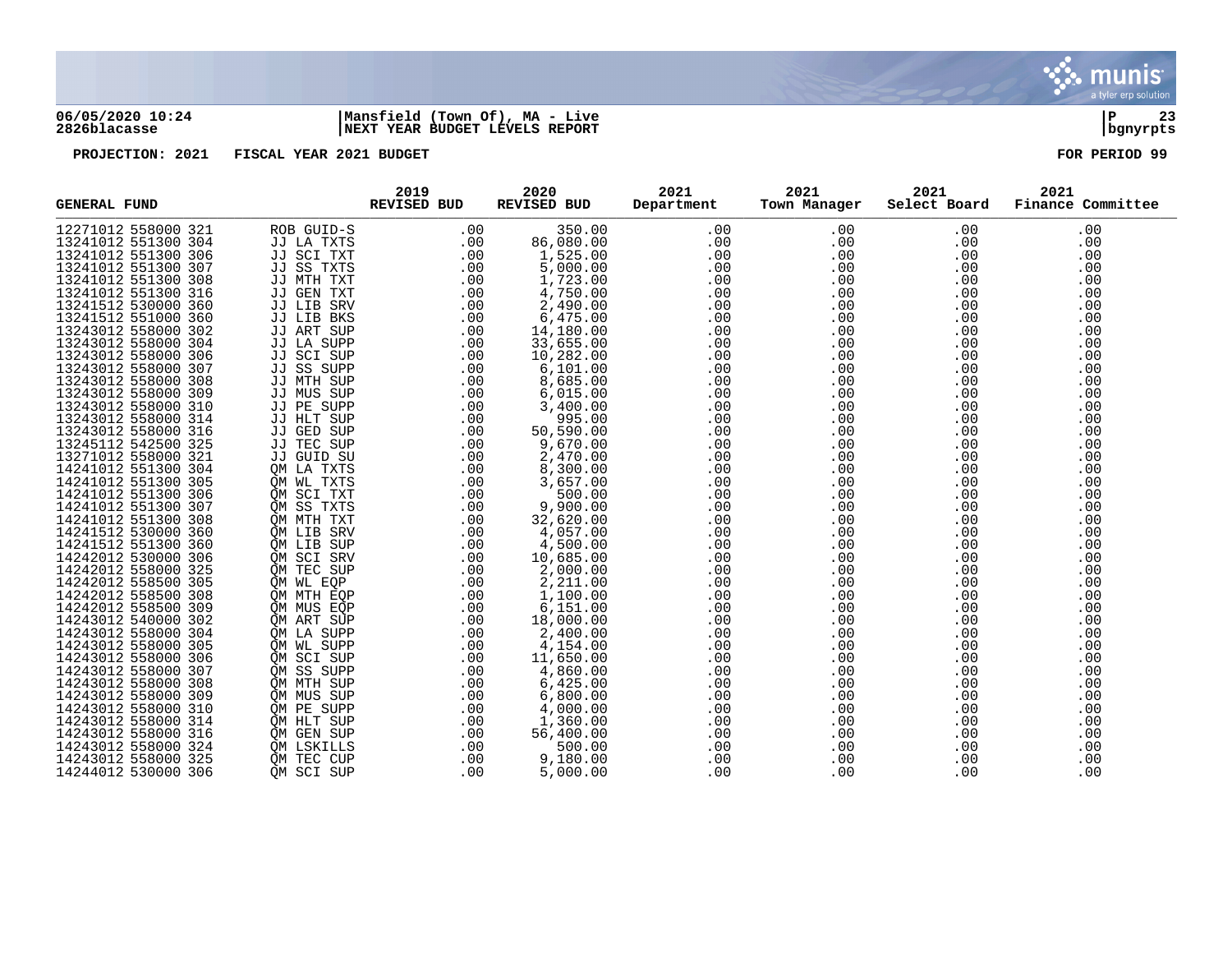06/05/2020 10:24 | Mansfield (Town Of), MA - Live | P 23
2826blacasse | NEXT YEAR BUDGET LEVELS REPORT | bgnyrpts

PROJECTION: 2021 FISCAL YEAR 2021 BUDGET FOR PERIOD 99

| GENERAL FUND | | 2019 REVISED BUD | 2020 REVISED BUD | 2021 Department | 2021 Town Manager | 2021 Select Board | 2021 Finance Committee |
|---|---|---|---|---|---|---|---|
| 12271012 558000 321 | ROB GUID-S | .00 | 350.00 | .00 | .00 | .00 | .00 |
| 13241012 551300 304 | JJ LA TXTS | .00 | 86,080.00 | .00 | .00 | .00 | .00 |
| 13241012 551300 306 | JJ SCI TXT | .00 | 1,525.00 | .00 | .00 | .00 | .00 |
| 13241012 551300 307 | JJ SS TXTS | .00 | 5,000.00 | .00 | .00 | .00 | .00 |
| 13241012 551300 308 | JJ MTH TXT | .00 | 1,723.00 | .00 | .00 | .00 | .00 |
| 13241012 551300 316 | JJ GEN TXT | .00 | 4,750.00 | .00 | .00 | .00 | .00 |
| 13241512 530000 360 | JJ LIB SRV | .00 | 2,490.00 | .00 | .00 | .00 | .00 |
| 13241512 551000 360 | JJ LIB BKS | .00 | 6,475.00 | .00 | .00 | .00 | .00 |
| 13243012 558000 302 | JJ ART SUP | .00 | 14,180.00 | .00 | .00 | .00 | .00 |
| 13243012 558000 304 | JJ LA SUPP | .00 | 33,655.00 | .00 | .00 | .00 | .00 |
| 13243012 558000 306 | JJ SCI SUP | .00 | 10,282.00 | .00 | .00 | .00 | .00 |
| 13243012 558000 307 | JJ SS SUPP | .00 | 6,101.00 | .00 | .00 | .00 | .00 |
| 13243012 558000 308 | JJ MTH SUP | .00 | 8,685.00 | .00 | .00 | .00 | .00 |
| 13243012 558000 309 | JJ MUS SUP | .00 | 6,015.00 | .00 | .00 | .00 | .00 |
| 13243012 558000 310 | JJ PE SUPP | .00 | 3,400.00 | .00 | .00 | .00 | .00 |
| 13243012 558000 314 | JJ HLT SUP | .00 | 995.00 | .00 | .00 | .00 | .00 |
| 13243012 558000 316 | JJ GED SUP | .00 | 50,590.00 | .00 | .00 | .00 | .00 |
| 13245112 542500 325 | JJ TEC SUP | .00 | 9,670.00 | .00 | .00 | .00 | .00 |
| 13271012 558000 321 | JJ GUID SU | .00 | 2,470.00 | .00 | .00 | .00 | .00 |
| 14241012 551300 304 | QM LA TXTS | .00 | 8,300.00 | .00 | .00 | .00 | .00 |
| 14241012 551300 305 | QM WL TXTS | .00 | 3,657.00 | .00 | .00 | .00 | .00 |
| 14241012 551300 306 | QM SCI TXT | .00 | 500.00 | .00 | .00 | .00 | .00 |
| 14241012 551300 307 | QM SS TXTS | .00 | 9,900.00 | .00 | .00 | .00 | .00 |
| 14241012 551300 308 | QM MTH TXT | .00 | 32,620.00 | .00 | .00 | .00 | .00 |
| 14241512 530000 360 | QM LIB SRV | .00 | 4,057.00 | .00 | .00 | .00 | .00 |
| 14241512 551300 360 | QM LIB SUP | .00 | 4,500.00 | .00 | .00 | .00 | .00 |
| 14242012 530000 306 | QM SCI SRV | .00 | 10,685.00 | .00 | .00 | .00 | .00 |
| 14242012 558000 325 | QM TEC SUP | .00 | 2,000.00 | .00 | .00 | .00 | .00 |
| 14242012 558500 305 | QM WL EQP | .00 | 2,211.00 | .00 | .00 | .00 | .00 |
| 14242012 558500 308 | QM MTH EQP | .00 | 1,100.00 | .00 | .00 | .00 | .00 |
| 14242012 558500 309 | QM MUS EQP | .00 | 6,151.00 | .00 | .00 | .00 | .00 |
| 14243012 540000 302 | QM ART SUP | .00 | 18,000.00 | .00 | .00 | .00 | .00 |
| 14243012 558000 304 | QM LA SUPP | .00 | 2,400.00 | .00 | .00 | .00 | .00 |
| 14243012 558000 305 | QM WL SUPP | .00 | 4,154.00 | .00 | .00 | .00 | .00 |
| 14243012 558000 306 | QM SCI SUP | .00 | 11,650.00 | .00 | .00 | .00 | .00 |
| 14243012 558000 307 | QM SS SUPP | .00 | 4,860.00 | .00 | .00 | .00 | .00 |
| 14243012 558000 308 | QM MTH SUP | .00 | 6,425.00 | .00 | .00 | .00 | .00 |
| 14243012 558000 309 | QM MUS SUP | .00 | 6,800.00 | .00 | .00 | .00 | .00 |
| 14243012 558000 310 | QM PE SUPP | .00 | 4,000.00 | .00 | .00 | .00 | .00 |
| 14243012 558000 314 | QM HLT SUP | .00 | 1,360.00 | .00 | .00 | .00 | .00 |
| 14243012 558000 316 | QM GEN SUP | .00 | 56,400.00 | .00 | .00 | .00 | .00 |
| 14243012 558000 324 | QM LSKILLS | .00 | 500.00 | .00 | .00 | .00 | .00 |
| 14243012 558000 325 | QM TEC CUP | .00 | 9,180.00 | .00 | .00 | .00 | .00 |
| 14244012 530000 306 | QM SCI SUP | .00 | 5,000.00 | .00 | .00 | .00 | .00 |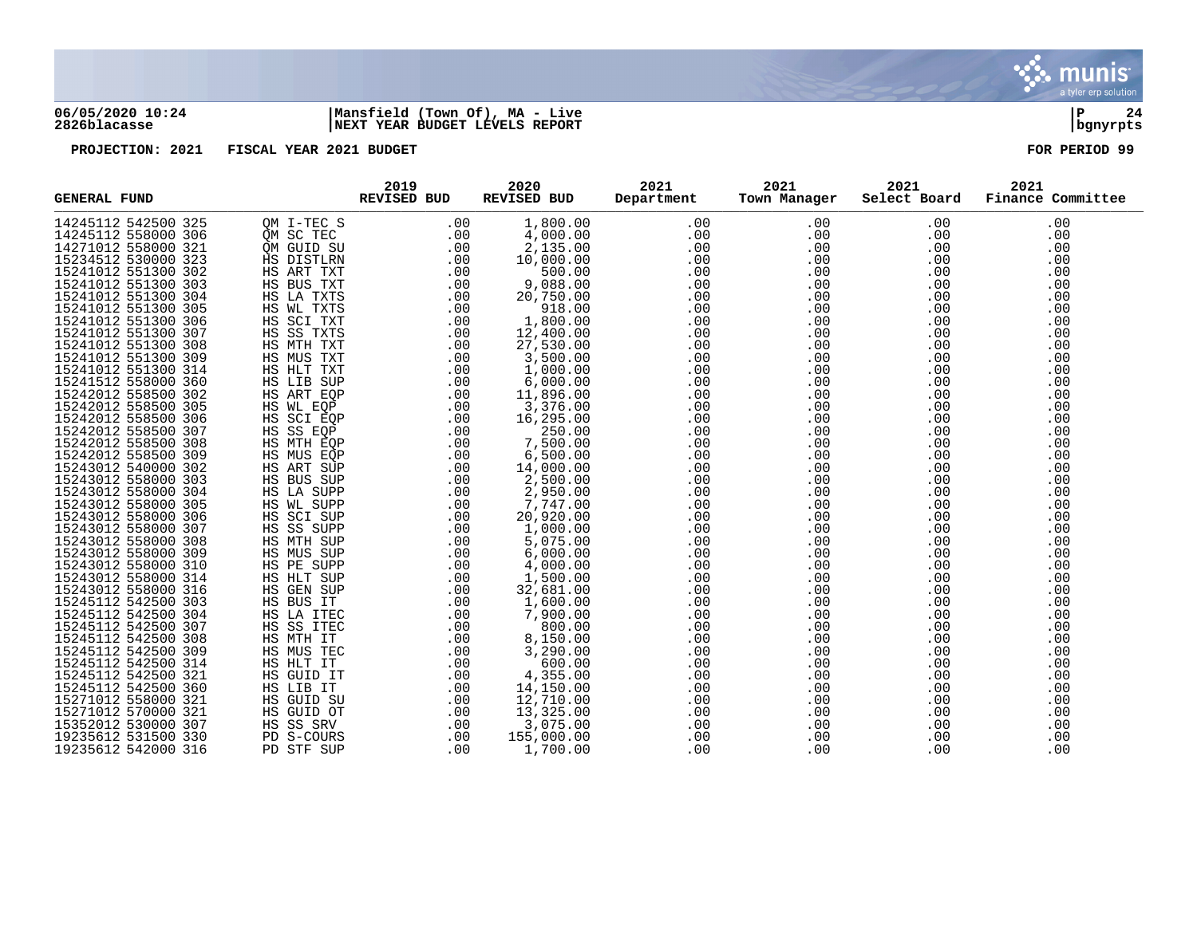**06/05/2020 10:24** | **Mansfield (Town Of), MA - Live**
**2826blacasse** | **NEXT YEAR BUDGET LEVELS REPORT**

**PROJECTION: 2021 FISCAL YEAR 2021 BUDGET** | **FOR PERIOD 99**

| GENERAL FUND | | 2019 REVISED BUD | 2020 REVISED BUD | 2021 Department | 2021 Town Manager | 2021 Select Board | 2021 Finance Committee |
|---|---|---|---|---|---|---|---|
| 14245112 542500 325 | QM I-TEC S | .00 | 1,800.00 | .00 | .00 | .00 | .00 |
| 14245112 558000 306 | QM SC TEC | .00 | 4,000.00 | .00 | .00 | .00 | .00 |
| 14271012 558000 321 | QM GUID SU | .00 | 2,135.00 | .00 | .00 | .00 | .00 |
| 15234512 530000 323 | HS DISTLRN | .00 | 10,000.00 | .00 | .00 | .00 | .00 |
| 15241012 551300 302 | HS ART TXT | .00 | 500.00 | .00 | .00 | .00 | .00 |
| 15241012 551300 303 | HS BUS TXT | .00 | 9,088.00 | .00 | .00 | .00 | .00 |
| 15241012 551300 304 | HS LA TXTS | .00 | 20,750.00 | .00 | .00 | .00 | .00 |
| 15241012 551300 305 | HS WL TXTS | .00 | 918.00 | .00 | .00 | .00 | .00 |
| 15241012 551300 306 | HS SCI TXT | .00 | 1,800.00 | .00 | .00 | .00 | .00 |
| 15241012 551300 307 | HS SS TXTS | .00 | 12,400.00 | .00 | .00 | .00 | .00 |
| 15241012 551300 308 | HS MTH TXT | .00 | 27,530.00 | .00 | .00 | .00 | .00 |
| 15241012 551300 309 | HS MUS TXT | .00 | 3,500.00 | .00 | .00 | .00 | .00 |
| 15241012 551300 314 | HS HLT TXT | .00 | 1,000.00 | .00 | .00 | .00 | .00 |
| 15241512 558000 360 | HS LIB SUP | .00 | 6,000.00 | .00 | .00 | .00 | .00 |
| 15242012 558500 302 | HS ART EQP | .00 | 11,896.00 | .00 | .00 | .00 | .00 |
| 15242012 558500 305 | HS WL EQP | .00 | 3,376.00 | .00 | .00 | .00 | .00 |
| 15242012 558500 306 | HS SCI EQP | .00 | 16,295.00 | .00 | .00 | .00 | .00 |
| 15242012 558500 307 | HS SS EQP | .00 | 250.00 | .00 | .00 | .00 | .00 |
| 15242012 558500 308 | HS MTH EQP | .00 | 7,500.00 | .00 | .00 | .00 | .00 |
| 15242012 558500 309 | HS MUS EQP | .00 | 6,500.00 | .00 | .00 | .00 | .00 |
| 15243012 540000 302 | HS ART SUP | .00 | 14,000.00 | .00 | .00 | .00 | .00 |
| 15243012 558000 303 | HS BUS SUP | .00 | 2,500.00 | .00 | .00 | .00 | .00 |
| 15243012 558000 304 | HS LA SUPP | .00 | 2,950.00 | .00 | .00 | .00 | .00 |
| 15243012 558000 305 | HS WL SUPP | .00 | 7,747.00 | .00 | .00 | .00 | .00 |
| 15243012 558000 306 | HS SCI SUP | .00 | 20,920.00 | .00 | .00 | .00 | .00 |
| 15243012 558000 307 | HS SS SUPP | .00 | 1,000.00 | .00 | .00 | .00 | .00 |
| 15243012 558000 308 | HS MTH SUP | .00 | 5,075.00 | .00 | .00 | .00 | .00 |
| 15243012 558000 309 | HS MUS SUP | .00 | 6,000.00 | .00 | .00 | .00 | .00 |
| 15243012 558000 310 | HS PE SUPP | .00 | 4,000.00 | .00 | .00 | .00 | .00 |
| 15243012 558000 314 | HS HLT SUP | .00 | 1,500.00 | .00 | .00 | .00 | .00 |
| 15243012 558000 316 | HS GEN SUP | .00 | 32,681.00 | .00 | .00 | .00 | .00 |
| 15245112 542500 303 | HS BUS IT | .00 | 1,600.00 | .00 | .00 | .00 | .00 |
| 15245112 542500 304 | HS LA ITEC | .00 | 7,900.00 | .00 | .00 | .00 | .00 |
| 15245112 542500 307 | HS SS ITEC | .00 | 800.00 | .00 | .00 | .00 | .00 |
| 15245112 542500 308 | HS MTH IT | .00 | 8,150.00 | .00 | .00 | .00 | .00 |
| 15245112 542500 309 | HS MUS TEC | .00 | 3,290.00 | .00 | .00 | .00 | .00 |
| 15245112 542500 314 | HS HLT IT | .00 | 600.00 | .00 | .00 | .00 | .00 |
| 15245112 542500 321 | HS GUID IT | .00 | 4,355.00 | .00 | .00 | .00 | .00 |
| 15245112 542500 360 | HS LIB IT | .00 | 14,150.00 | .00 | .00 | .00 | .00 |
| 15271012 558000 321 | HS GUID SU | .00 | 12,710.00 | .00 | .00 | .00 | .00 |
| 15271012 570000 321 | HS GUID OT | .00 | 13,325.00 | .00 | .00 | .00 | .00 |
| 15352012 530000 307 | HS SS SRV | .00 | 3,075.00 | .00 | .00 | .00 | .00 |
| 19235612 531500 330 | PD S-COURS | .00 | 155,000.00 | .00 | .00 | .00 | .00 |
| 19235612 542000 316 | PD STF SUP | .00 | 1,700.00 | .00 | .00 | .00 | .00 |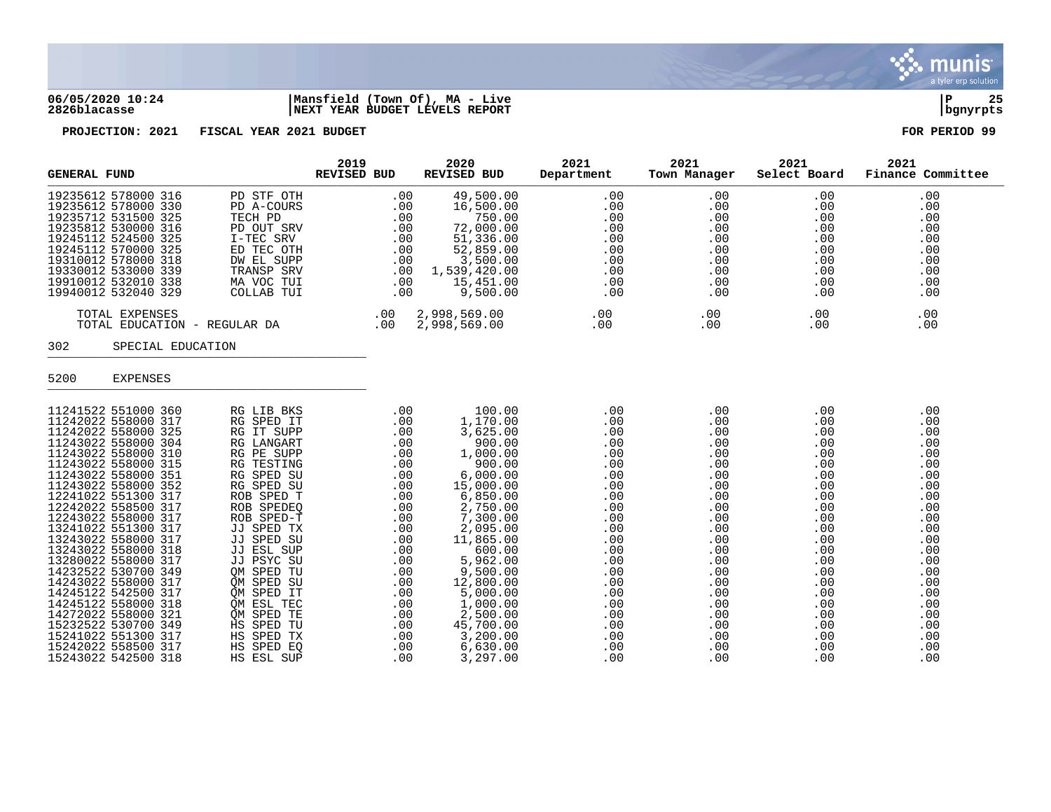**06/05/2020 10:24** | **Mansfield (Town Of), MA - Live**
**2826blacasse** | **NEXT YEAR BUDGET LEVELS REPORT** | **bgnyrpts**

**PROJECTION: 2021 FISCAL YEAR 2021 BUDGET** — **FOR PERIOD 99**

| GENERAL FUND | | 2019 REVISED BUD | 2020 REVISED BUD | 2021 Department | 2021 Town Manager | 2021 Select Board | 2021 Finance Committee |
|---|---|---|---|---|---|---|---|
| 19235612 578000 316 | PD STF OTH | .00 | 49,500.00 | .00 | .00 | .00 | .00 |
| 19235612 578000 330 | PD A-COURS | .00 | 16,500.00 | .00 | .00 | .00 | .00 |
| 19235712 531500 325 | TECH PD | .00 | 750.00 | .00 | .00 | .00 | .00 |
| 19235812 530000 316 | PD OUT SRV | .00 | 72,000.00 | .00 | .00 | .00 | .00 |
| 19245112 524500 325 | I-TEC SRV | .00 | 51,336.00 | .00 | .00 | .00 | .00 |
| 19245112 570000 325 | ED TEC OTH | .00 | 52,859.00 | .00 | .00 | .00 | .00 |
| 19310012 578000 318 | DW EL SUPP | .00 | 3,500.00 | .00 | .00 | .00 | .00 |
| 19330012 533000 339 | TRANSP SRV | .00 | 1,539,420.00 | .00 | .00 | .00 | .00 |
| 19910012 532010 338 | MA VOC TUI | .00 | 15,451.00 | .00 | .00 | .00 | .00 |
| 19940012 532040 329 | COLLAB TUI | .00 | 9,500.00 | .00 | .00 | .00 | .00 |
| TOTAL EXPENSES | | .00 | 2,998,569.00 | .00 | .00 | .00 | .00 |
| TOTAL EDUCATION - REGULAR DA | | .00 | 2,998,569.00 | .00 | .00 | .00 | .00 |

302 SPECIAL EDUCATION

5200 EXPENSES

| GENERAL FUND | | 2019 REVISED BUD | 2020 REVISED BUD | 2021 Department | 2021 Town Manager | 2021 Select Board | 2021 Finance Committee |
|---|---|---|---|---|---|---|---|
| 11241522 551000 360 | RG LIB BKS | .00 | 100.00 | .00 | .00 | .00 | .00 |
| 11242022 558000 317 | RG SPED IT | .00 | 1,170.00 | .00 | .00 | .00 | .00 |
| 11242022 558000 325 | RG IT SUPP | .00 | 3,625.00 | .00 | .00 | .00 | .00 |
| 11243022 558000 304 | RG LANGART | .00 | 900.00 | .00 | .00 | .00 | .00 |
| 11243022 558000 310 | RG PE SUPP | .00 | 1,000.00 | .00 | .00 | .00 | .00 |
| 11243022 558000 315 | RG TESTING | .00 | 900.00 | .00 | .00 | .00 | .00 |
| 11243022 558000 351 | RG SPED SU | .00 | 6,000.00 | .00 | .00 | .00 | .00 |
| 11243022 558000 352 | RG SPED SU | .00 | 15,000.00 | .00 | .00 | .00 | .00 |
| 12241022 551300 317 | ROB SPED T | .00 | 6,850.00 | .00 | .00 | .00 | .00 |
| 12242022 558500 317 | ROB SPEDEQ | .00 | 2,750.00 | .00 | .00 | .00 | .00 |
| 12243022 558000 317 | ROB SPED-T | .00 | 7,300.00 | .00 | .00 | .00 | .00 |
| 13241022 551300 317 | JJ SPED TX | .00 | 2,095.00 | .00 | .00 | .00 | .00 |
| 13243022 558000 317 | JJ SPED SU | .00 | 11,865.00 | .00 | .00 | .00 | .00 |
| 13243022 558000 318 | JJ ESL SUP | .00 | 600.00 | .00 | .00 | .00 | .00 |
| 13280022 558000 317 | JJ PSYC SU | .00 | 5,962.00 | .00 | .00 | .00 | .00 |
| 14232522 530700 349 | QM SPED TU | .00 | 9,500.00 | .00 | .00 | .00 | .00 |
| 14243022 558000 317 | QM SPED SU | .00 | 12,800.00 | .00 | .00 | .00 | .00 |
| 14245122 542500 317 | QM SPED IT | .00 | 5,000.00 | .00 | .00 | .00 | .00 |
| 14245122 558000 318 | QM ESL TEC | .00 | 1,000.00 | .00 | .00 | .00 | .00 |
| 14272022 558000 321 | QM SPED TE | .00 | 2,500.00 | .00 | .00 | .00 | .00 |
| 15232522 530700 349 | HS SPED TU | .00 | 45,700.00 | .00 | .00 | .00 | .00 |
| 15241022 551300 317 | HS SPED TX | .00 | 3,200.00 | .00 | .00 | .00 | .00 |
| 15242022 558500 317 | HS SPED EQ | .00 | 6,630.00 | .00 | .00 | .00 | .00 |
| 15243022 542500 318 | HS ESL SUP | .00 | 3,297.00 | .00 | .00 | .00 | .00 |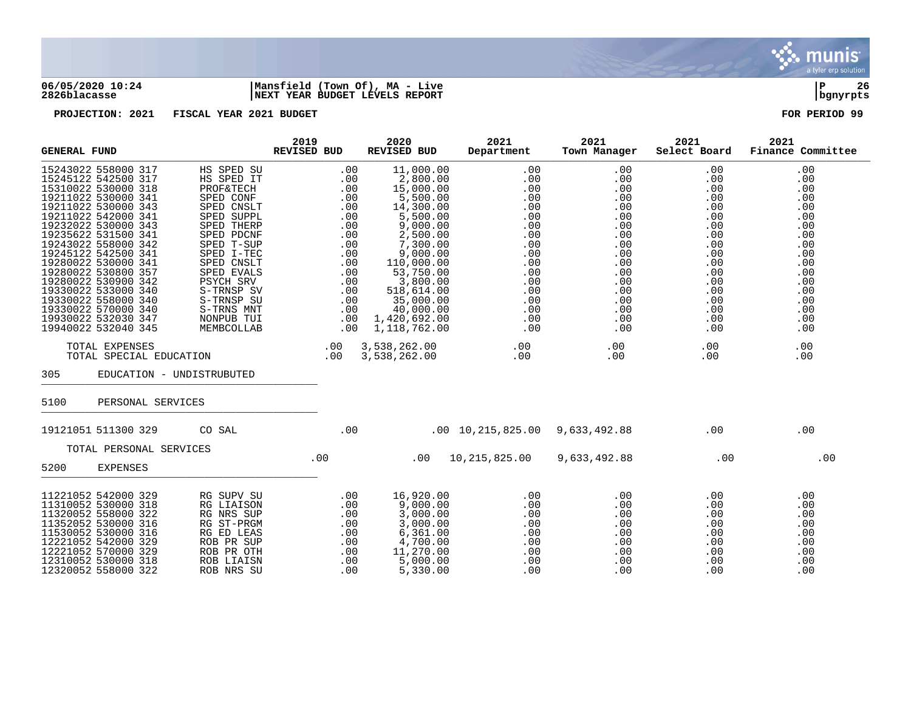**06/05/2020 10:24** | **Mansfield (Town Of), MA - Live**
**2826blacasse** | **NEXT YEAR BUDGET LEVELS REPORT**

**PROJECTION: 2021 FISCAL YEAR 2021 BUDGET** — **FOR PERIOD 99**

| GENERAL FUND | | 2019 REVISED BUD | 2020 REVISED BUD | 2021 Department | 2021 Town Manager | 2021 Select Board | 2021 Finance Committee |
|---|---|---|---|---|---|---|---|
| 15243022 558000 317 | HS SPED SU | .00 | 11,000.00 | .00 | .00 | .00 | .00 |
| 15245122 542500 317 | HS SPED IT | .00 | 2,800.00 | .00 | .00 | .00 | .00 |
| 15310022 530000 318 | PROF&TECH | .00 | 15,000.00 | .00 | .00 | .00 | .00 |
| 19211022 530000 341 | SPED CONF | .00 | 5,500.00 | .00 | .00 | .00 | .00 |
| 19211022 530000 343 | SPED CNSLT | .00 | 14,300.00 | .00 | .00 | .00 | .00 |
| 19211022 542000 341 | SPED SUPPL | .00 | 5,500.00 | .00 | .00 | .00 | .00 |
| 19232022 530000 343 | SPED THERP | .00 | 9,000.00 | .00 | .00 | .00 | .00 |
| 19235622 531500 341 | SPED PDCNF | .00 | 2,500.00 | .00 | .00 | .00 | .00 |
| 19243022 558000 342 | SPED T-SUP | .00 | 7,300.00 | .00 | .00 | .00 | .00 |
| 19245122 542500 341 | SPED I-TEC | .00 | 9,000.00 | .00 | .00 | .00 | .00 |
| 19280022 530000 341 | SPED CNSLT | .00 | 110,000.00 | .00 | .00 | .00 | .00 |
| 19280022 530800 357 | SPED EVALS | .00 | 53,750.00 | .00 | .00 | .00 | .00 |
| 19280022 530900 342 | PSYCH SRV | .00 | 3,800.00 | .00 | .00 | .00 | .00 |
| 19330022 533000 340 | S-TRNSP SV | .00 | 518,614.00 | .00 | .00 | .00 | .00 |
| 19330022 558000 340 | S-TRNSP SU | .00 | 35,000.00 | .00 | .00 | .00 | .00 |
| 19330022 570000 340 | S-TRNS MNT | .00 | 40,000.00 | .00 | .00 | .00 | .00 |
| 19930022 532030 347 | NONPUB TUI | .00 | 1,420,692.00 | .00 | .00 | .00 | .00 |
| 19940022 532040 345 | MEMBCOLLAB | .00 | 1,118,762.00 | .00 | .00 | .00 | .00 |
| TOTAL EXPENSES | | .00 | 3,538,262.00 | .00 | .00 | .00 | .00 |
| TOTAL SPECIAL EDUCATION | | .00 | 3,538,262.00 | .00 | .00 | .00 | .00 |
| **305 EDUCATION - UNDISTRUBUTED** | | | | | | | |
| **5100 PERSONAL SERVICES** | | | | | | | |
| 19121051 511300 329 | CO SAL | .00 | .00 | 10,215,825.00 | 9,633,492.88 | .00 | .00 |
| TOTAL PERSONAL SERVICES | | .00 | .00 | 10,215,825.00 | 9,633,492.88 | .00 | .00 |
| **5200 EXPENSES** | | | | | | | |
| 11221052 542000 329 | RG SUPV SU | .00 | 16,920.00 | .00 | .00 | .00 | .00 |
| 11310052 530000 318 | RG LIAISON | .00 | 9,000.00 | .00 | .00 | .00 | .00 |
| 11320052 558000 322 | RG NRS SUP | .00 | 3,000.00 | .00 | .00 | .00 | .00 |
| 11352052 530000 316 | RG ST-PRGM | .00 | 3,000.00 | .00 | .00 | .00 | .00 |
| 11530052 530000 316 | RG ED LEAS | .00 | 6,361.00 | .00 | .00 | .00 | .00 |
| 12221052 542000 329 | ROB PR SUP | .00 | 4,700.00 | .00 | .00 | .00 | .00 |
| 12221052 570000 329 | ROB PR OTH | .00 | 11,270.00 | .00 | .00 | .00 | .00 |
| 12310052 530000 318 | ROB LIAISN | .00 | 5,000.00 | .00 | .00 | .00 | .00 |
| 12320052 558000 322 | ROB NRS SU | .00 | 5,330.00 | .00 | .00 | .00 | .00 |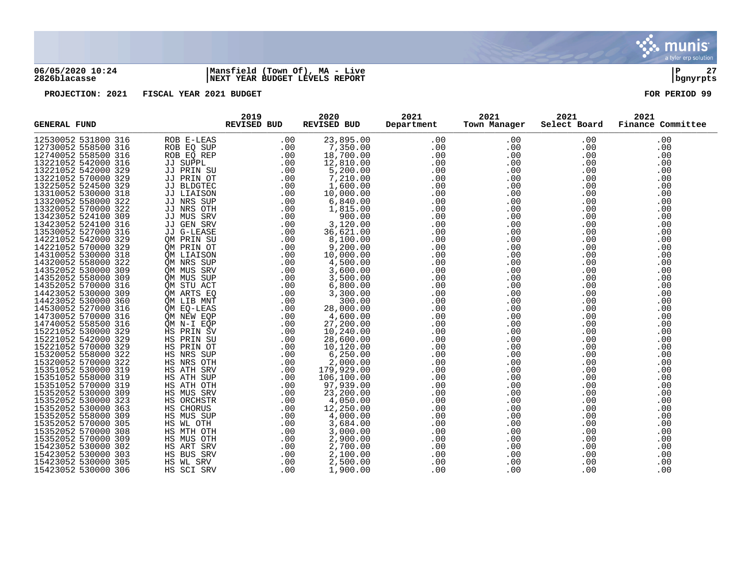06/05/2020 10:24 | Mansfield (Town Of), MA - Live
2826blacasse | NEXT YEAR BUDGET LEVELS REPORT

PROJECTION: 2021 FISCAL YEAR 2021 BUDGET — FOR PERIOD 99

| GENERAL FUND | | 2019 REVISED BUD | 2020 REVISED BUD | 2021 Department | 2021 Town Manager | 2021 Select Board | 2021 Finance Committee |
|---|---|---|---|---|---|---|---|
| 12530052 531800 316 | ROB E-LEAS | .00 | 23,895.00 | .00 | .00 | .00 | .00 |
| 12730052 558500 316 | ROB EQ SUP | .00 | 7,350.00 | .00 | .00 | .00 | .00 |
| 12740052 558500 316 | ROB EQ REP | .00 | 18,700.00 | .00 | .00 | .00 | .00 |
| 13221052 542000 316 | JJ SUPPL | .00 | 12,810.00 | .00 | .00 | .00 | .00 |
| 13221052 542000 329 | JJ PRIN SU | .00 | 5,200.00 | .00 | .00 | .00 | .00 |
| 13221052 570000 329 | JJ PRIN OT | .00 | 7,210.00 | .00 | .00 | .00 | .00 |
| 13225052 524500 329 | JJ BLDGTEC | .00 | 1,600.00 | .00 | .00 | .00 | .00 |
| 13310052 530000 318 | JJ LIAISON | .00 | 10,000.00 | .00 | .00 | .00 | .00 |
| 13320052 558000 322 | JJ NRS SUP | .00 | 6,840.00 | .00 | .00 | .00 | .00 |
| 13320052 570000 322 | JJ NRS OTH | .00 | 1,815.00 | .00 | .00 | .00 | .00 |
| 13423052 524100 309 | JJ MUS SRV | .00 | 900.00 | .00 | .00 | .00 | .00 |
| 13423052 524100 316 | JJ GEN SRV | .00 | 3,120.00 | .00 | .00 | .00 | .00 |
| 13530052 527000 316 | JJ G-LEASE | .00 | 36,621.00 | .00 | .00 | .00 | .00 |
| 14221052 542000 329 | QM PRIN SU | .00 | 8,100.00 | .00 | .00 | .00 | .00 |
| 14221052 570000 329 | QM PRIN OT | .00 | 9,200.00 | .00 | .00 | .00 | .00 |
| 14310052 530000 318 | QM LIAISON | .00 | 10,000.00 | .00 | .00 | .00 | .00 |
| 14320052 558000 322 | QM NRS SUP | .00 | 4,500.00 | .00 | .00 | .00 | .00 |
| 14352052 530000 309 | QM MUS SRV | .00 | 3,600.00 | .00 | .00 | .00 | .00 |
| 14352052 558000 309 | QM MUS SUP | .00 | 3,500.00 | .00 | .00 | .00 | .00 |
| 14352052 570000 316 | QM STU ACT | .00 | 6,800.00 | .00 | .00 | .00 | .00 |
| 14423052 530000 309 | QM ARTS EQ | .00 | 3,300.00 | .00 | .00 | .00 | .00 |
| 14423052 530000 360 | QM LIB MNT | .00 | 300.00 | .00 | .00 | .00 | .00 |
| 14530052 527000 316 | QM EQ-LEAS | .00 | 28,000.00 | .00 | .00 | .00 | .00 |
| 14730052 570000 316 | QM NEW EQP | .00 | 4,600.00 | .00 | .00 | .00 | .00 |
| 14740052 558500 316 | QM N-I EQP | .00 | 27,200.00 | .00 | .00 | .00 | .00 |
| 15221052 530000 329 | HS PRIN SV | .00 | 10,240.00 | .00 | .00 | .00 | .00 |
| 15221052 542000 329 | HS PRIN SU | .00 | 28,600.00 | .00 | .00 | .00 | .00 |
| 15221052 570000 329 | HS PRIN OT | .00 | 10,120.00 | .00 | .00 | .00 | .00 |
| 15320052 558000 322 | HS NRS SUP | .00 | 6,250.00 | .00 | .00 | .00 | .00 |
| 15320052 570000 322 | HS NRS OTH | .00 | 2,000.00 | .00 | .00 | .00 | .00 |
| 15351052 530000 319 | HS ATH SRV | .00 | 179,929.00 | .00 | .00 | .00 | .00 |
| 15351052 558000 319 | HS ATH SUP | .00 | 106,100.00 | .00 | .00 | .00 | .00 |
| 15351052 570000 319 | HS ATH OTH | .00 | 97,939.00 | .00 | .00 | .00 | .00 |
| 15352052 530000 309 | HS MUS SRV | .00 | 23,200.00 | .00 | .00 | .00 | .00 |
| 15352052 530000 323 | HS ORCHSTR | .00 | 4,050.00 | .00 | .00 | .00 | .00 |
| 15352052 530000 363 | HS CHORUS | .00 | 12,250.00 | .00 | .00 | .00 | .00 |
| 15352052 558000 309 | HS MUS SUP | .00 | 4,000.00 | .00 | .00 | .00 | .00 |
| 15352052 570000 305 | HS WL OTH | .00 | 3,684.00 | .00 | .00 | .00 | .00 |
| 15352052 570000 308 | HS MTH OTH | .00 | 3,000.00 | .00 | .00 | .00 | .00 |
| 15352052 570000 309 | HS MUS OTH | .00 | 2,900.00 | .00 | .00 | .00 | .00 |
| 15423052 530000 302 | HS ART SRV | .00 | 2,700.00 | .00 | .00 | .00 | .00 |
| 15423052 530000 303 | HS BUS SRV | .00 | 2,100.00 | .00 | .00 | .00 | .00 |
| 15423052 530000 305 | HS WL SRV | .00 | 2,500.00 | .00 | .00 | .00 | .00 |
| 15423052 530000 306 | HS SCI SRV | .00 | 1,900.00 | .00 | .00 | .00 | .00 |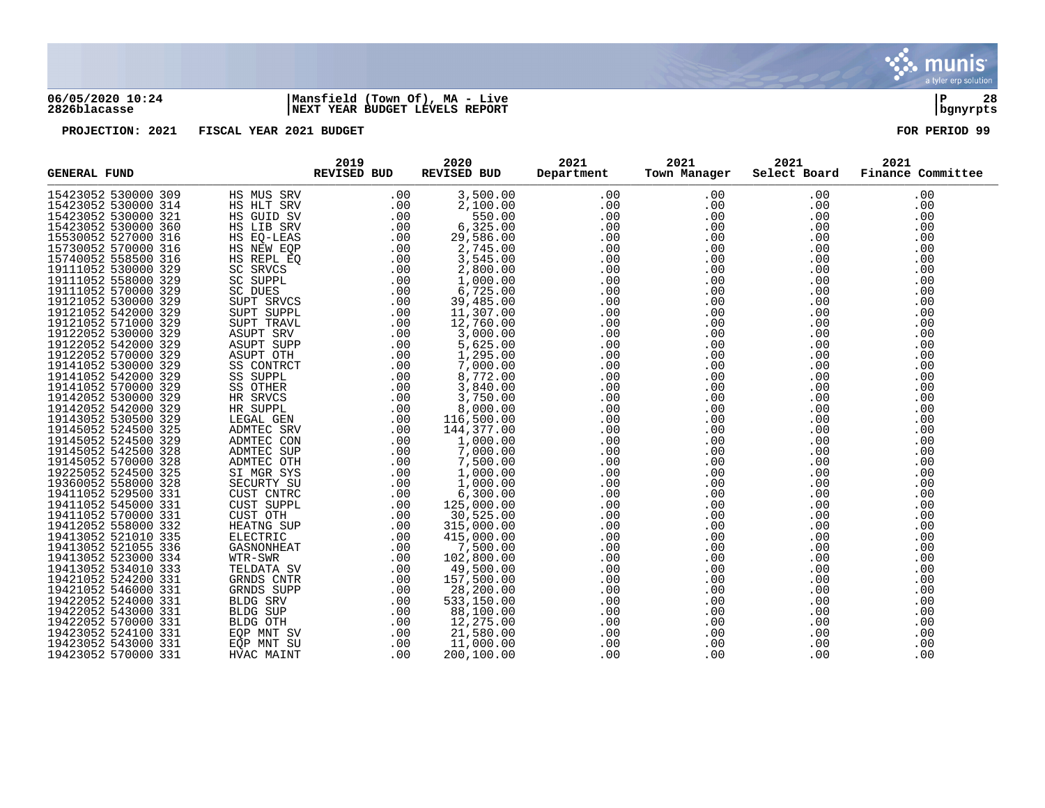**06/05/2020 10:24** | **Mansfield (Town Of), MA - Live** | **P 28**
**2826blacasse** | **NEXT YEAR BUDGET LEVELS REPORT** | **bgnyrpts**

**PROJECTION: 2021 FISCAL YEAR 2021 BUDGET** **FOR PERIOD 99**

| GENERAL FUND | | 2019 REVISED BUD | 2020 REVISED BUD | 2021 Department | 2021 Town Manager | 2021 Select Board | 2021 Finance Committee |
|---|---|---|---|---|---|---|---|
| 15423052 530000 309 | HS MUS SRV | .00 | 3,500.00 | .00 | .00 | .00 | .00 |
| 15423052 530000 314 | HS HLT SRV | .00 | 2,100.00 | .00 | .00 | .00 | .00 |
| 15423052 530000 321 | HS GUID SV | .00 | 550.00 | .00 | .00 | .00 | .00 |
| 15423052 530000 360 | HS LIB SRV | .00 | 6,325.00 | .00 | .00 | .00 | .00 |
| 15530052 527000 316 | HS EQ-LEAS | .00 | 29,586.00 | .00 | .00 | .00 | .00 |
| 15730052 570000 316 | HS NEW EQP | .00 | 2,745.00 | .00 | .00 | .00 | .00 |
| 15740052 558500 316 | HS REPL EQ | .00 | 3,545.00 | .00 | .00 | .00 | .00 |
| 19111052 530000 329 | SC SRVCS | .00 | 2,800.00 | .00 | .00 | .00 | .00 |
| 19111052 558000 329 | SC SUPPL | .00 | 1,000.00 | .00 | .00 | .00 | .00 |
| 19111052 570000 329 | SC DUES | .00 | 6,725.00 | .00 | .00 | .00 | .00 |
| 19121052 530000 329 | SUPT SRVCS | .00 | 39,485.00 | .00 | .00 | .00 | .00 |
| 19121052 542000 329 | SUPT SUPPL | .00 | 11,307.00 | .00 | .00 | .00 | .00 |
| 19121052 571000 329 | SUPT TRAVL | .00 | 12,760.00 | .00 | .00 | .00 | .00 |
| 19122052 530000 329 | ASUPT SRV | .00 | 3,000.00 | .00 | .00 | .00 | .00 |
| 19122052 542000 329 | ASUPT SUPP | .00 | 5,625.00 | .00 | .00 | .00 | .00 |
| 19122052 570000 329 | ASUPT OTH | .00 | 1,295.00 | .00 | .00 | .00 | .00 |
| 19141052 530000 329 | SS CONTRCT | .00 | 7,000.00 | .00 | .00 | .00 | .00 |
| 19141052 542000 329 | SS SUPPL | .00 | 8,772.00 | .00 | .00 | .00 | .00 |
| 19141052 570000 329 | SS OTHER | .00 | 3,840.00 | .00 | .00 | .00 | .00 |
| 19142052 530000 329 | HR SRVCS | .00 | 3,750.00 | .00 | .00 | .00 | .00 |
| 19142052 542000 329 | HR SUPPL | .00 | 8,000.00 | .00 | .00 | .00 | .00 |
| 19143052 530500 329 | LEGAL GEN | .00 | 116,500.00 | .00 | .00 | .00 | .00 |
| 19145052 524500 325 | ADMTEC SRV | .00 | 144,377.00 | .00 | .00 | .00 | .00 |
| 19145052 524500 329 | ADMTEC CON | .00 | 1,000.00 | .00 | .00 | .00 | .00 |
| 19145052 542500 328 | ADMTEC SUP | .00 | 7,000.00 | .00 | .00 | .00 | .00 |
| 19145052 570000 328 | ADMTEC OTH | .00 | 7,500.00 | .00 | .00 | .00 | .00 |
| 19225052 524500 325 | SI MGR SYS | .00 | 1,000.00 | .00 | .00 | .00 | .00 |
| 19360052 558000 328 | SECURTY SU | .00 | 1,000.00 | .00 | .00 | .00 | .00 |
| 19411052 529500 331 | CUST CNTRC | .00 | 6,300.00 | .00 | .00 | .00 | .00 |
| 19411052 545000 331 | CUST SUPPL | .00 | 125,000.00 | .00 | .00 | .00 | .00 |
| 19411052 570000 331 | CUST OTH | .00 | 30,525.00 | .00 | .00 | .00 | .00 |
| 19412052 558000 332 | HEATNG SUP | .00 | 315,000.00 | .00 | .00 | .00 | .00 |
| 19413052 521010 335 | ELECTRIC | .00 | 415,000.00 | .00 | .00 | .00 | .00 |
| 19413052 521055 336 | GASNONHEAT | .00 | 7,500.00 | .00 | .00 | .00 | .00 |
| 19413052 523000 334 | WTR-SWR | .00 | 102,800.00 | .00 | .00 | .00 | .00 |
| 19413052 534010 333 | TELDATA SV | .00 | 49,500.00 | .00 | .00 | .00 | .00 |
| 19421052 524200 331 | GRNDS CNTR | .00 | 157,500.00 | .00 | .00 | .00 | .00 |
| 19421052 546000 331 | GRNDS SUPP | .00 | 28,200.00 | .00 | .00 | .00 | .00 |
| 19422052 524000 331 | BLDG SRV | .00 | 533,150.00 | .00 | .00 | .00 | .00 |
| 19422052 543000 331 | BLDG SUP | .00 | 88,100.00 | .00 | .00 | .00 | .00 |
| 19422052 570000 331 | BLDG OTH | .00 | 12,275.00 | .00 | .00 | .00 | .00 |
| 19423052 524100 331 | EQP MNT SV | .00 | 21,580.00 | .00 | .00 | .00 | .00 |
| 19423052 543000 331 | EQP MNT SU | .00 | 11,000.00 | .00 | .00 | .00 | .00 |
| 19423052 570000 331 | HVAC MAINT | .00 | 200,100.00 | .00 | .00 | .00 | .00 |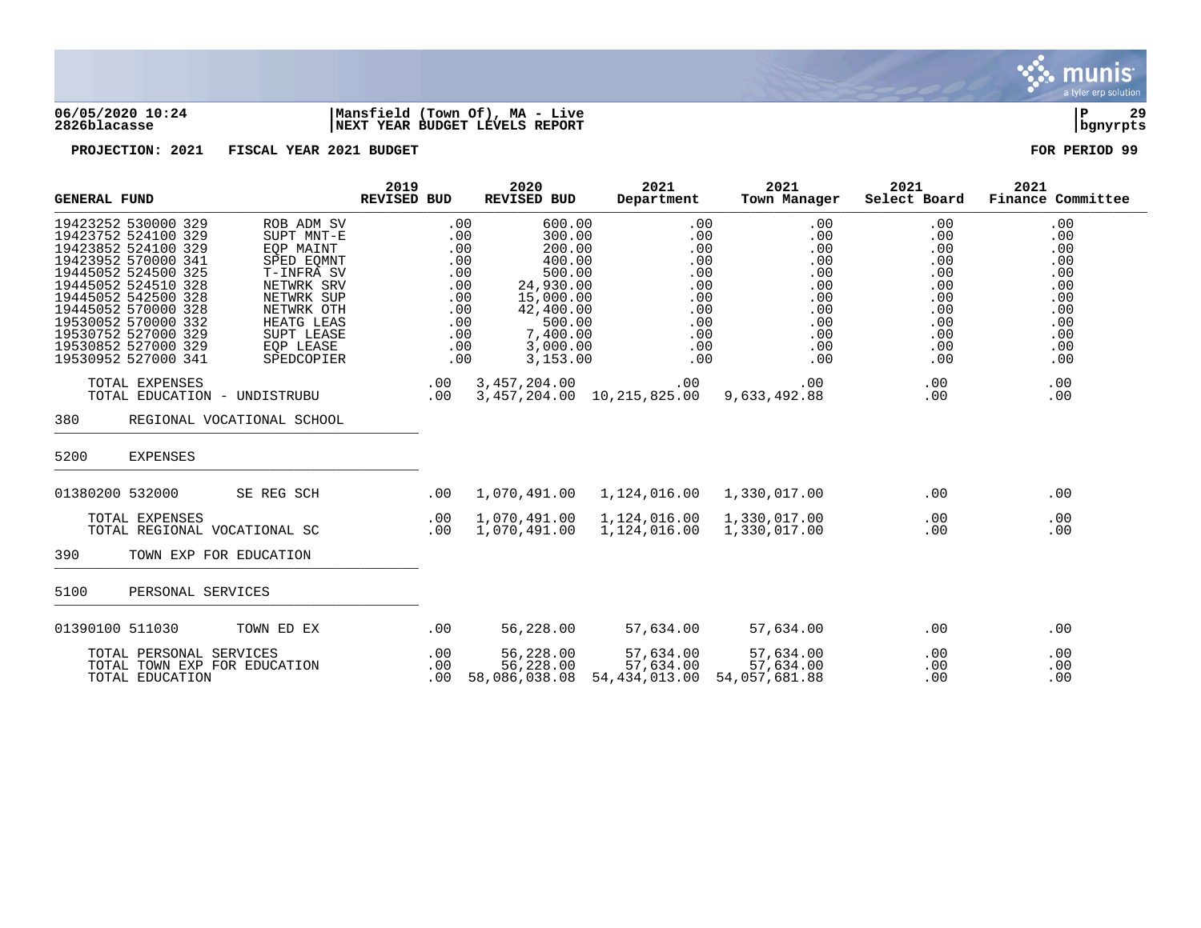06/05/2020 10:24 | Mansfield (Town Of), MA - Live
2826blacasse | NEXT YEAR BUDGET LEVELS REPORT

**PROJECTION: 2021 FISCAL YEAR 2021 BUDGET** — **FOR PERIOD 99**

| GENERAL FUND | | 2019 REVISED BUD | 2020 REVISED BUD | 2021 Department | 2021 Town Manager | 2021 Select Board | 2021 Finance Committee |
|---|---|---|---|---|---|---|---|
| 19423252 530000 329 | ROB ADM SV | .00 | 600.00 | .00 | .00 | .00 | .00 |
| 19423752 524100 329 | SUPT MNT-E | .00 | 300.00 | .00 | .00 | .00 | .00 |
| 19423852 524100 329 | EQP MAINT | .00 | 200.00 | .00 | .00 | .00 | .00 |
| 19423952 570000 341 | SPED EQMNT | .00 | 400.00 | .00 | .00 | .00 | .00 |
| 19445052 524500 325 | T-INFRA SV | .00 | 500.00 | .00 | .00 | .00 | .00 |
| 19445052 524510 328 | NETWRK SRV | .00 | 24,930.00 | .00 | .00 | .00 | .00 |
| 19445052 542500 328 | NETWRK SUP | .00 | 15,000.00 | .00 | .00 | .00 | .00 |
| 19445052 570000 328 | NETWRK OTH | .00 | 42,400.00 | .00 | .00 | .00 | .00 |
| 19530052 570000 332 | HEATG LEAS | .00 | 500.00 | .00 | .00 | .00 | .00 |
| 19530752 527000 329 | SUPT LEASE | .00 | 7,400.00 | .00 | .00 | .00 | .00 |
| 19530852 527000 329 | EQP LEASE | .00 | 3,000.00 | .00 | .00 | .00 | .00 |
| 19530952 527000 341 | SPEDCOPIER | .00 | 3,153.00 | .00 | .00 | .00 | .00 |
| TOTAL EXPENSES | | .00 | 3,457,204.00 | .00 | .00 | .00 | .00 |
| TOTAL EDUCATION - UNDISTRUBU | | .00 | 3,457,204.00 | 10,215,825.00 | 9,633,492.88 | .00 | .00 |
| **380 REGIONAL VOCATIONAL SCHOOL** | | | | | | | |
| **5200 EXPENSES** | | | | | | | |
| 01380200 532000 | SE REG SCH | .00 | 1,070,491.00 | 1,124,016.00 | 1,330,017.00 | .00 | .00 |
| TOTAL EXPENSES | | .00 | 1,070,491.00 | 1,124,016.00 | 1,330,017.00 | .00 | .00 |
| TOTAL REGIONAL VOCATIONAL SC | | .00 | 1,070,491.00 | 1,124,016.00 | 1,330,017.00 | .00 | .00 |
| **390 TOWN EXP FOR EDUCATION** | | | | | | | |
| **5100 PERSONAL SERVICES** | | | | | | | |
| 01390100 511030 | TOWN ED EX | .00 | 56,228.00 | 57,634.00 | 57,634.00 | .00 | .00 |
| TOTAL PERSONAL SERVICES | | .00 | 56,228.00 | 57,634.00 | 57,634.00 | .00 | .00 |
| TOTAL TOWN EXP FOR EDUCATION | | .00 | 56,228.00 | 57,634.00 | 57,634.00 | .00 | .00 |
| TOTAL EDUCATION | | .00 | 58,086,038.08 | 54,434,013.00 | 54,057,681.88 | .00 | .00 |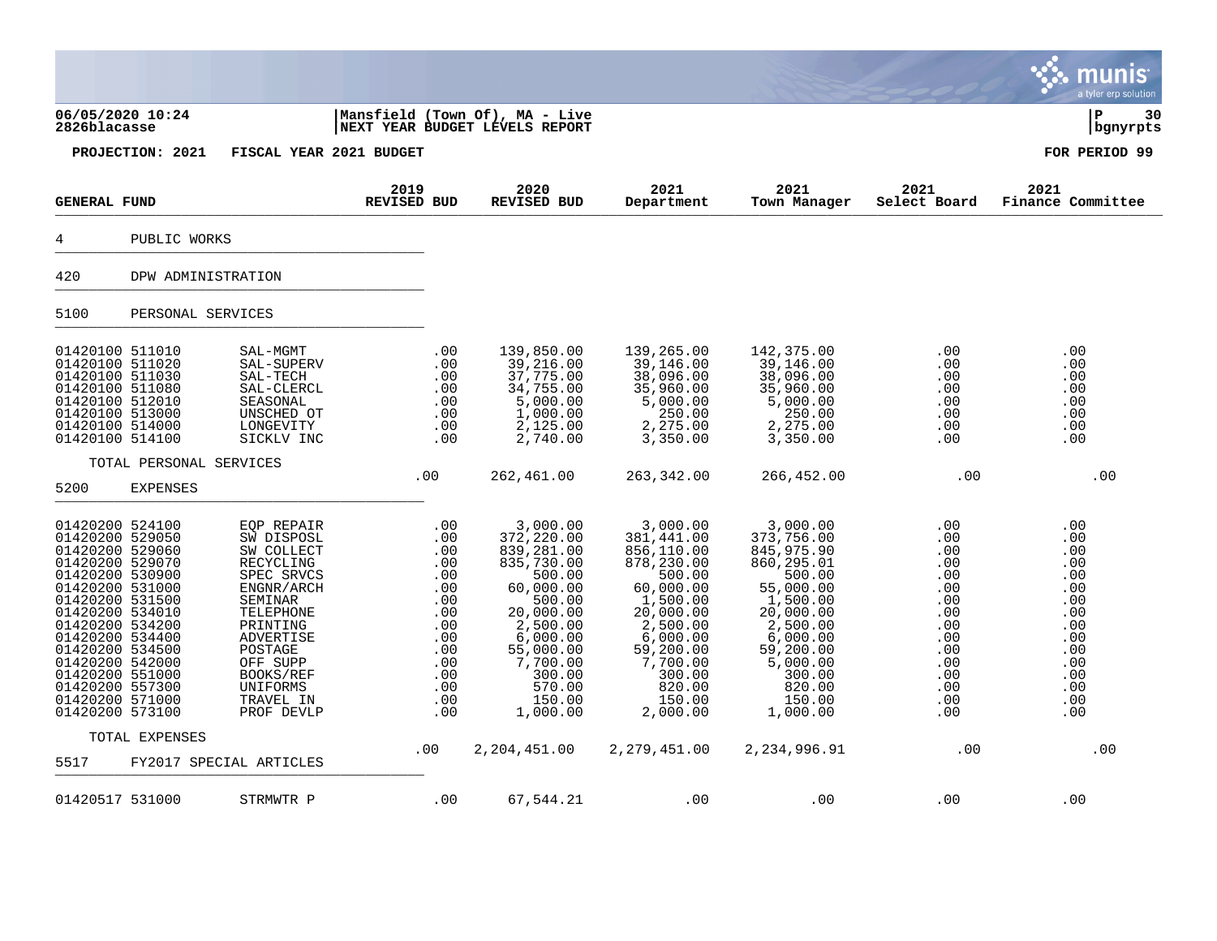**06/05/2020 10:24**
**2826blacasse**

**Mansfield (Town Of), MA - Live**
**NEXT YEAR BUDGET LEVELS REPORT**

**P 30**
**bgnyrpts**

**PROJECTION: 2021 FISCAL YEAR 2021 BUDGET** **FOR PERIOD 99**

| GENERAL FUND | | 2019 REVISED BUD | 2020 REVISED BUD | 2021 Department | 2021 Town Manager | 2021 Select Board | 2021 Finance Committee |
|---|---|---|---|---|---|---|---|
| 4 PUBLIC WORKS | | | | | | | |
| 420 DPW ADMINISTRATION | | | | | | | |
| 5100 PERSONAL SERVICES | | | | | | | |
| 01420100 511010 | SAL-MGMT | .00 | 139,850.00 | 139,265.00 | 142,375.00 | .00 | .00 |
| 01420100 511020 | SAL-SUPERV | .00 | 39,216.00 | 39,146.00 | 39,146.00 | .00 | .00 |
| 01420100 511030 | SAL-TECH | .00 | 37,775.00 | 38,096.00 | 38,096.00 | .00 | .00 |
| 01420100 511080 | SAL-CLERCL | .00 | 34,755.00 | 35,960.00 | 35,960.00 | .00 | .00 |
| 01420100 512010 | SEASONAL | .00 | 5,000.00 | 5,000.00 | 5,000.00 | .00 | .00 |
| 01420100 513000 | UNSCHED OT | .00 | 1,000.00 | 250.00 | 250.00 | .00 | .00 |
| 01420100 514000 | LONGEVITY | .00 | 2,125.00 | 2,275.00 | 2,275.00 | .00 | .00 |
| 01420100 514100 | SICKLV INC | .00 | 2,740.00 | 3,350.00 | 3,350.00 | .00 | .00 |
| TOTAL PERSONAL SERVICES | | .00 | 262,461.00 | 263,342.00 | 266,452.00 | .00 | .00 |
| 5200 EXPENSES | | | | | | | |
| 01420200 524100 | EQP REPAIR | .00 | 3,000.00 | 3,000.00 | 3,000.00 | .00 | .00 |
| 01420200 529050 | SW DISPOSL | .00 | 372,220.00 | 381,441.00 | 373,756.00 | .00 | .00 |
| 01420200 529060 | SW COLLECT | .00 | 839,281.00 | 856,110.00 | 845,975.90 | .00 | .00 |
| 01420200 529070 | RECYCLING | .00 | 835,730.00 | 878,230.00 | 860,295.01 | .00 | .00 |
| 01420200 530900 | SPEC SRVCS | .00 | 500.00 | 500.00 | 500.00 | .00 | .00 |
| 01420200 531000 | ENGNR/ARCH | .00 | 60,000.00 | 60,000.00 | 55,000.00 | .00 | .00 |
| 01420200 531500 | SEMINAR | .00 | 500.00 | 1,500.00 | 1,500.00 | .00 | .00 |
| 01420200 534010 | TELEPHONE | .00 | 20,000.00 | 20,000.00 | 20,000.00 | .00 | .00 |
| 01420200 534200 | PRINTING | .00 | 2,500.00 | 2,500.00 | 2,500.00 | .00 | .00 |
| 01420200 534400 | ADVERTISE | .00 | 6,000.00 | 6,000.00 | 6,000.00 | .00 | .00 |
| 01420200 534500 | POSTAGE | .00 | 55,000.00 | 59,200.00 | 59,200.00 | .00 | .00 |
| 01420200 542000 | OFF SUPP | .00 | 7,700.00 | 7,700.00 | 5,000.00 | .00 | .00 |
| 01420200 551000 | BOOKS/REF | .00 | 300.00 | 300.00 | 300.00 | .00 | .00 |
| 01420200 557300 | UNIFORMS | .00 | 570.00 | 820.00 | 820.00 | .00 | .00 |
| 01420200 571000 | TRAVEL IN | .00 | 150.00 | 150.00 | 150.00 | .00 | .00 |
| 01420200 573100 | PROF DEVLP | .00 | 1,000.00 | 2,000.00 | 1,000.00 | .00 | .00 |
| TOTAL EXPENSES | | .00 | 2,204,451.00 | 2,279,451.00 | 2,234,996.91 | .00 | .00 |
| 5517 FY2017 SPECIAL ARTICLES | | | | | | | |
| 01420517 531000 | STRMWTR P | .00 | 67,544.21 | .00 | .00 | .00 | .00 |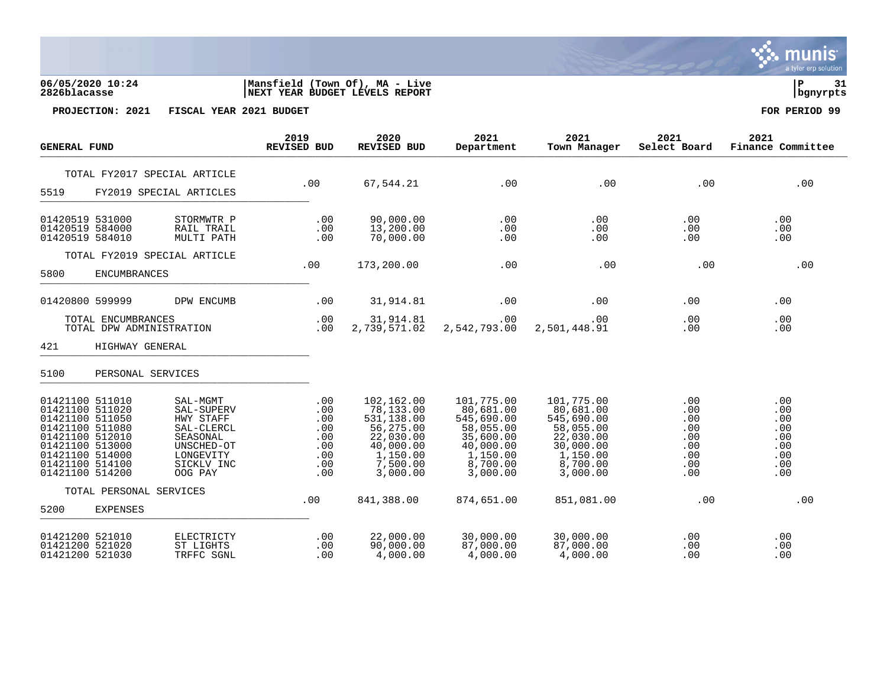**06/05/2020 10:24** | **Mansfield (Town Of), MA - Live** | **P 31**
**2826blacasse** | **NEXT YEAR BUDGET LEVELS REPORT** | **bgnyrpts**

**PROJECTION: 2021 FISCAL YEAR 2021 BUDGET** | **FOR PERIOD 99**

| GENERAL FUND | | 2019 REVISED BUD | 2020 REVISED BUD | 2021 Department | 2021 Town Manager | 2021 Select Board | 2021 Finance Committee |
|---|---|---|---|---|---|---|---|
| TOTAL FY2017 SPECIAL ARTICLE | | .00 | 67,544.21 | .00 | .00 | .00 | .00 |
| 5519 FY2019 SPECIAL ARTICLES | | | | | | | |
| 01420519 531000 | STORMWTR P | .00 | 90,000.00 | .00 | .00 | .00 | .00 |
| 01420519 584000 | RAIL TRAIL | .00 | 13,200.00 | .00 | .00 | .00 | .00 |
| 01420519 584010 | MULTI PATH | .00 | 70,000.00 | .00 | .00 | .00 | .00 |
| TOTAL FY2019 SPECIAL ARTICLE | | .00 | 173,200.00 | .00 | .00 | .00 | .00 |
| 5800 ENCUMBRANCES | | | | | | | |
| 01420800 599999 | DPW ENCUMB | .00 | 31,914.81 | .00 | .00 | .00 | .00 |
| TOTAL ENCUMBRANCES | | .00 | 31,914.81 | .00 | .00 | .00 | .00 |
| TOTAL DPW ADMINISTRATION | | .00 | 2,739,571.02 | 2,542,793.00 | 2,501,448.91 | .00 | .00 |
| 421 HIGHWAY GENERAL | | | | | | | |
| 5100 PERSONAL SERVICES | | | | | | | |
| 01421100 511010 | SAL-MGMT | .00 | 102,162.00 | 101,775.00 | 101,775.00 | .00 | .00 |
| 01421100 511020 | SAL-SUPERV | .00 | 78,133.00 | 80,681.00 | 80,681.00 | .00 | .00 |
| 01421100 511050 | HWY STAFF | .00 | 531,138.00 | 545,690.00 | 545,690.00 | .00 | .00 |
| 01421100 511080 | SAL-CLERCL | .00 | 56,275.00 | 58,055.00 | 58,055.00 | .00 | .00 |
| 01421100 512010 | SEASONAL | .00 | 22,030.00 | 35,600.00 | 22,030.00 | .00 | .00 |
| 01421100 513000 | UNSCHED-OT | .00 | 40,000.00 | 40,000.00 | 30,000.00 | .00 | .00 |
| 01421100 514000 | LONGEVITY | .00 | 1,150.00 | 1,150.00 | 1,150.00 | .00 | .00 |
| 01421100 514100 | SICKLV INC | .00 | 7,500.00 | 8,700.00 | 8,700.00 | .00 | .00 |
| 01421100 514200 | OOG PAY | .00 | 3,000.00 | 3,000.00 | 3,000.00 | .00 | .00 |
| TOTAL PERSONAL SERVICES | | .00 | 841,388.00 | 874,651.00 | 851,081.00 | .00 | .00 |
| 5200 EXPENSES | | | | | | | |
| 01421200 521010 | ELECTRICTY | .00 | 22,000.00 | 30,000.00 | 30,000.00 | .00 | .00 |
| 01421200 521020 | ST LIGHTS | .00 | 90,000.00 | 87,000.00 | 87,000.00 | .00 | .00 |
| 01421200 521030 | TRFFC SGNL | .00 | 4,000.00 | 4,000.00 | 4,000.00 | .00 | .00 |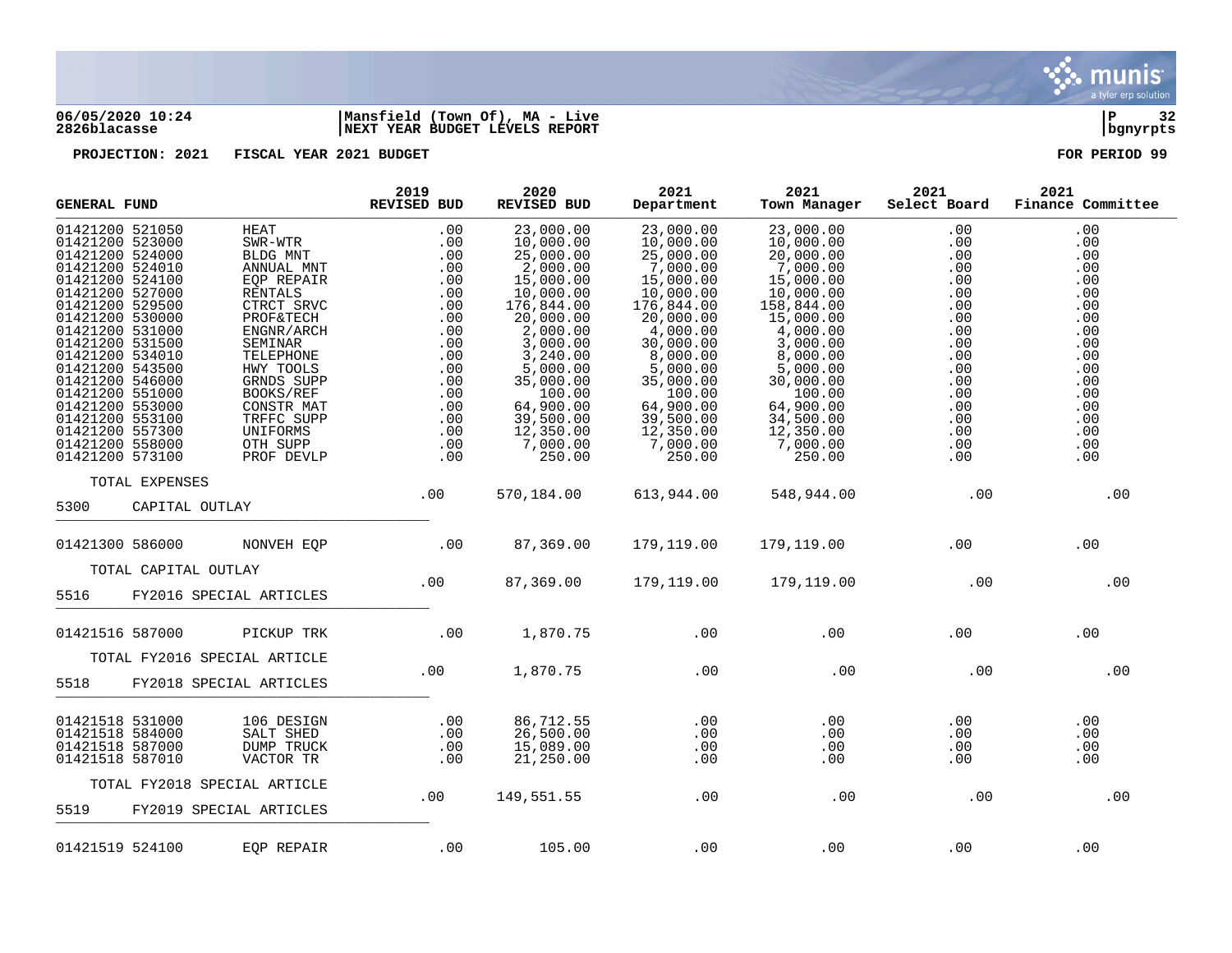**06/05/2020 10:24** | **Mansfield (Town Of), MA - Live**
**2826blacasse** | **NEXT YEAR BUDGET LEVELS REPORT** | **bgnyrpts**

**PROJECTION: 2021 FISCAL YEAR 2021 BUDGET** — **FOR PERIOD 99**

| GENERAL FUND | | 2019 REVISED BUD | 2020 REVISED BUD | 2021 Department | 2021 Town Manager | 2021 Select Board | 2021 Finance Committee |
|---|---|---|---|---|---|---|---|
| 01421200 521050 | HEAT | .00 | 23,000.00 | 23,000.00 | 23,000.00 | .00 | .00 |
| 01421200 523000 | SWR-WTR | .00 | 10,000.00 | 10,000.00 | 10,000.00 | .00 | .00 |
| 01421200 524000 | BLDG MNT | .00 | 25,000.00 | 25,000.00 | 20,000.00 | .00 | .00 |
| 01421200 524010 | ANNUAL MNT | .00 | 2,000.00 | 7,000.00 | 7,000.00 | .00 | .00 |
| 01421200 524100 | EQP REPAIR | .00 | 15,000.00 | 15,000.00 | 15,000.00 | .00 | .00 |
| 01421200 527000 | RENTALS | .00 | 10,000.00 | 10,000.00 | 10,000.00 | .00 | .00 |
| 01421200 529500 | CTRCT SRVC | .00 | 176,844.00 | 176,844.00 | 158,844.00 | .00 | .00 |
| 01421200 530000 | PROF&TECH | .00 | 20,000.00 | 20,000.00 | 15,000.00 | .00 | .00 |
| 01421200 531000 | ENGNR/ARCH | .00 | 2,000.00 | 4,000.00 | 4,000.00 | .00 | .00 |
| 01421200 531500 | SEMINAR | .00 | 3,000.00 | 30,000.00 | 3,000.00 | .00 | .00 |
| 01421200 534010 | TELEPHONE | .00 | 3,240.00 | 8,000.00 | 8,000.00 | .00 | .00 |
| 01421200 543500 | HWY TOOLS | .00 | 5,000.00 | 5,000.00 | 5,000.00 | .00 | .00 |
| 01421200 546000 | GRNDS SUPP | .00 | 35,000.00 | 35,000.00 | 30,000.00 | .00 | .00 |
| 01421200 551000 | BOOKS/REF | .00 | 100.00 | 100.00 | 100.00 | .00 | .00 |
| 01421200 553000 | CONSTR MAT | .00 | 64,900.00 | 64,900.00 | 64,900.00 | .00 | .00 |
| 01421200 553100 | TRFFC SUPP | .00 | 39,500.00 | 39,500.00 | 34,500.00 | .00 | .00 |
| 01421200 557300 | UNIFORMS | .00 | 12,350.00 | 12,350.00 | 12,350.00 | .00 | .00 |
| 01421200 558000 | OTH SUPP | .00 | 7,000.00 | 7,000.00 | 7,000.00 | .00 | .00 |
| 01421200 573100 | PROF DEVLP | .00 | 250.00 | 250.00 | 250.00 | .00 | .00 |
| TOTAL EXPENSES | | .00 | 570,184.00 | 613,944.00 | 548,944.00 | .00 | .00 |
| **5300** | **CAPITAL OUTLAY** | | | | | | |
| 01421300 586000 | NONVEH EQP | .00 | 87,369.00 | 179,119.00 | 179,119.00 | .00 | .00 |
| TOTAL CAPITAL OUTLAY | | .00 | 87,369.00 | 179,119.00 | 179,119.00 | .00 | .00 |
| **5516** | **FY2016 SPECIAL ARTICLES** | | | | | | |
| 01421516 587000 | PICKUP TRK | .00 | 1,870.75 | .00 | .00 | .00 | .00 |
| TOTAL FY2016 SPECIAL ARTICLE | | .00 | 1,870.75 | .00 | .00 | .00 | .00 |
| **5518** | **FY2018 SPECIAL ARTICLES** | | | | | | |
| 01421518 531000 | 106 DESIGN | .00 | 86,712.55 | .00 | .00 | .00 | .00 |
| 01421518 584000 | SALT SHED | .00 | 26,500.00 | .00 | .00 | .00 | .00 |
| 01421518 587000 | DUMP TRUCK | .00 | 15,089.00 | .00 | .00 | .00 | .00 |
| 01421518 587010 | VACTOR TR | .00 | 21,250.00 | .00 | .00 | .00 | .00 |
| TOTAL FY2018 SPECIAL ARTICLE | | .00 | 149,551.55 | .00 | .00 | .00 | .00 |
| **5519** | **FY2019 SPECIAL ARTICLES** | | | | | | |
| 01421519 524100 | EQP REPAIR | .00 | 105.00 | .00 | .00 | .00 | .00 |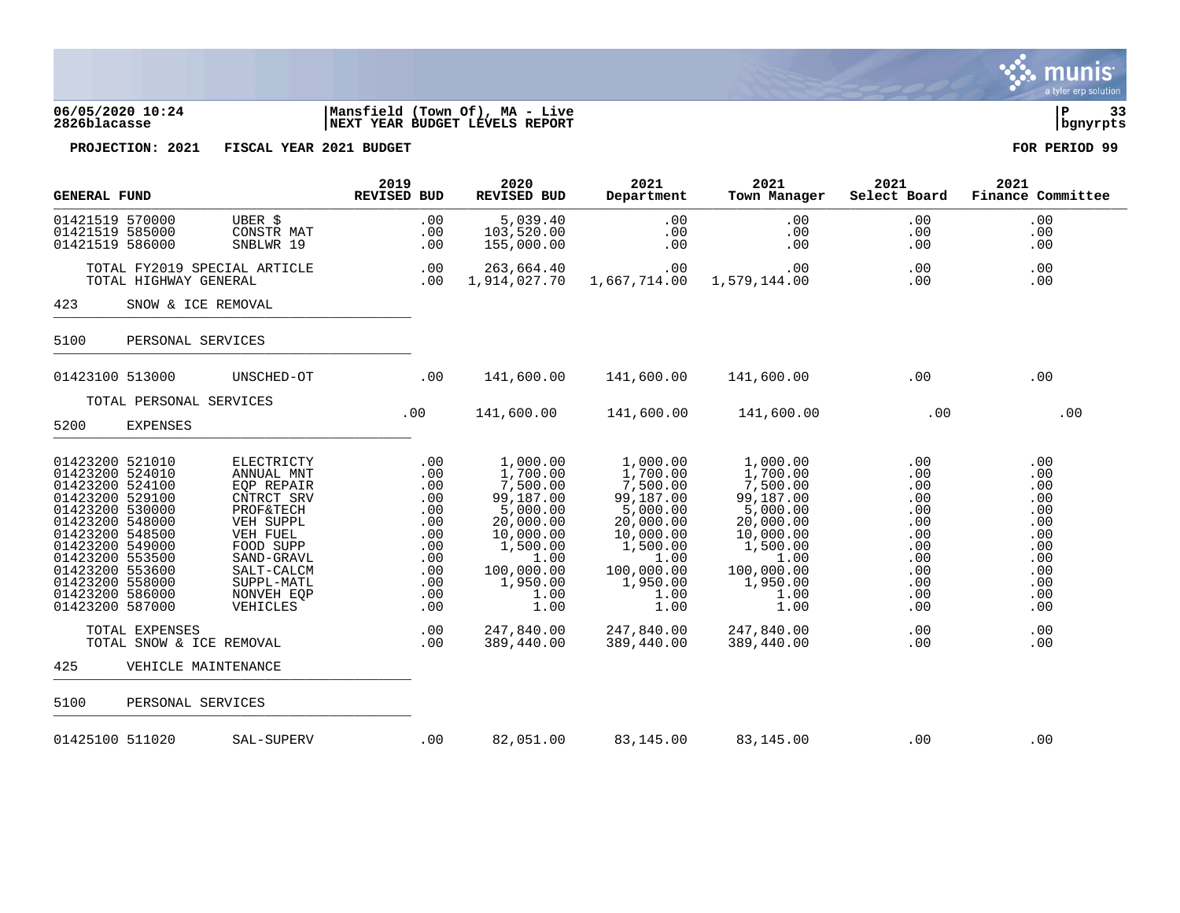**06/05/2020 10:24** | **Mansfield (Town Of), MA - Live** | **P 33**
**2826blacasse** | **NEXT YEAR BUDGET LEVELS REPORT** | **bgnyrpts**

**PROJECTION: 2021 FISCAL YEAR 2021 BUDGET** | **FOR PERIOD 99**

| GENERAL FUND | | 2019 REVISED BUD | 2020 REVISED BUD | 2021 Department | 2021 Town Manager | 2021 Select Board | 2021 Finance Committee |
|---|---|---|---|---|---|---|---|
| 01421519 570000 | UBER $ | .00 | 5,039.40 | .00 | .00 | .00 | .00 |
| 01421519 585000 | CONSTR MAT | .00 | 103,520.00 | .00 | .00 | .00 | .00 |
| 01421519 586000 | SNBLWR 19 | .00 | 155,000.00 | .00 | .00 | .00 | .00 |
| TOTAL FY2019 SPECIAL ARTICLE | | .00 | 263,664.40 | .00 | .00 | .00 | .00 |
| TOTAL HIGHWAY GENERAL | | .00 | 1,914,027.70 | 1,667,714.00 | 1,579,144.00 | .00 | .00 |
| **423 SNOW & ICE REMOVAL** | | | | | | | |
| **5100 PERSONAL SERVICES** | | | | | | | |
| 01423100 513000 | UNSCHED-OT | .00 | 141,600.00 | 141,600.00 | 141,600.00 | .00 | .00 |
| TOTAL PERSONAL SERVICES | | .00 | 141,600.00 | 141,600.00 | 141,600.00 | .00 | .00 |
| **5200 EXPENSES** | | | | | | | |
| 01423200 521010 | ELECTRICTY | .00 | 1,000.00 | 1,000.00 | 1,000.00 | .00 | .00 |
| 01423200 524010 | ANNUAL MNT | .00 | 1,700.00 | 1,700.00 | 1,700.00 | .00 | .00 |
| 01423200 524100 | EQP REPAIR | .00 | 7,500.00 | 7,500.00 | 7,500.00 | .00 | .00 |
| 01423200 529100 | CNTRCT SRV | .00 | 99,187.00 | 99,187.00 | 99,187.00 | .00 | .00 |
| 01423200 530000 | PROF&TECH | .00 | 5,000.00 | 5,000.00 | 5,000.00 | .00 | .00 |
| 01423200 548000 | VEH SUPPL | .00 | 20,000.00 | 20,000.00 | 20,000.00 | .00 | .00 |
| 01423200 548500 | VEH FUEL | .00 | 10,000.00 | 10,000.00 | 10,000.00 | .00 | .00 |
| 01423200 549000 | FOOD SUPP | .00 | 1,500.00 | 1,500.00 | 1,500.00 | .00 | .00 |
| 01423200 553500 | SAND-GRAVL | .00 | 1.00 | 1.00 | 1.00 | .00 | .00 |
| 01423200 553600 | SALT-CALCM | .00 | 100,000.00 | 100,000.00 | 100,000.00 | .00 | .00 |
| 01423200 558000 | SUPPL-MATL | .00 | 1,950.00 | 1,950.00 | 1,950.00 | .00 | .00 |
| 01423200 586000 | NONVEH EQP | .00 | 1.00 | 1.00 | 1.00 | .00 | .00 |
| 01423200 587000 | VEHICLES | .00 | 1.00 | 1.00 | 1.00 | .00 | .00 |
| TOTAL EXPENSES | | .00 | 247,840.00 | 247,840.00 | 247,840.00 | .00 | .00 |
| TOTAL SNOW & ICE REMOVAL | | .00 | 389,440.00 | 389,440.00 | 389,440.00 | .00 | .00 |
| **425 VEHICLE MAINTENANCE** | | | | | | | |
| **5100 PERSONAL SERVICES** | | | | | | | |
| 01425100 511020 | SAL-SUPERV | .00 | 82,051.00 | 83,145.00 | 83,145.00 | .00 | .00 |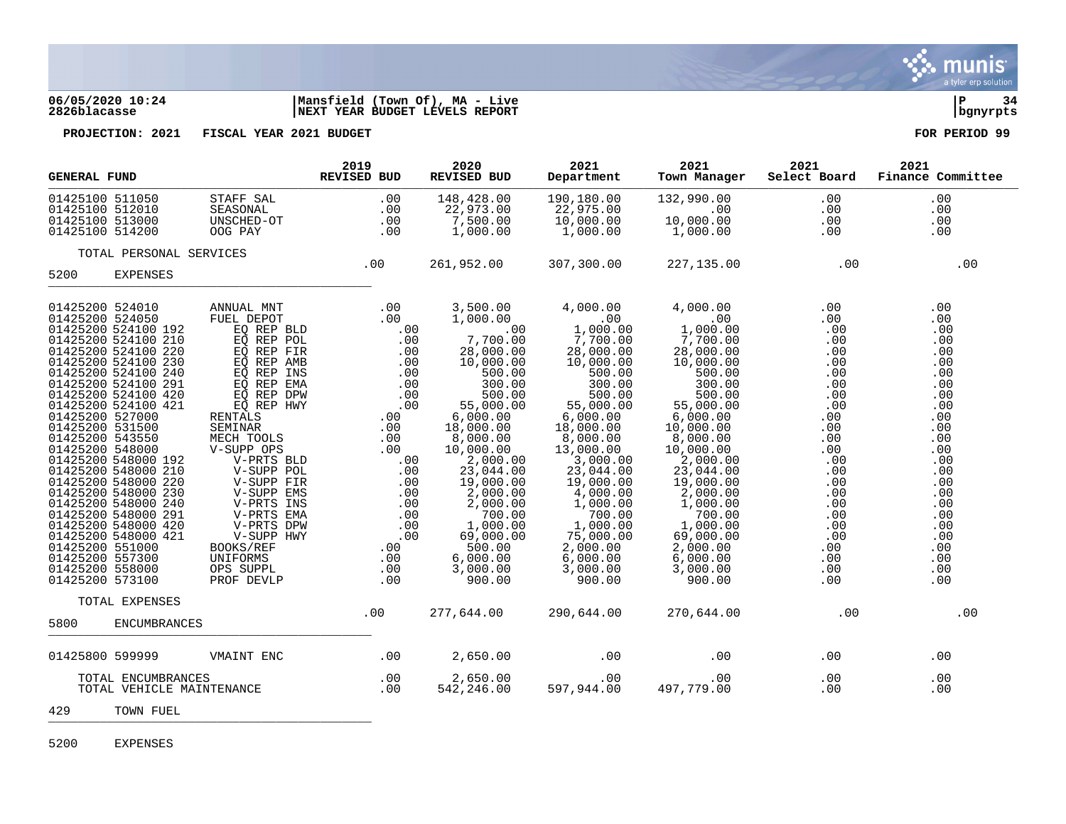06/05/2020 10:24 | Mansfield (Town Of), MA - Live
2826blacasse | NEXT YEAR BUDGET LEVELS REPORT

PROJECTION: 2021 FISCAL YEAR 2021 BUDGET — FOR PERIOD 99

| GENERAL FUND | | 2019 REVISED BUD | 2020 REVISED BUD | 2021 Department | 2021 Town Manager | 2021 Select Board | 2021 Finance Committee |
|---|---|---|---|---|---|---|---|
| 01425100 511050 | STAFF SAL | .00 | 148,428.00 | 190,180.00 | 132,990.00 | .00 | .00 |
| 01425100 512010 | SEASONAL | .00 | 22,973.00 | 22,975.00 | .00 | .00 | .00 |
| 01425100 513000 | UNSCHED-OT | .00 | 7,500.00 | 10,000.00 | 10,000.00 | .00 | .00 |
| 01425100 514200 | OOG PAY | .00 | 1,000.00 | 1,000.00 | 1,000.00 | .00 | .00 |
| TOTAL PERSONAL SERVICES | | .00 | 261,952.00 | 307,300.00 | 227,135.00 | .00 | .00 |
| **5200 EXPENSES** | | | | | | | |
| 01425200 524010 | ANNUAL MNT | .00 | 3,500.00 | 4,000.00 | 4,000.00 | .00 | .00 |
| 01425200 524050 | FUEL DEPOT | .00 | 1,000.00 | .00 | .00 | .00 | .00 |
| 01425200 524100 192 | EQ REP BLD | .00 | .00 | 1,000.00 | 1,000.00 | .00 | .00 |
| 01425200 524100 210 | EQ REP POL | .00 | 7,700.00 | 7,700.00 | 7,700.00 | .00 | .00 |
| 01425200 524100 220 | EQ REP FIR | .00 | 28,000.00 | 28,000.00 | 28,000.00 | .00 | .00 |
| 01425200 524100 230 | EQ REP AMB | .00 | 10,000.00 | 10,000.00 | 10,000.00 | .00 | .00 |
| 01425200 524100 240 | EQ REP INS | .00 | 500.00 | 500.00 | 500.00 | .00 | .00 |
| 01425200 524100 291 | EQ REP EMA | .00 | 300.00 | 300.00 | 300.00 | .00 | .00 |
| 01425200 524100 420 | EQ REP DPW | .00 | 500.00 | 500.00 | 500.00 | .00 | .00 |
| 01425200 524100 421 | EQ REP HWY | .00 | 55,000.00 | 55,000.00 | 55,000.00 | .00 | .00 |
| 01425200 527000 | RENTALS | .00 | 6,000.00 | 6,000.00 | 6,000.00 | .00 | .00 |
| 01425200 531500 | SEMINAR | .00 | 18,000.00 | 18,000.00 | 10,000.00 | .00 | .00 |
| 01425200 543550 | MECH TOOLS | .00 | 8,000.00 | 8,000.00 | 8,000.00 | .00 | .00 |
| 01425200 548000 | V-SUPP OPS | .00 | 10,000.00 | 13,000.00 | 10,000.00 | .00 | .00 |
| 01425200 548000 192 | V-PRTS BLD | .00 | 2,000.00 | 3,000.00 | 2,000.00 | .00 | .00 |
| 01425200 548000 210 | V-SUPP POL | .00 | 23,044.00 | 23,044.00 | 23,044.00 | .00 | .00 |
| 01425200 548000 220 | V-SUPP FIR | .00 | 19,000.00 | 19,000.00 | 19,000.00 | .00 | .00 |
| 01425200 548000 230 | V-SUPP EMS | .00 | 2,000.00 | 4,000.00 | 2,000.00 | .00 | .00 |
| 01425200 548000 240 | V-PRTS INS | .00 | 2,000.00 | 1,000.00 | 1,000.00 | .00 | .00 |
| 01425200 548000 291 | V-PRTS EMA | .00 | 700.00 | 700.00 | 700.00 | .00 | .00 |
| 01425200 548000 420 | V-PRTS DPW | .00 | 1,000.00 | 1,000.00 | 1,000.00 | .00 | .00 |
| 01425200 548000 421 | V-SUPP HWY | .00 | 69,000.00 | 75,000.00 | 69,000.00 | .00 | .00 |
| 01425200 551000 | BOOKS/REF | .00 | 500.00 | 2,000.00 | 2,000.00 | .00 | .00 |
| 01425200 557300 | UNIFORMS | .00 | 6,000.00 | 6,000.00 | 6,000.00 | .00 | .00 |
| 01425200 558000 | OPS SUPPL | .00 | 3,000.00 | 3,000.00 | 3,000.00 | .00 | .00 |
| 01425200 573100 | PROF DEVLP | .00 | 900.00 | 900.00 | 900.00 | .00 | .00 |
| TOTAL EXPENSES | | .00 | 277,644.00 | 290,644.00 | 270,644.00 | .00 | .00 |
| **5800 ENCUMBRANCES** | | | | | | | |
| 01425800 599999 | VMAINT ENC | .00 | 2,650.00 | .00 | .00 | .00 | .00 |
| TOTAL ENCUMBRANCES | | .00 | 2,650.00 | .00 | .00 | .00 | .00 |
| TOTAL VEHICLE MAINTENANCE | | .00 | 542,246.00 | 597,944.00 | 497,779.00 | .00 | .00 |

429 TOWN FUEL

5200 EXPENSES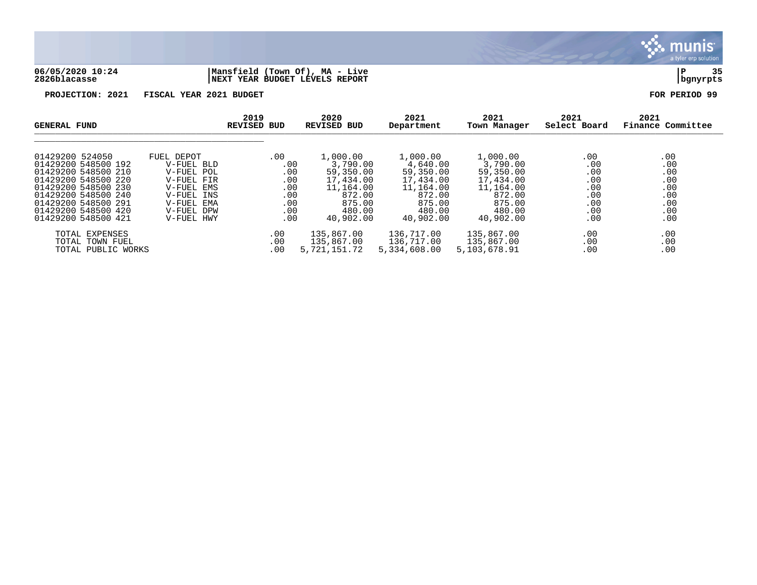06/05/2020 10:24
2826blacasse

Mansfield (Town Of), MA - Live
NEXT YEAR BUDGET LEVELS REPORT

bgnyrpts

PROJECTION: 2021 FISCAL YEAR 2021 BUDGET

FOR PERIOD 99

| GENERAL FUND | | 2019 REVISED BUD | 2020 REVISED BUD | 2021 Department | 2021 Town Manager | 2021 Select Board | 2021 Finance Committee |
|---|---|---|---|---|---|---|---|
| 01429200 524050 | FUEL DEPOT | .00 | 1,000.00 | 1,000.00 | 1,000.00 | .00 | .00 |
| 01429200 548500 192 | V-FUEL BLD | .00 | 3,790.00 | 4,640.00 | 3,790.00 | .00 | .00 |
| 01429200 548500 210 | V-FUEL POL | .00 | 59,350.00 | 59,350.00 | 59,350.00 | .00 | .00 |
| 01429200 548500 220 | V-FUEL FIR | .00 | 17,434.00 | 17,434.00 | 17,434.00 | .00 | .00 |
| 01429200 548500 230 | V-FUEL EMS | .00 | 11,164.00 | 11,164.00 | 11,164.00 | .00 | .00 |
| 01429200 548500 240 | V-FUEL INS | .00 | 872.00 | 872.00 | 872.00 | .00 | .00 |
| 01429200 548500 291 | V-FUEL EMA | .00 | 875.00 | 875.00 | 875.00 | .00 | .00 |
| 01429200 548500 420 | V-FUEL DPW | .00 | 480.00 | 480.00 | 480.00 | .00 | .00 |
| 01429200 548500 421 | V-FUEL HWY | .00 | 40,902.00 | 40,902.00 | 40,902.00 | .00 | .00 |
| TOTAL EXPENSES | | .00 | 135,867.00 | 136,717.00 | 135,867.00 | .00 | .00 |
| TOTAL TOWN FUEL | | .00 | 135,867.00 | 136,717.00 | 135,867.00 | .00 | .00 |
| TOTAL PUBLIC WORKS | | .00 | 5,721,151.72 | 5,334,608.00 | 5,103,678.91 | .00 | .00 |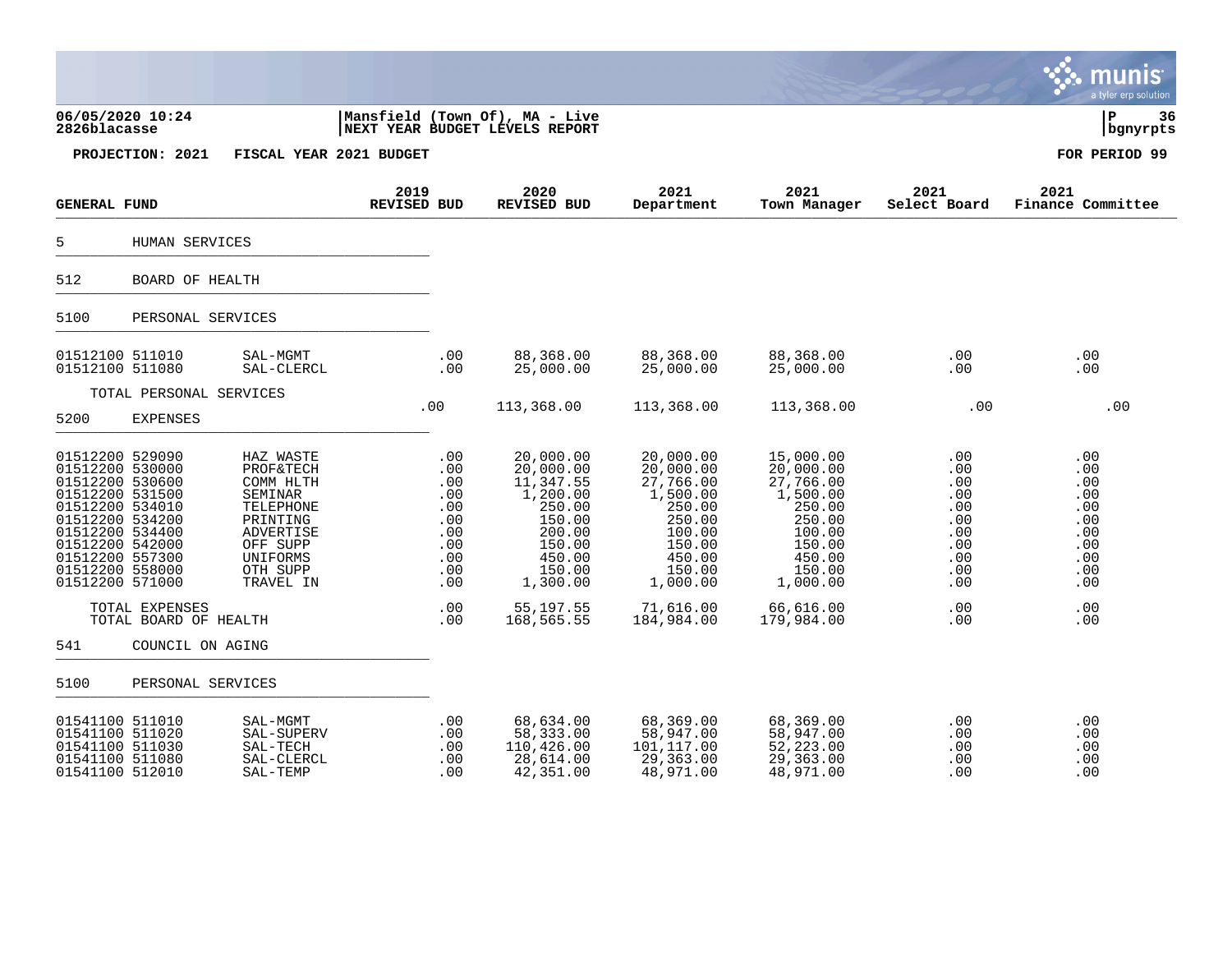06/05/2020 10:24 | Mansfield (Town Of), MA - Live | P 36
2826blacasse | NEXT YEAR BUDGET LEVELS REPORT | bgnyrpts

PROJECTION: 2021 FISCAL YEAR 2021 BUDGET — FOR PERIOD 99

| GENERAL FUND | | 2019 REVISED BUD | 2020 REVISED BUD | 2021 Department | 2021 Town Manager | 2021 Select Board | 2021 Finance Committee |
|---|---|---|---|---|---|---|---|
| **5 HUMAN SERVICES** | | | | | | | |
| **512 BOARD OF HEALTH** | | | | | | | |
| **5100 PERSONAL SERVICES** | | | | | | | |
| 01512100 511010 | SAL-MGMT | .00 | 88,368.00 | 88,368.00 | 88,368.00 | .00 | .00 |
| 01512100 511080 | SAL-CLERCL | .00 | 25,000.00 | 25,000.00 | 25,000.00 | .00 | .00 |
| TOTAL PERSONAL SERVICES | | .00 | 113,368.00 | 113,368.00 | 113,368.00 | .00 | .00 |
| **5200 EXPENSES** | | | | | | | |
| 01512200 529090 | HAZ WASTE | .00 | 20,000.00 | 20,000.00 | 15,000.00 | .00 | .00 |
| 01512200 530000 | PROF&TECH | .00 | 20,000.00 | 20,000.00 | 20,000.00 | .00 | .00 |
| 01512200 530600 | COMM HLTH | .00 | 11,347.55 | 27,766.00 | 27,766.00 | .00 | .00 |
| 01512200 531500 | SEMINAR | .00 | 1,200.00 | 1,500.00 | 1,500.00 | .00 | .00 |
| 01512200 534010 | TELEPHONE | .00 | 250.00 | 250.00 | 250.00 | .00 | .00 |
| 01512200 534200 | PRINTING | .00 | 150.00 | 250.00 | 250.00 | .00 | .00 |
| 01512200 534400 | ADVERTISE | .00 | 200.00 | 100.00 | 100.00 | .00 | .00 |
| 01512200 542000 | OFF SUPP | .00 | 150.00 | 150.00 | 150.00 | .00 | .00 |
| 01512200 557300 | UNIFORMS | .00 | 450.00 | 450.00 | 450.00 | .00 | .00 |
| 01512200 558000 | OTH SUPP | .00 | 150.00 | 150.00 | 150.00 | .00 | .00 |
| 01512200 571000 | TRAVEL IN | .00 | 1,300.00 | 1,000.00 | 1,000.00 | .00 | .00 |
| TOTAL EXPENSES | | .00 | 55,197.55 | 71,616.00 | 66,616.00 | .00 | .00 |
| TOTAL BOARD OF HEALTH | | .00 | 168,565.55 | 184,984.00 | 179,984.00 | .00 | .00 |
| **541 COUNCIL ON AGING** | | | | | | | |
| **5100 PERSONAL SERVICES** | | | | | | | |
| 01541100 511010 | SAL-MGMT | .00 | 68,634.00 | 68,369.00 | 68,369.00 | .00 | .00 |
| 01541100 511020 | SAL-SUPERV | .00 | 58,333.00 | 58,947.00 | 58,947.00 | .00 | .00 |
| 01541100 511030 | SAL-TECH | .00 | 110,426.00 | 101,117.00 | 52,223.00 | .00 | .00 |
| 01541100 511080 | SAL-CLERCL | .00 | 28,614.00 | 29,363.00 | 29,363.00 | .00 | .00 |
| 01541100 512010 | SAL-TEMP | .00 | 42,351.00 | 48,971.00 | 48,971.00 | .00 | .00 |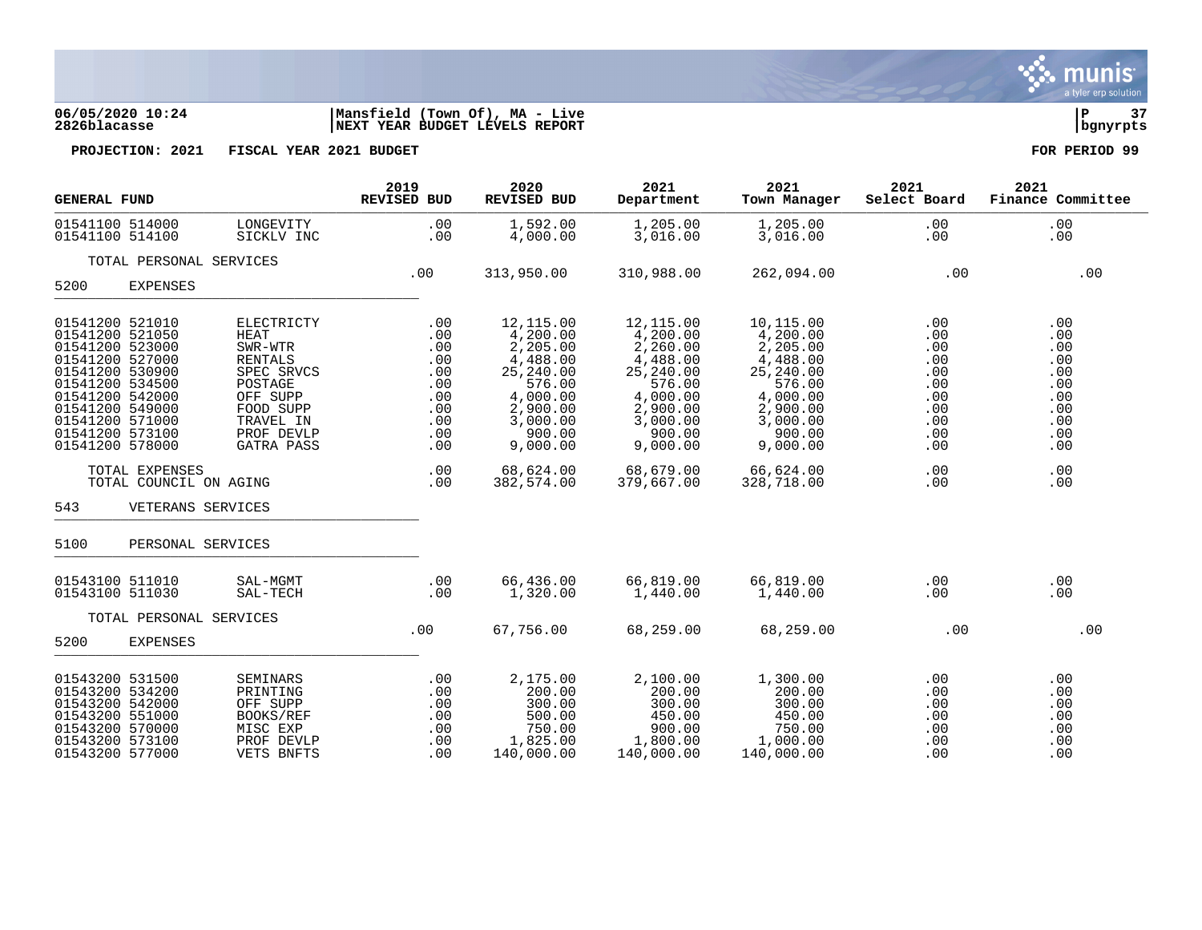**06/05/2020 10:24** | **Mansfield (Town Of), MA - Live**
**2826blacasse** | **NEXT YEAR BUDGET LEVELS REPORT** | **bgnyrpts**

**PROJECTION: 2021 FISCAL YEAR 2021 BUDGET** — **FOR PERIOD 99**

| GENERAL FUND | | 2019 REVISED BUD | 2020 REVISED BUD | 2021 Department | 2021 Town Manager | 2021 Select Board | 2021 Finance Committee |
|---|---|---|---|---|---|---|---|
| 01541100 514000 | LONGEVITY | .00 | 1,592.00 | 1,205.00 | 1,205.00 | .00 | .00 |
| 01541100 514100 | SICKLV INC | .00 | 4,000.00 | 3,016.00 | 3,016.00 | .00 | .00 |
| TOTAL PERSONAL SERVICES | | .00 | 313,950.00 | 310,988.00 | 262,094.00 | .00 | .00 |
| 5200 EXPENSES | | | | | | | |
| 01541200 521010 | ELECTRICTY | .00 | 12,115.00 | 12,115.00 | 10,115.00 | .00 | .00 |
| 01541200 521050 | HEAT | .00 | 4,200.00 | 4,200.00 | 4,200.00 | .00 | .00 |
| 01541200 523000 | SWR-WTR | .00 | 2,205.00 | 2,260.00 | 2,205.00 | .00 | .00 |
| 01541200 527000 | RENTALS | .00 | 4,488.00 | 4,488.00 | 4,488.00 | .00 | .00 |
| 01541200 530900 | SPEC SRVCS | .00 | 25,240.00 | 25,240.00 | 25,240.00 | .00 | .00 |
| 01541200 534500 | POSTAGE | .00 | 576.00 | 576.00 | 576.00 | .00 | .00 |
| 01541200 542000 | OFF SUPP | .00 | 4,000.00 | 4,000.00 | 4,000.00 | .00 | .00 |
| 01541200 549000 | FOOD SUPP | .00 | 2,900.00 | 2,900.00 | 2,900.00 | .00 | .00 |
| 01541200 571000 | TRAVEL IN | .00 | 3,000.00 | 3,000.00 | 3,000.00 | .00 | .00 |
| 01541200 573100 | PROF DEVLP | .00 | 900.00 | 900.00 | 900.00 | .00 | .00 |
| 01541200 578000 | GATRA PASS | .00 | 9,000.00 | 9,000.00 | 9,000.00 | .00 | .00 |
| TOTAL EXPENSES | | .00 | 68,624.00 | 68,679.00 | 66,624.00 | .00 | .00 |
| TOTAL COUNCIL ON AGING | | .00 | 382,574.00 | 379,667.00 | 328,718.00 | .00 | .00 |
| 543 VETERANS SERVICES | | | | | | | |
| 5100 PERSONAL SERVICES | | | | | | | |
| 01543100 511010 | SAL-MGMT | .00 | 66,436.00 | 66,819.00 | 66,819.00 | .00 | .00 |
| 01543100 511030 | SAL-TECH | .00 | 1,320.00 | 1,440.00 | 1,440.00 | .00 | .00 |
| TOTAL PERSONAL SERVICES | | .00 | 67,756.00 | 68,259.00 | 68,259.00 | .00 | .00 |
| 5200 EXPENSES | | | | | | | |
| 01543200 531500 | SEMINARS | .00 | 2,175.00 | 2,100.00 | 1,300.00 | .00 | .00 |
| 01543200 534200 | PRINTING | .00 | 200.00 | 200.00 | 200.00 | .00 | .00 |
| 01543200 542000 | OFF SUPP | .00 | 300.00 | 300.00 | 300.00 | .00 | .00 |
| 01543200 551000 | BOOKS/REF | .00 | 500.00 | 450.00 | 450.00 | .00 | .00 |
| 01543200 570000 | MISC EXP | .00 | 750.00 | 900.00 | 750.00 | .00 | .00 |
| 01543200 573100 | PROF DEVLP | .00 | 1,825.00 | 1,800.00 | 1,000.00 | .00 | .00 |
| 01543200 577000 | VETS BNFTS | .00 | 140,000.00 | 140,000.00 | 140,000.00 | .00 | .00 |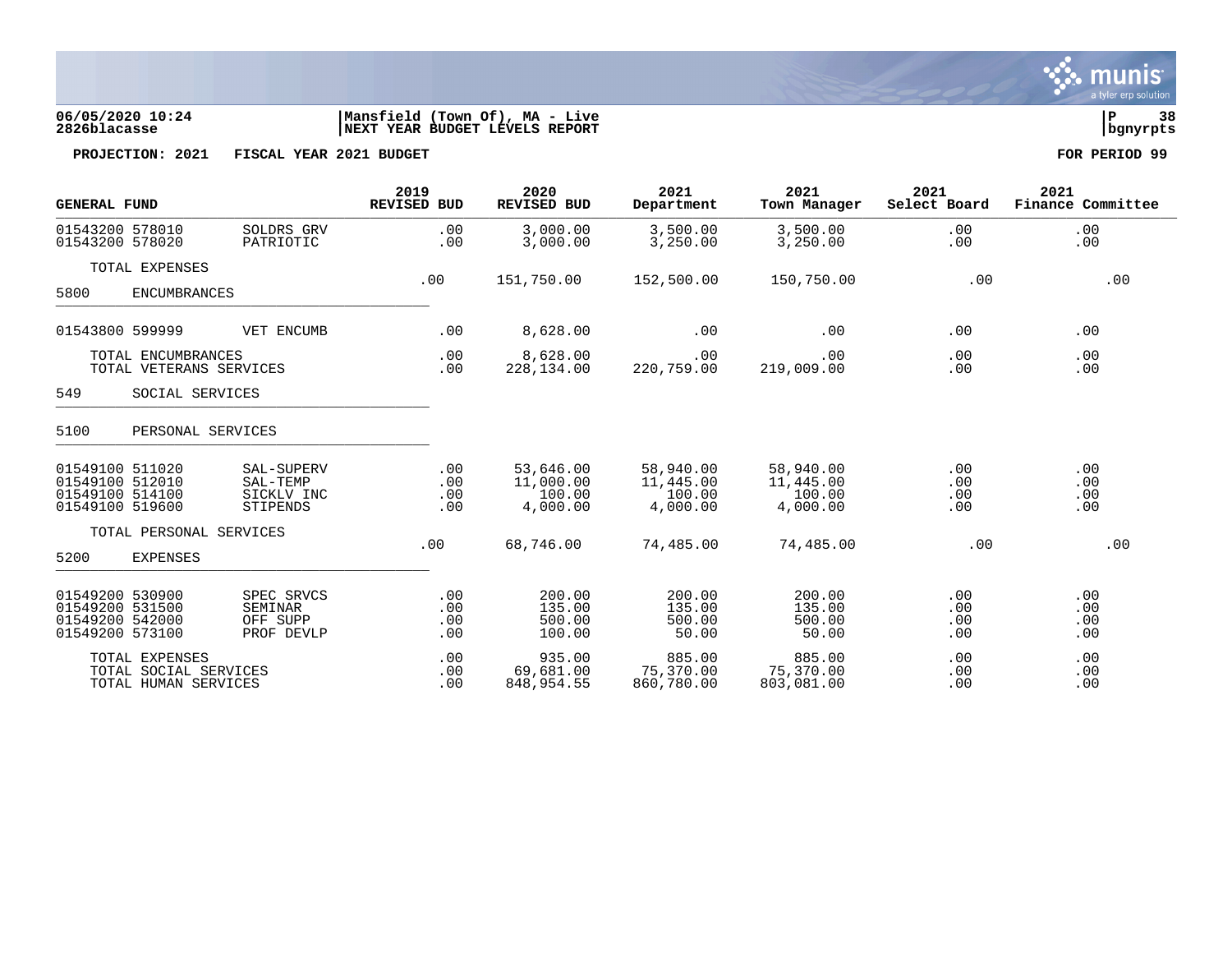**06/05/2020 10:24** | **Mansfield (Town Of), MA - Live** | **P 38**
**2826blacasse** | **NEXT YEAR BUDGET LEVELS REPORT** | **bgnyrpts**

**PROJECTION: 2021 FISCAL YEAR 2021 BUDGET** | **FOR PERIOD 99**

| GENERAL FUND | | 2019 REVISED BUD | 2020 REVISED BUD | 2021 Department | 2021 Town Manager | 2021 Select Board | 2021 Finance Committee |
|---|---|---|---|---|---|---|---|
| 01543200 578010 | SOLDRS GRV | .00 | 3,000.00 | 3,500.00 | 3,500.00 | .00 | .00 |
| 01543200 578020 | PATRIOTIC | .00 | 3,000.00 | 3,250.00 | 3,250.00 | .00 | .00 |
| TOTAL EXPENSES | | .00 | 151,750.00 | 152,500.00 | 150,750.00 | .00 | .00 |
| 5800 ENCUMBRANCES | | | | | | | |
| 01543800 599999 | VET ENCUMB | .00 | 8,628.00 | .00 | .00 | .00 | .00 |
| TOTAL ENCUMBRANCES | | .00 | 8,628.00 | .00 | .00 | .00 | .00 |
| TOTAL VETERANS SERVICES | | .00 | 228,134.00 | 220,759.00 | 219,009.00 | .00 | .00 |
| 549 SOCIAL SERVICES | | | | | | | |
| 5100 PERSONAL SERVICES | | | | | | | |
| 01549100 511020 | SAL-SUPERV | .00 | 53,646.00 | 58,940.00 | 58,940.00 | .00 | .00 |
| 01549100 512010 | SAL-TEMP | .00 | 11,000.00 | 11,445.00 | 11,445.00 | .00 | .00 |
| 01549100 514100 | SICKLV INC | .00 | 100.00 | 100.00 | 100.00 | .00 | .00 |
| 01549100 519600 | STIPENDS | .00 | 4,000.00 | 4,000.00 | 4,000.00 | .00 | .00 |
| TOTAL PERSONAL SERVICES | | .00 | 68,746.00 | 74,485.00 | 74,485.00 | .00 | .00 |
| 5200 EXPENSES | | | | | | | |
| 01549200 530900 | SPEC SRVCS | .00 | 200.00 | 200.00 | 200.00 | .00 | .00 |
| 01549200 531500 | SEMINAR | .00 | 135.00 | 135.00 | 135.00 | .00 | .00 |
| 01549200 542000 | OFF SUPP | .00 | 500.00 | 500.00 | 500.00 | .00 | .00 |
| 01549200 573100 | PROF DEVLP | .00 | 100.00 | 50.00 | 50.00 | .00 | .00 |
| TOTAL EXPENSES | | .00 | 935.00 | 885.00 | 885.00 | .00 | .00 |
| TOTAL SOCIAL SERVICES | | .00 | 69,681.00 | 75,370.00 | 75,370.00 | .00 | .00 |
| TOTAL HUMAN SERVICES | | .00 | 848,954.55 | 860,780.00 | 803,081.00 | .00 | .00 |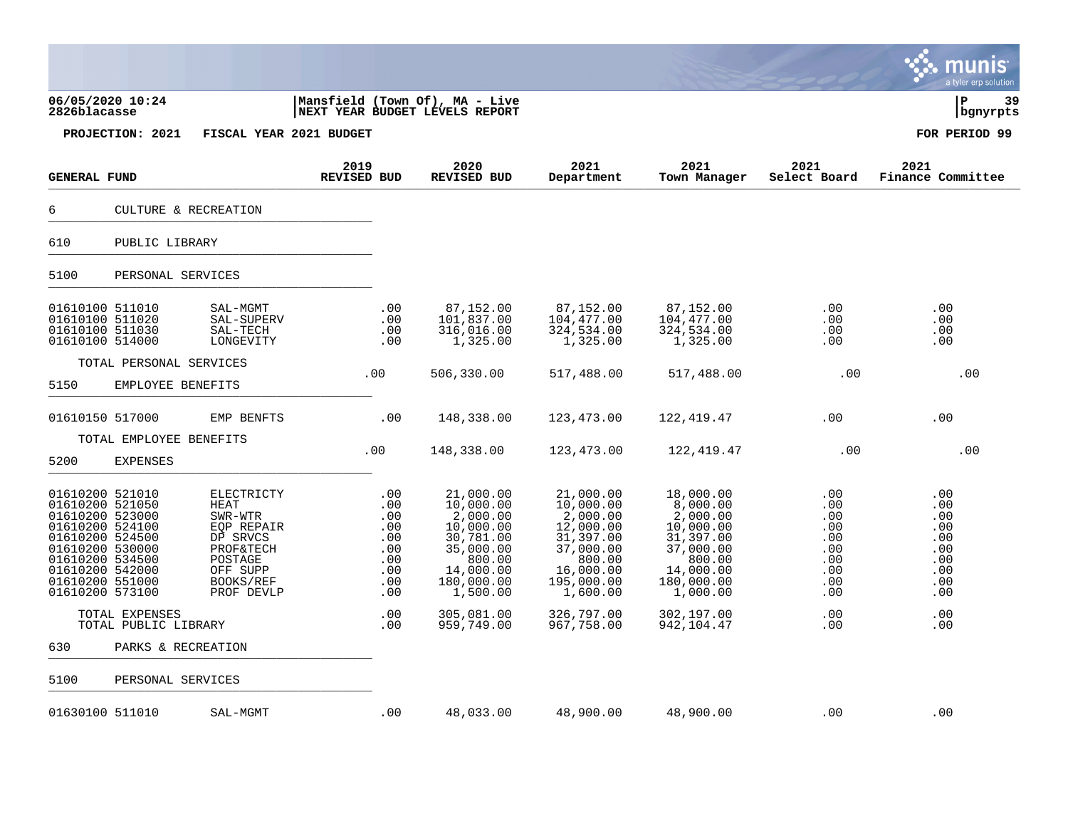06/05/2020 10:24 | Mansfield (Town Of), MA - Live
2826blacasse | NEXT YEAR BUDGET LEVELS REPORT

**PROJECTION: 2021 FISCAL YEAR 2021 BUDGET** — **FOR PERIOD 99**

| GENERAL FUND | | 2019 REVISED BUD | 2020 REVISED BUD | 2021 Department | 2021 Town Manager | 2021 Select Board | 2021 Finance Committee |
|---|---|---|---|---|---|---|---|
| **6 CULTURE & RECREATION** | | | | | | | |
| **610 PUBLIC LIBRARY** | | | | | | | |
| **5100 PERSONAL SERVICES** | | | | | | | |
| 01610100 511010 | SAL-MGMT | .00 | 87,152.00 | 87,152.00 | 87,152.00 | .00 | .00 |
| 01610100 511020 | SAL-SUPERV | .00 | 101,837.00 | 104,477.00 | 104,477.00 | .00 | .00 |
| 01610100 511030 | SAL-TECH | .00 | 316,016.00 | 324,534.00 | 324,534.00 | .00 | .00 |
| 01610100 514000 | LONGEVITY | .00 | 1,325.00 | 1,325.00 | 1,325.00 | .00 | .00 |
| TOTAL PERSONAL SERVICES | | .00 | 506,330.00 | 517,488.00 | 517,488.00 | .00 | .00 |
| **5150 EMPLOYEE BENEFITS** | | | | | | | |
| 01610150 517000 | EMP BENFTS | .00 | 148,338.00 | 123,473.00 | 122,419.47 | .00 | .00 |
| TOTAL EMPLOYEE BENEFITS | | .00 | 148,338.00 | 123,473.00 | 122,419.47 | .00 | .00 |
| **5200 EXPENSES** | | | | | | | |
| 01610200 521010 | ELECTRICTY | .00 | 21,000.00 | 21,000.00 | 18,000.00 | .00 | .00 |
| 01610200 521050 | HEAT | .00 | 10,000.00 | 10,000.00 | 8,000.00 | .00 | .00 |
| 01610200 523000 | SWR-WTR | .00 | 2,000.00 | 2,000.00 | 2,000.00 | .00 | .00 |
| 01610200 524100 | EQP REPAIR | .00 | 10,000.00 | 12,000.00 | 10,000.00 | .00 | .00 |
| 01610200 524500 | DP SRVCS | .00 | 30,781.00 | 31,397.00 | 31,397.00 | .00 | .00 |
| 01610200 530000 | PROF&TECH | .00 | 35,000.00 | 37,000.00 | 37,000.00 | .00 | .00 |
| 01610200 534500 | POSTAGE | .00 | 800.00 | 800.00 | 800.00 | .00 | .00 |
| 01610200 542000 | OFF SUPP | .00 | 14,000.00 | 16,000.00 | 14,000.00 | .00 | .00 |
| 01610200 551000 | BOOKS/REF | .00 | 180,000.00 | 195,000.00 | 180,000.00 | .00 | .00 |
| 01610200 573100 | PROF DEVLP | .00 | 1,500.00 | 1,600.00 | 1,000.00 | .00 | .00 |
| TOTAL EXPENSES | | .00 | 305,081.00 | 326,797.00 | 302,197.00 | .00 | .00 |
| TOTAL PUBLIC LIBRARY | | .00 | 959,749.00 | 967,758.00 | 942,104.47 | .00 | .00 |
| **630 PARKS & RECREATION** | | | | | | | |
| **5100 PERSONAL SERVICES** | | | | | | | |
| 01630100 511010 | SAL-MGMT | .00 | 48,033.00 | 48,900.00 | 48,900.00 | .00 | .00 |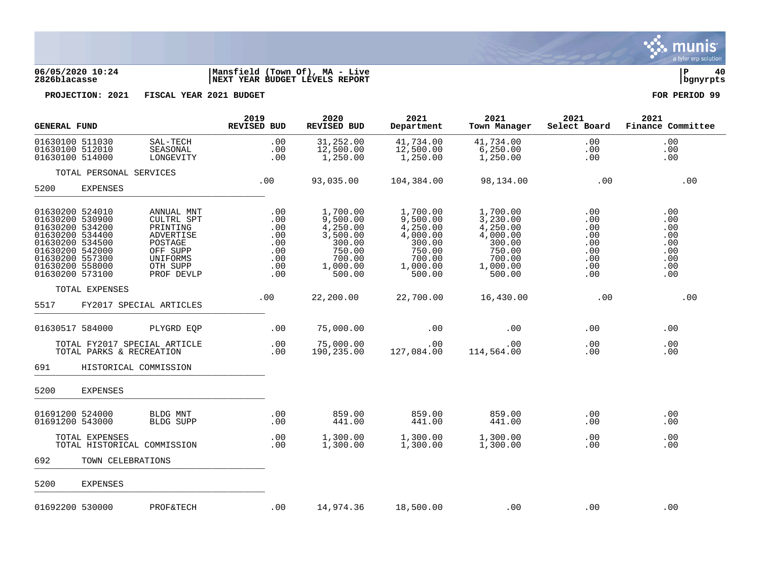**06/05/2020 10:24** | **Mansfield (Town Of), MA - Live**
**2826blacasse** | **NEXT YEAR BUDGET LEVELS REPORT**

**PROJECTION: 2021 FISCAL YEAR 2021 BUDGET** — **FOR PERIOD 99**

| GENERAL FUND | | 2019 REVISED BUD | 2020 REVISED BUD | 2021 Department | 2021 Town Manager | 2021 Select Board | 2021 Finance Committee |
|---|---|---|---|---|---|---|---|
| 01630100 511030 | SAL-TECH | .00 | 31,252.00 | 41,734.00 | 41,734.00 | .00 | .00 |
| 01630100 512010 | SEASONAL | .00 | 12,500.00 | 12,500.00 | 6,250.00 | .00 | .00 |
| 01630100 514000 | LONGEVITY | .00 | 1,250.00 | 1,250.00 | 1,250.00 | .00 | .00 |
| TOTAL PERSONAL SERVICES | | .00 | 93,035.00 | 104,384.00 | 98,134.00 | .00 | .00 |
| 5200 EXPENSES | | | | | | | |
| 01630200 524010 | ANNUAL MNT | .00 | 1,700.00 | 1,700.00 | 1,700.00 | .00 | .00 |
| 01630200 530900 | CULTRL SPT | .00 | 9,500.00 | 9,500.00 | 3,230.00 | .00 | .00 |
| 01630200 534200 | PRINTING | .00 | 4,250.00 | 4,250.00 | 4,250.00 | .00 | .00 |
| 01630200 534400 | ADVERTISE | .00 | 3,500.00 | 4,000.00 | 4,000.00 | .00 | .00 |
| 01630200 534500 | POSTAGE | .00 | 300.00 | 300.00 | 300.00 | .00 | .00 |
| 01630200 542000 | OFF SUPP | .00 | 750.00 | 750.00 | 750.00 | .00 | .00 |
| 01630200 557300 | UNIFORMS | .00 | 700.00 | 700.00 | 700.00 | .00 | .00 |
| 01630200 558000 | OTH SUPP | .00 | 1,000.00 | 1,000.00 | 1,000.00 | .00 | .00 |
| 01630200 573100 | PROF DEVLP | .00 | 500.00 | 500.00 | 500.00 | .00 | .00 |
| TOTAL EXPENSES | | .00 | 22,200.00 | 22,700.00 | 16,430.00 | .00 | .00 |
| 5517 FY2017 SPECIAL ARTICLES | | | | | | | |
| 01630517 584000 | PLYGRD EQP | .00 | 75,000.00 | .00 | .00 | .00 | .00 |
| TOTAL FY2017 SPECIAL ARTICLE | | .00 | 75,000.00 | .00 | .00 | .00 | .00 |
| TOTAL PARKS & RECREATION | | .00 | 190,235.00 | 127,084.00 | 114,564.00 | .00 | .00 |
| 691 HISTORICAL COMMISSION | | | | | | | |
| 5200 EXPENSES | | | | | | | |
| 01691200 524000 | BLDG MNT | .00 | 859.00 | 859.00 | 859.00 | .00 | .00 |
| 01691200 543000 | BLDG SUPP | .00 | 441.00 | 441.00 | 441.00 | .00 | .00 |
| TOTAL EXPENSES | | .00 | 1,300.00 | 1,300.00 | 1,300.00 | .00 | .00 |
| TOTAL HISTORICAL COMMISSION | | .00 | 1,300.00 | 1,300.00 | 1,300.00 | .00 | .00 |
| 692 TOWN CELEBRATIONS | | | | | | | |
| 5200 EXPENSES | | | | | | | |
| 01692200 530000 | PROF&TECH | .00 | 14,974.36 | 18,500.00 | .00 | .00 | .00 |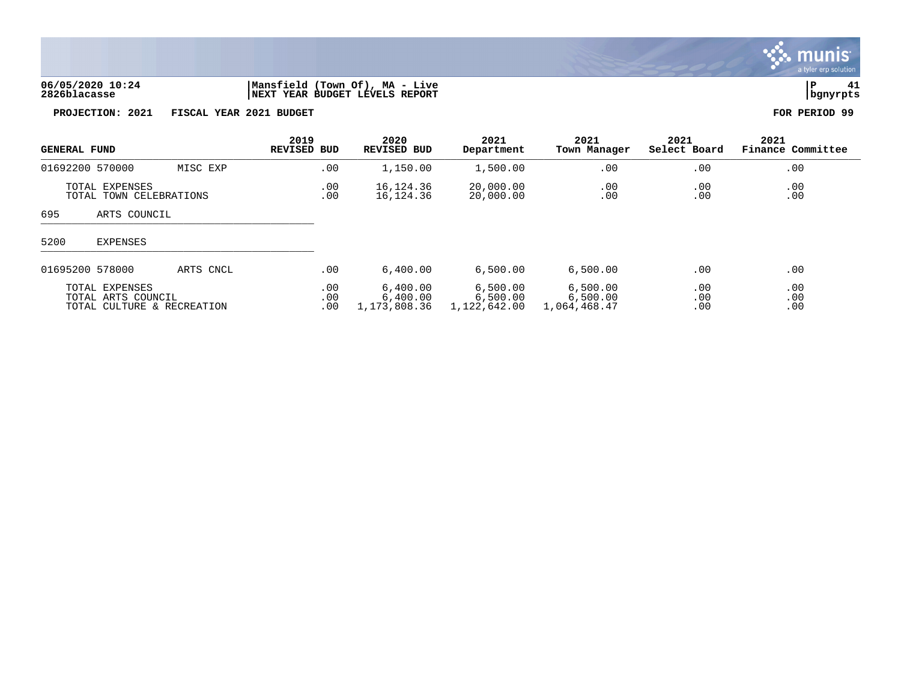**06/05/2020 10:24** | **Mansfield (Town Of), MA - Live**
**2826blacasse** | **NEXT YEAR BUDGET LEVELS REPORT** | **bgnyrpts**

**PROJECTION: 2021 FISCAL YEAR 2021 BUDGET** | **FOR PERIOD 99**

| GENERAL FUND | | 2019 REVISED BUD | 2020 REVISED BUD | 2021 Department | 2021 Town Manager | 2021 Select Board | 2021 Finance Committee |
|---|---|---|---|---|---|---|---|
| 01692200 570000 | MISC EXP | .00 | 1,150.00 | 1,500.00 | .00 | .00 | .00 |
| TOTAL EXPENSES | | .00 | 16,124.36 | 20,000.00 | .00 | .00 | .00 |
| TOTAL TOWN CELEBRATIONS | | .00 | 16,124.36 | 20,000.00 | .00 | .00 | .00 |
| 695 ARTS COUNCIL | | | | | | | |
| 5200 EXPENSES | | | | | | | |
| 01695200 578000 | ARTS CNCL | .00 | 6,400.00 | 6,500.00 | 6,500.00 | .00 | .00 |
| TOTAL EXPENSES | | .00 | 6,400.00 | 6,500.00 | 6,500.00 | .00 | .00 |
| TOTAL ARTS COUNCIL | | .00 | 6,400.00 | 6,500.00 | 6,500.00 | .00 | .00 |
| TOTAL CULTURE & RECREATION | | .00 | 1,173,808.36 | 1,122,642.00 | 1,064,468.47 | .00 | .00 |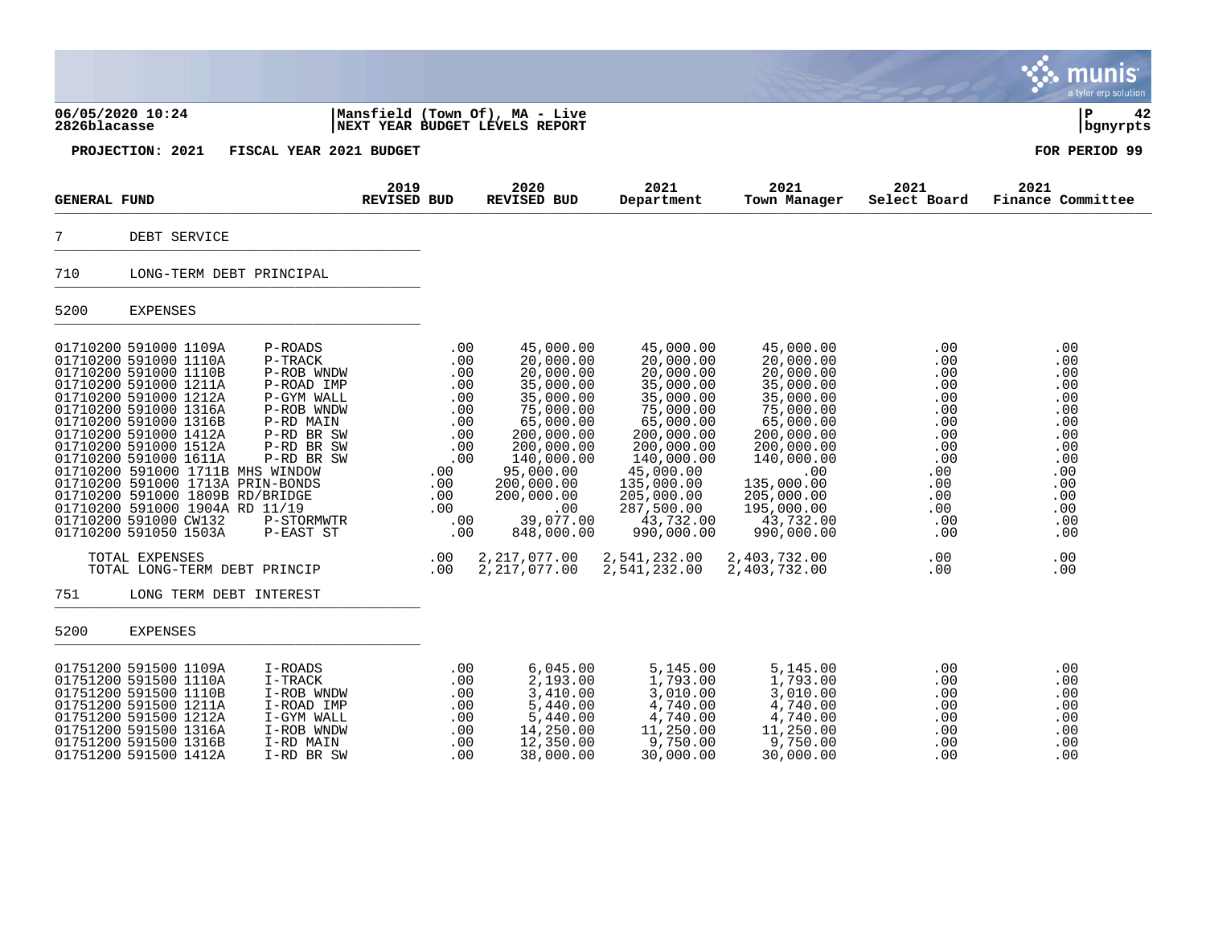**Mansfield (Town Of), MA - Live**
**NEXT YEAR BUDGET LEVELS REPORT**

06/05/2020 10:24
2826blacasse

**PROJECTION: 2021 FISCAL YEAR 2021 BUDGET** — FOR PERIOD 99

| GENERAL FUND | | 2019 REVISED BUD | 2020 REVISED BUD | 2021 Department | 2021 Town Manager | 2021 Select Board | 2021 Finance Committee |
|---|---|---|---|---|---|---|---|
| **7 DEBT SERVICE** | | | | | | | |
| **710 LONG-TERM DEBT PRINCIPAL** | | | | | | | |
| **5200 EXPENSES** | | | | | | | |
| 01710200 591000 1109A | P-ROADS | .00 | 45,000.00 | 45,000.00 | 45,000.00 | .00 | .00 |
| 01710200 591000 1110A | P-TRACK | .00 | 20,000.00 | 20,000.00 | 20,000.00 | .00 | .00 |
| 01710200 591000 1110B | P-ROB WNDW | .00 | 20,000.00 | 20,000.00 | 20,000.00 | .00 | .00 |
| 01710200 591000 1211A | P-ROAD IMP | .00 | 35,000.00 | 35,000.00 | 35,000.00 | .00 | .00 |
| 01710200 591000 1212A | P-GYM WALL | .00 | 35,000.00 | 35,000.00 | 35,000.00 | .00 | .00 |
| 01710200 591000 1316A | P-ROB WNDW | .00 | 75,000.00 | 75,000.00 | 75,000.00 | .00 | .00 |
| 01710200 591000 1316B | P-RD MAIN | .00 | 65,000.00 | 65,000.00 | 65,000.00 | .00 | .00 |
| 01710200 591000 1412A | P-RD BR SW | .00 | 200,000.00 | 200,000.00 | 200,000.00 | .00 | .00 |
| 01710200 591000 1512A | P-RD BR SW | .00 | 200,000.00 | 200,000.00 | 200,000.00 | .00 | .00 |
| 01710200 591000 1611A | P-RD BR SW | .00 | 140,000.00 | 140,000.00 | 140,000.00 | .00 | .00 |
| 01710200 591000 1711B | MHS WINDOW | .00 | 95,000.00 | 45,000.00 | .00 | .00 | .00 |
| 01710200 591000 1713A | PRIN-BONDS | .00 | 200,000.00 | 135,000.00 | 135,000.00 | .00 | .00 |
| 01710200 591000 1809B | RD/BRIDGE | .00 | 200,000.00 | 205,000.00 | 205,000.00 | .00 | .00 |
| 01710200 591000 1904A | RD 11/19 | .00 | .00 | 287,500.00 | 195,000.00 | .00 | .00 |
| 01710200 591000 CW132 | P-STORMWTR | .00 | 39,077.00 | 43,732.00 | 43,732.00 | .00 | .00 |
| 01710200 591050 1503A | P-EAST ST | .00 | 848,000.00 | 990,000.00 | 990,000.00 | .00 | .00 |
| TOTAL EXPENSES | | .00 | 2,217,077.00 | 2,541,232.00 | 2,403,732.00 | .00 | .00 |
| TOTAL LONG-TERM DEBT PRINCIP | | .00 | 2,217,077.00 | 2,541,232.00 | 2,403,732.00 | .00 | .00 |
| **751 LONG TERM DEBT INTEREST** | | | | | | | |
| **5200 EXPENSES** | | | | | | | |
| 01751200 591500 1109A | I-ROADS | .00 | 6,045.00 | 5,145.00 | 5,145.00 | .00 | .00 |
| 01751200 591500 1110A | I-TRACK | .00 | 2,193.00 | 1,793.00 | 1,793.00 | .00 | .00 |
| 01751200 591500 1110B | I-ROB WNDW | .00 | 3,410.00 | 3,010.00 | 3,010.00 | .00 | .00 |
| 01751200 591500 1211A | I-ROAD IMP | .00 | 5,440.00 | 4,740.00 | 4,740.00 | .00 | .00 |
| 01751200 591500 1212A | I-GYM WALL | .00 | 5,440.00 | 4,740.00 | 4,740.00 | .00 | .00 |
| 01751200 591500 1316A | I-ROB WNDW | .00 | 14,250.00 | 11,250.00 | 11,250.00 | .00 | .00 |
| 01751200 591500 1316B | I-RD MAIN | .00 | 12,350.00 | 9,750.00 | 9,750.00 | .00 | .00 |
| 01751200 591500 1412A | I-RD BR SW | .00 | 38,000.00 | 30,000.00 | 30,000.00 | .00 | .00 |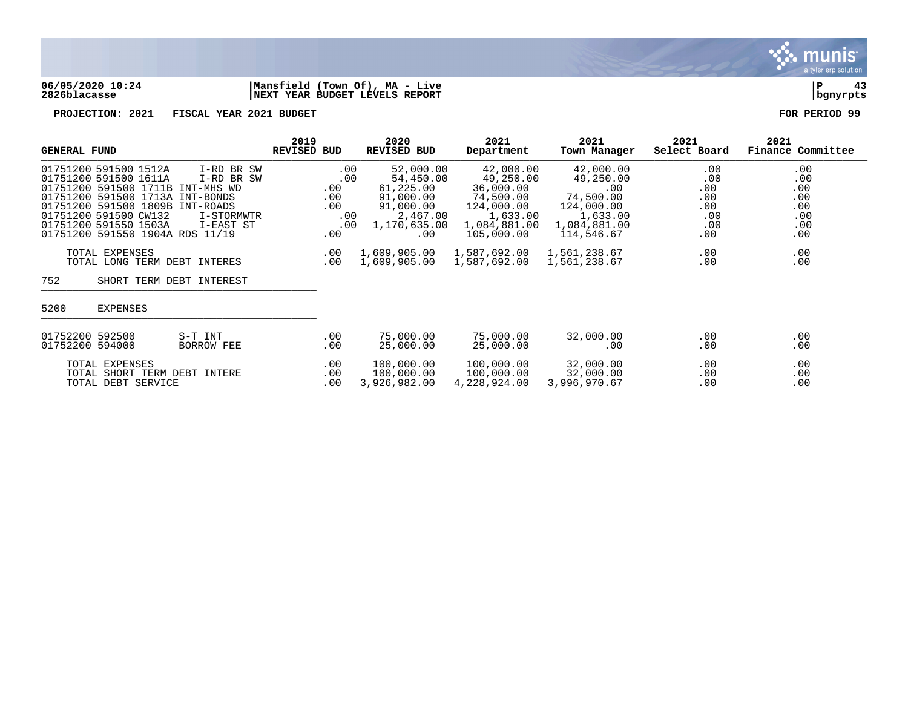**06/05/2020 10:24** | **Mansfield (Town Of), MA - Live** | **P 43**
**2826blacasse** | **NEXT YEAR BUDGET LEVELS REPORT** | **bgnyrpts**

**PROJECTION: 2021 FISCAL YEAR 2021 BUDGET** — **FOR PERIOD 99**

| GENERAL FUND | 2019 REVISED BUD | 2020 REVISED BUD | 2021 Department | 2021 Town Manager | 2021 Select Board | 2021 Finance Committee |
|---|---|---|---|---|---|---|
| 01751200 591500 1512A I-RD BR SW | .00 | 52,000.00 | 42,000.00 | 42,000.00 | .00 | .00 |
| 01751200 591500 1611A I-RD BR SW | .00 | 54,450.00 | 49,250.00 | 49,250.00 | .00 | .00 |
| 01751200 591500 1711B INT-MHS WD | .00 | 61,225.00 | 36,000.00 | .00 | .00 | .00 |
| 01751200 591500 1713A INT-BONDS | .00 | 91,000.00 | 74,500.00 | 74,500.00 | .00 | .00 |
| 01751200 591500 1809B INT-ROADS | .00 | 91,000.00 | 124,000.00 | 124,000.00 | .00 | .00 |
| 01751200 591500 CW132 I-STORMWTR | .00 | 2,467.00 | 1,633.00 | 1,633.00 | .00 | .00 |
| 01751200 591550 1503A I-EAST ST | .00 | 1,170,635.00 | 1,084,881.00 | 1,084,881.00 | .00 | .00 |
| 01751200 591550 1904A RDS 11/19 | .00 | .00 | 105,000.00 | 114,546.67 | .00 | .00 |
| TOTAL EXPENSES | .00 | 1,609,905.00 | 1,587,692.00 | 1,561,238.67 | .00 | .00 |
| TOTAL LONG TERM DEBT INTERES | .00 | 1,609,905.00 | 1,587,692.00 | 1,561,238.67 | .00 | .00 |
| **752 SHORT TERM DEBT INTEREST** | | | | | | |
| **5200 EXPENSES** | | | | | | |
| 01752200 592500 S-T INT | .00 | 75,000.00 | 75,000.00 | 32,000.00 | .00 | .00 |
| 01752200 594000 BORROW FEE | .00 | 25,000.00 | 25,000.00 | .00 | .00 | .00 |
| TOTAL EXPENSES | .00 | 100,000.00 | 100,000.00 | 32,000.00 | .00 | .00 |
| TOTAL SHORT TERM DEBT INTERE | .00 | 100,000.00 | 100,000.00 | 32,000.00 | .00 | .00 |
| TOTAL DEBT SERVICE | .00 | 3,926,982.00 | 4,228,924.00 | 3,996,970.67 | .00 | .00 |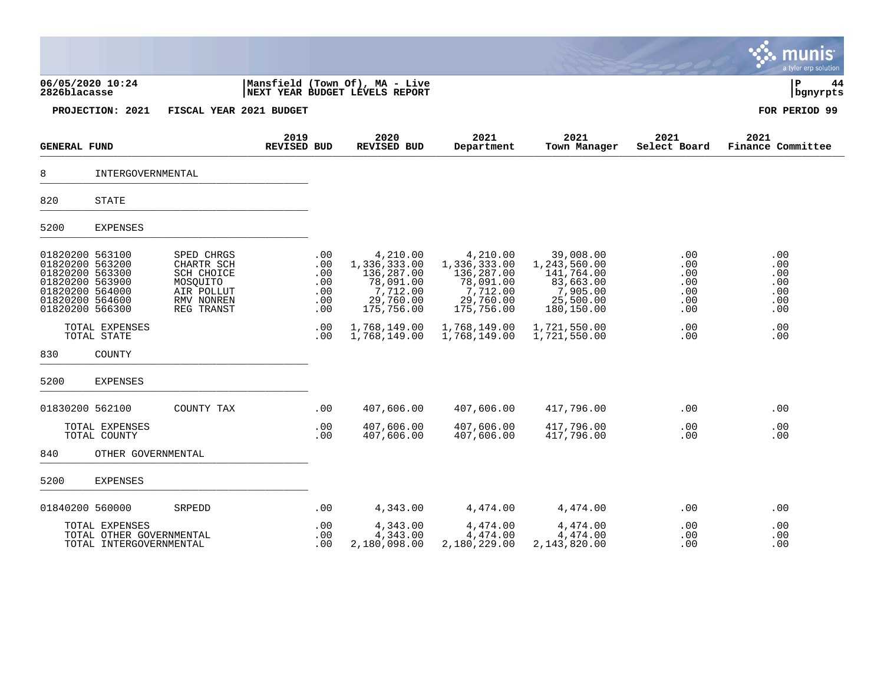06/05/2020 10:24 | Mansfield (Town Of), MA - Live
2826blacasse | NEXT YEAR BUDGET LEVELS REPORT | bgnyrpts

**PROJECTION: 2021 FISCAL YEAR 2021 BUDGET** **FOR PERIOD 99**

| GENERAL FUND | | 2019 REVISED BUD | 2020 REVISED BUD | 2021 Department | 2021 Town Manager | 2021 Select Board | 2021 Finance Committee |
|---|---|---|---|---|---|---|---|
| 8 INTERGOVERNMENTAL | | | | | | | |
| 820 STATE | | | | | | | |
| 5200 EXPENSES | | | | | | | |
| 01820200 563100 | SPED CHRGS | .00 | 4,210.00 | 4,210.00 | 39,008.00 | .00 | .00 |
| 01820200 563200 | CHARTR SCH | .00 | 1,336,333.00 | 1,336,333.00 | 1,243,560.00 | .00 | .00 |
| 01820200 563300 | SCH CHOICE | .00 | 136,287.00 | 136,287.00 | 141,764.00 | .00 | .00 |
| 01820200 563900 | MOSQUITO | .00 | 78,091.00 | 78,091.00 | 83,663.00 | .00 | .00 |
| 01820200 564000 | AIR POLLUT | .00 | 7,712.00 | 7,712.00 | 7,905.00 | .00 | .00 |
| 01820200 564600 | RMV NONREN | .00 | 29,760.00 | 29,760.00 | 25,500.00 | .00 | .00 |
| 01820200 566300 | REG TRANST | .00 | 175,756.00 | 175,756.00 | 180,150.00 | .00 | .00 |
| TOTAL EXPENSES | | .00 | 1,768,149.00 | 1,768,149.00 | 1,721,550.00 | .00 | .00 |
| TOTAL STATE | | .00 | 1,768,149.00 | 1,768,149.00 | 1,721,550.00 | .00 | .00 |
| 830 COUNTY | | | | | | | |
| 5200 EXPENSES | | | | | | | |
| 01830200 562100 | COUNTY TAX | .00 | 407,606.00 | 407,606.00 | 417,796.00 | .00 | .00 |
| TOTAL EXPENSES | | .00 | 407,606.00 | 407,606.00 | 417,796.00 | .00 | .00 |
| TOTAL COUNTY | | .00 | 407,606.00 | 407,606.00 | 417,796.00 | .00 | .00 |
| 840 OTHER GOVERNMENTAL | | | | | | | |
| 5200 EXPENSES | | | | | | | |
| 01840200 560000 | SRPEDD | .00 | 4,343.00 | 4,474.00 | 4,474.00 | .00 | .00 |
| TOTAL EXPENSES | | .00 | 4,343.00 | 4,474.00 | 4,474.00 | .00 | .00 |
| TOTAL OTHER GOVERNMENTAL | | .00 | 4,343.00 | 4,474.00 | 4,474.00 | .00 | .00 |
| TOTAL INTERGOVERNMENTAL | | .00 | 2,180,098.00 | 2,180,229.00 | 2,143,820.00 | .00 | .00 |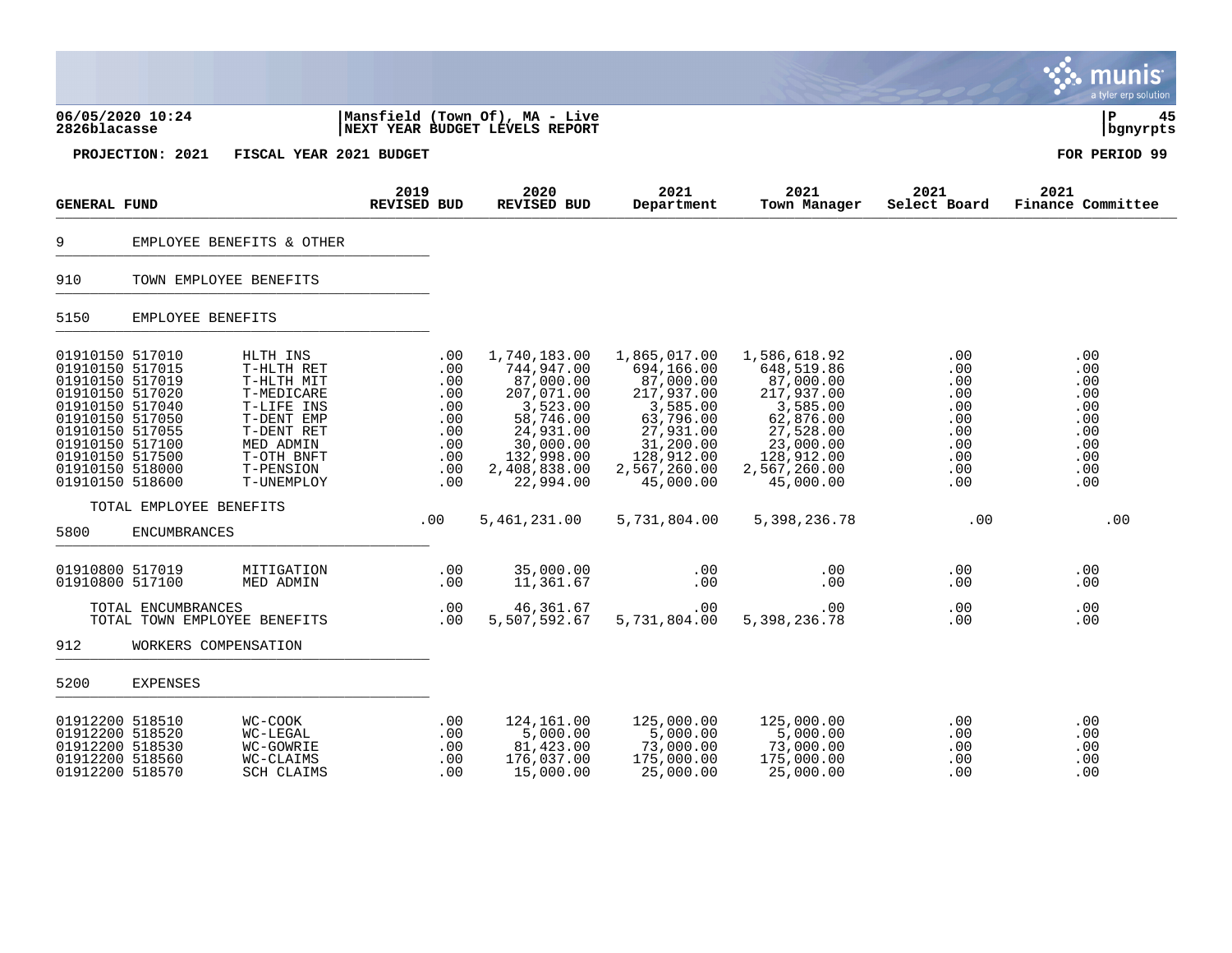**06/05/2020 10:24**
**2826blacasse**

**Mansfield (Town Of), MA - Live**
**NEXT YEAR BUDGET LEVELS REPORT**

**P 45**
**bgnyrpts**

**PROJECTION: 2021 FISCAL YEAR 2021 BUDGET** **FOR PERIOD 99**

| GENERAL FUND | | | 2019 REVISED BUD | 2020 REVISED BUD | 2021 Department | 2021 Town Manager | 2021 Select Board | 2021 Finance Committee |
|---|---|---|---|---|---|---|---|---|
| 9 | EMPLOYEE BENEFITS & OTHER | | | | | | | |
| 910 | TOWN EMPLOYEE BENEFITS | | | | | | | |
| 5150 | EMPLOYEE BENEFITS | | | | | | | |
| 01910150 | 517010 | HLTH INS | .00 | 1,740,183.00 | 1,865,017.00 | 1,586,618.92 | .00 | .00 |
| 01910150 | 517015 | T-HLTH RET | .00 | 744,947.00 | 694,166.00 | 648,519.86 | .00 | .00 |
| 01910150 | 517019 | T-HLTH MIT | .00 | 87,000.00 | 87,000.00 | 87,000.00 | .00 | .00 |
| 01910150 | 517020 | T-MEDICARE | .00 | 207,071.00 | 217,937.00 | 217,937.00 | .00 | .00 |
| 01910150 | 517040 | T-LIFE INS | .00 | 3,523.00 | 3,585.00 | 3,585.00 | .00 | .00 |
| 01910150 | 517050 | T-DENT EMP | .00 | 58,746.00 | 63,796.00 | 62,876.00 | .00 | .00 |
| 01910150 | 517055 | T-DENT RET | .00 | 24,931.00 | 27,931.00 | 27,528.00 | .00 | .00 |
| 01910150 | 517100 | MED ADMIN | .00 | 30,000.00 | 31,200.00 | 23,000.00 | .00 | .00 |
| 01910150 | 517500 | T-OTH BNFT | .00 | 132,998.00 | 128,912.00 | 128,912.00 | .00 | .00 |
| 01910150 | 518000 | T-PENSION | .00 | 2,408,838.00 | 2,567,260.00 | 2,567,260.00 | .00 | .00 |
| 01910150 | 518600 | T-UNEMPLOY | .00 | 22,994.00 | 45,000.00 | 45,000.00 | .00 | .00 |
| TOTAL EMPLOYEE BENEFITS | | | .00 | 5,461,231.00 | 5,731,804.00 | 5,398,236.78 | .00 | .00 |
| 5800 | ENCUMBRANCES | | | | | | | |
| 01910800 | 517019 | MITIGATION | .00 | 35,000.00 | .00 | .00 | .00 | .00 |
| 01910800 | 517100 | MED ADMIN | .00 | 11,361.67 | .00 | .00 | .00 | .00 |
| TOTAL ENCUMBRANCES | | | .00 | 46,361.67 | .00 | .00 | .00 | .00 |
| TOTAL TOWN EMPLOYEE BENEFITS | | | .00 | 5,507,592.67 | 5,731,804.00 | 5,398,236.78 | .00 | .00 |
| 912 | WORKERS COMPENSATION | | | | | | | |
| 5200 | EXPENSES | | | | | | | |
| 01912200 | 518510 | WC-COOK | .00 | 124,161.00 | 125,000.00 | 125,000.00 | .00 | .00 |
| 01912200 | 518520 | WC-LEGAL | .00 | 5,000.00 | 5,000.00 | 5,000.00 | .00 | .00 |
| 01912200 | 518530 | WC-GOWRIE | .00 | 81,423.00 | 73,000.00 | 73,000.00 | .00 | .00 |
| 01912200 | 518560 | WC-CLAIMS | .00 | 176,037.00 | 175,000.00 | 175,000.00 | .00 | .00 |
| 01912200 | 518570 | SCH CLAIMS | .00 | 15,000.00 | 25,000.00 | 25,000.00 | .00 | .00 |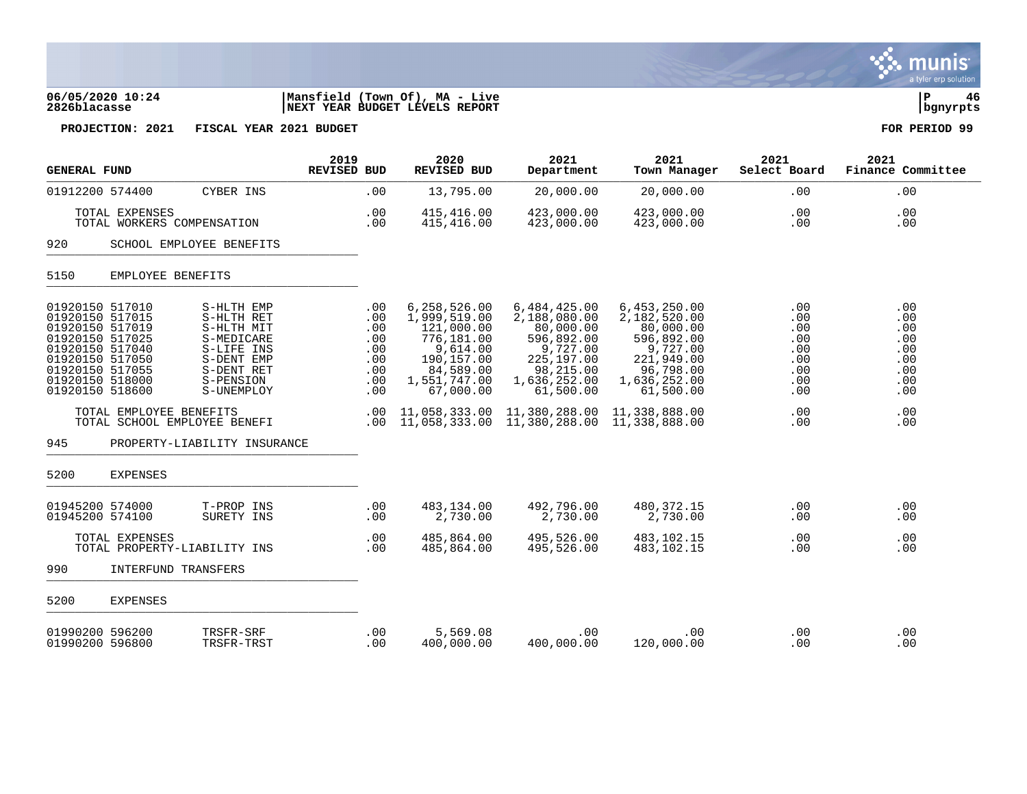06/05/2020 10:24 | Mansfield (Town Of), MA - Live | P 46
2826blacasse | NEXT YEAR BUDGET LEVELS REPORT | bgnyrpts

**PROJECTION: 2021 FISCAL YEAR 2021 BUDGET** **FOR PERIOD 99**

| GENERAL FUND | | 2019 REVISED BUD | 2020 REVISED BUD | 2021 Department | 2021 Town Manager | 2021 Select Board | 2021 Finance Committee |
|---|---|---|---|---|---|---|---|
| 01912200 574400 | CYBER INS | .00 | 13,795.00 | 20,000.00 | 20,000.00 | .00 | .00 |
| TOTAL EXPENSES | | .00 | 415,416.00 | 423,000.00 | 423,000.00 | .00 | .00 |
| TOTAL WORKERS COMPENSATION | | .00 | 415,416.00 | 423,000.00 | 423,000.00 | .00 | .00 |
| 920 SCHOOL EMPLOYEE BENEFITS | | | | | | | |
| 5150 EMPLOYEE BENEFITS | | | | | | | |
| 01920150 517010 | S-HLTH EMP | .00 | 6,258,526.00 | 6,484,425.00 | 6,453,250.00 | .00 | .00 |
| 01920150 517015 | S-HLTH RET | .00 | 1,999,519.00 | 2,188,080.00 | 2,182,520.00 | .00 | .00 |
| 01920150 517019 | S-HLTH MIT | .00 | 121,000.00 | 80,000.00 | 80,000.00 | .00 | .00 |
| 01920150 517025 | S-MEDICARE | .00 | 776,181.00 | 596,892.00 | 596,892.00 | .00 | .00 |
| 01920150 517040 | S-LIFE INS | .00 | 9,614.00 | 9,727.00 | 9,727.00 | .00 | .00 |
| 01920150 517050 | S-DENT EMP | .00 | 190,157.00 | 225,197.00 | 221,949.00 | .00 | .00 |
| 01920150 517055 | S-DENT RET | .00 | 84,589.00 | 98,215.00 | 96,798.00 | .00 | .00 |
| 01920150 518000 | S-PENSION | .00 | 1,551,747.00 | 1,636,252.00 | 1,636,252.00 | .00 | .00 |
| 01920150 518600 | S-UNEMPLOY | .00 | 67,000.00 | 61,500.00 | 61,500.00 | .00 | .00 |
| TOTAL EMPLOYEE BENEFITS | | .00 | 11,058,333.00 | 11,380,288.00 | 11,338,888.00 | .00 | .00 |
| TOTAL SCHOOL EMPLOYEE BENEFI | | .00 | 11,058,333.00 | 11,380,288.00 | 11,338,888.00 | .00 | .00 |
| 945 PROPERTY-LIABILITY INSURANCE | | | | | | | |
| 5200 EXPENSES | | | | | | | |
| 01945200 574000 | T-PROP INS | .00 | 483,134.00 | 492,796.00 | 480,372.15 | .00 | .00 |
| 01945200 574100 | SURETY INS | .00 | 2,730.00 | 2,730.00 | 2,730.00 | .00 | .00 |
| TOTAL EXPENSES | | .00 | 485,864.00 | 495,526.00 | 483,102.15 | .00 | .00 |
| TOTAL PROPERTY-LIABILITY INS | | .00 | 485,864.00 | 495,526.00 | 483,102.15 | .00 | .00 |
| 990 INTERFUND TRANSFERS | | | | | | | |
| 5200 EXPENSES | | | | | | | |
| 01990200 596200 | TRSFR-SRF | .00 | 5,569.08 | .00 | .00 | .00 | .00 |
| 01990200 596800 | TRSFR-TRST | .00 | 400,000.00 | 400,000.00 | 120,000.00 | .00 | .00 |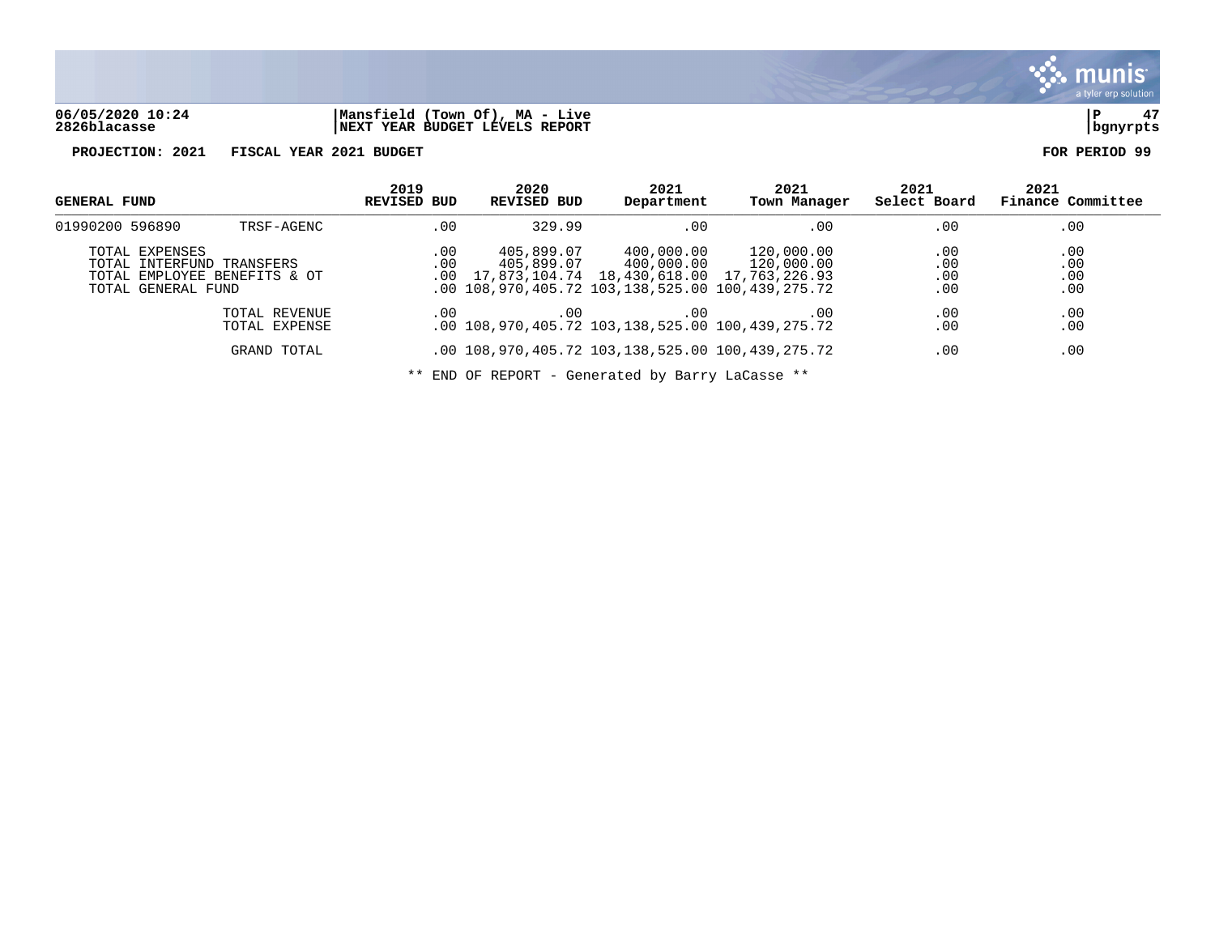06/05/2020 10:24 | Mansfield (Town Of), MA - Live | P 47
2826blacasse | NEXT YEAR BUDGET LEVELS REPORT | bgnyrpts

**PROJECTION: 2021 FISCAL YEAR 2021 BUDGET** — **FOR PERIOD 99**

| GENERAL FUND | | 2019 REVISED BUD | 2020 REVISED BUD | 2021 Department | 2021 Town Manager | 2021 Select Board | 2021 Finance Committee |
|---|---|---|---|---|---|---|---|
| 01990200 596890 | TRSF-AGENC | .00 | 329.99 | .00 | .00 | .00 | .00 |
| TOTAL EXPENSES | | .00 | 405,899.07 | 400,000.00 | 120,000.00 | .00 | .00 |
| TOTAL INTERFUND TRANSFERS | | .00 | 405,899.07 | 400,000.00 | 120,000.00 | .00 | .00 |
| TOTAL EMPLOYEE BENEFITS & OT | | .00 | 17,873,104.74 | 18,430,618.00 | 17,763,226.93 | .00 | .00 |
| TOTAL GENERAL FUND | | .00 | 108,970,405.72 | 103,138,525.00 | 100,439,275.72 | .00 | .00 |
| | TOTAL REVENUE | .00 | .00 | .00 | .00 | .00 | .00 |
| | TOTAL EXPENSE | .00 | 108,970,405.72 | 103,138,525.00 | 100,439,275.72 | .00 | .00 |
| | GRAND TOTAL | .00 | 108,970,405.72 | 103,138,525.00 | 100,439,275.72 | .00 | .00 |

** END OF REPORT - Generated by Barry LaCasse **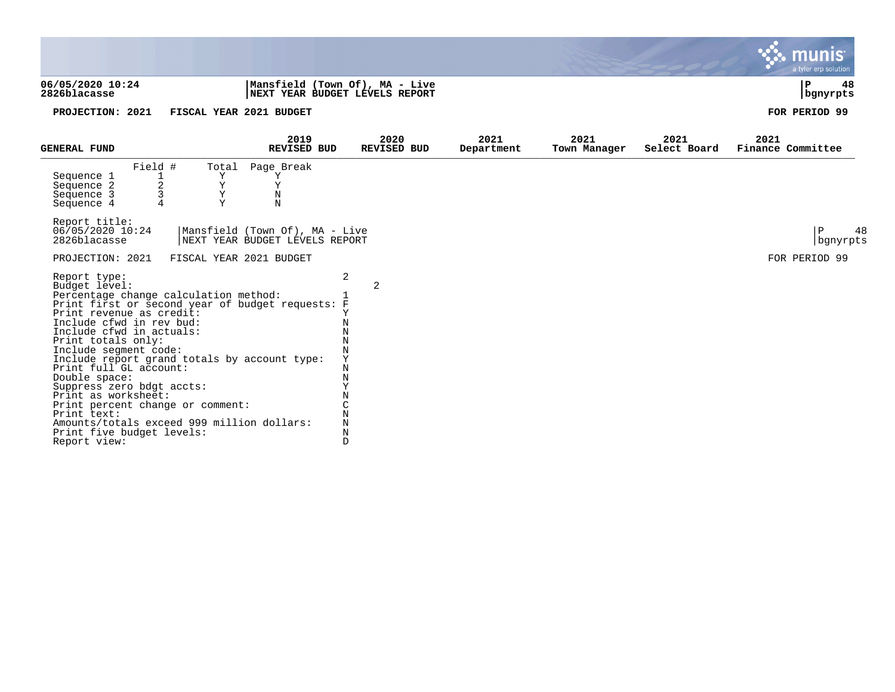PROJECTION: 2021 FISCAL YEAR 2021 BUDGET FOR PERIOD 99

| GENERAL FUND | 2019 REVISED BUD | 2020 REVISED BUD | 2021 Department | 2021 Town Manager | 2021 Select Board | 2021 Finance Committee |
|---|---|---|---|---|---|---|

| | Field # | Total | Page Break |
|---|---|---|---|
| Sequence 1 | 1 | Y | Y |
| Sequence 2 | 2 | Y | Y |
| Sequence 3 | 3 | Y | N |
| Sequence 4 | 4 | Y | N |

Report title:
06/05/2020 10:24 |Mansfield (Town Of), MA - Live |P 48
2826blacasse |NEXT YEAR BUDGET LEVELS REPORT |bgnyrpts

PROJECTION: 2021 FISCAL YEAR 2021 BUDGET FOR PERIOD 99

| | |
|---|---|
| Report type: | 2 |
| Budget level: | 2 |
| Percentage change calculation method: | 1 |
| Print first or second year of budget requests: | F |
| Print revenue as credit: | Y |
| Include cfwd in rev bud: | N |
| Include cfwd in actuals: | N |
| Print totals only: | N |
| Include segment code: | N |
| Include report grand totals by account type: | Y |
| Print full GL account: | N |
| Double space: | N |
| Suppress zero bdgt accts: | Y |
| Print as worksheet: | N |
| Print percent change or comment: | C |
| Print text: | N |
| Amounts/totals exceed 999 million dollars: | N |
| Print five budget levels: | N |
| Report view: | D |